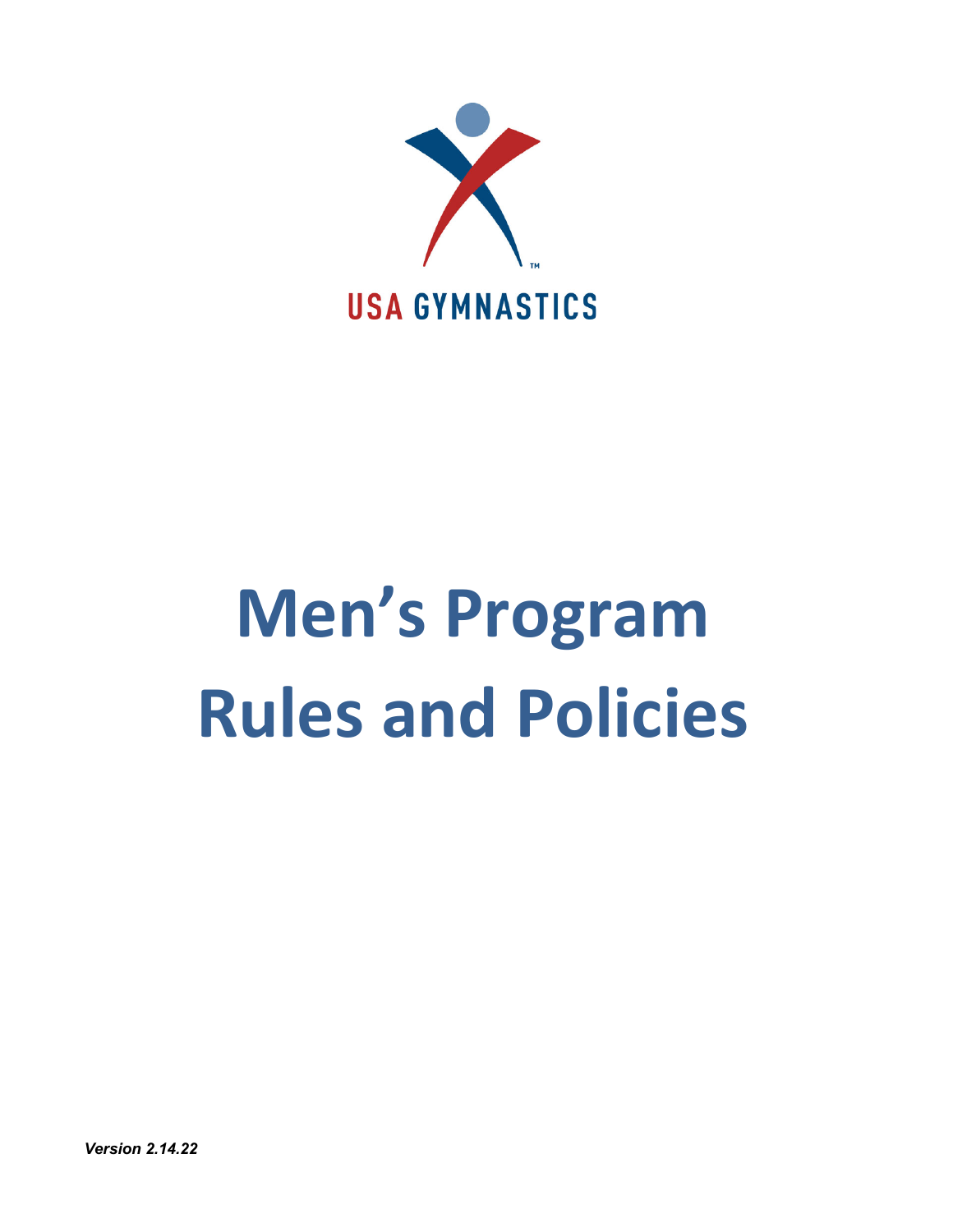USA GYMNASTICS

# Men's Program Rules and Policies

*Version 2.14.22*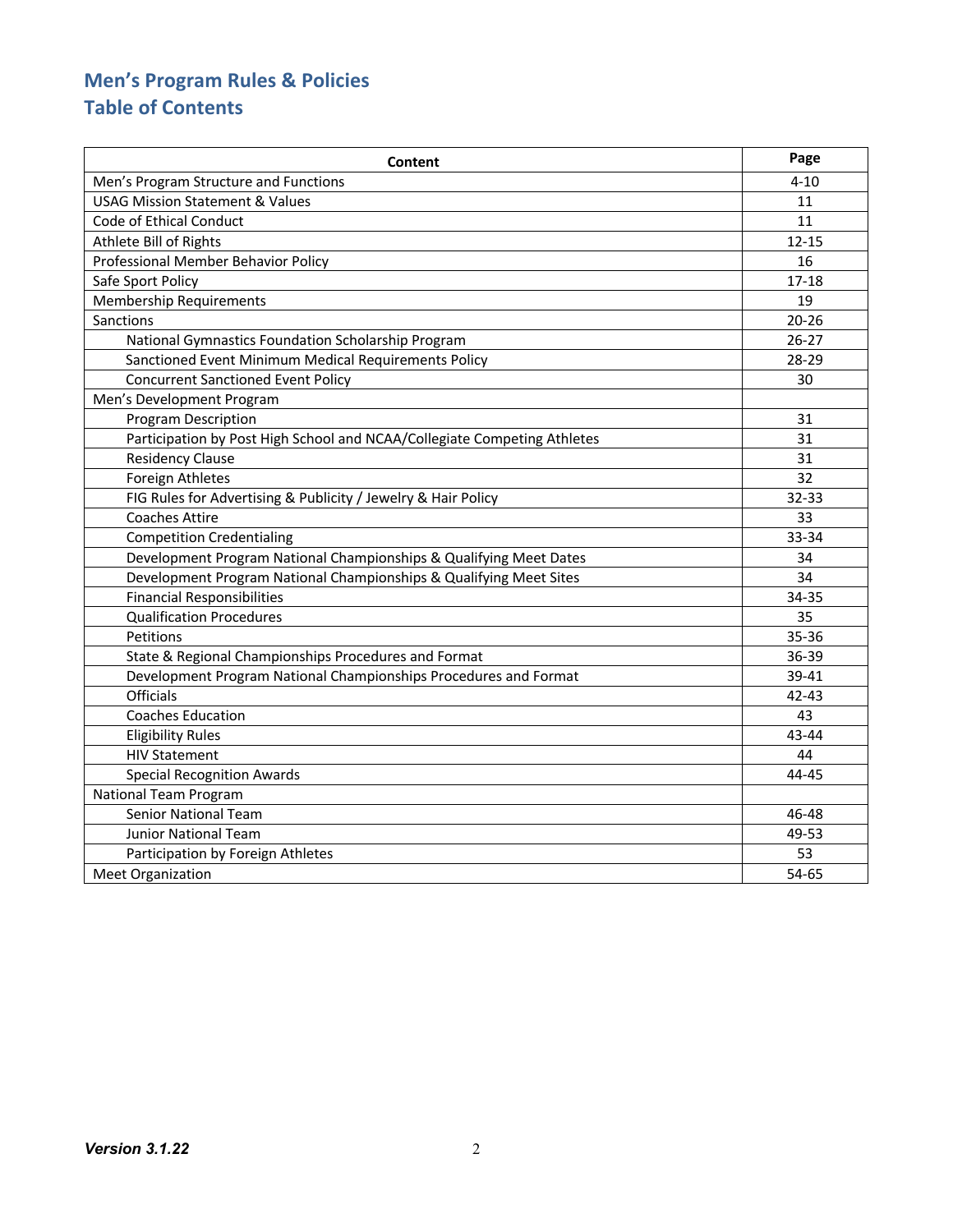# Men's Program Rules & Policies
# Table of Contents

| Content | Page |
|---|---|
| Men's Program Structure and Functions | 4-10 |
| USAG Mission Statement & Values | 11 |
| Code of Ethical Conduct | 11 |
| Athlete Bill of Rights | 12-15 |
| Professional Member Behavior Policy | 16 |
| Safe Sport Policy | 17-18 |
| Membership Requirements | 19 |
| Sanctions | 20-26 |
| National Gymnastics Foundation Scholarship Program | 26-27 |
| Sanctioned Event Minimum Medical Requirements Policy | 28-29 |
| Concurrent Sanctioned Event Policy | 30 |
| Men's Development Program | |
| Program Description | 31 |
| Participation by Post High School and NCAA/Collegiate Competing Athletes | 31 |
| Residency Clause | 31 |
| Foreign Athletes | 32 |
| FIG Rules for Advertising & Publicity / Jewelry & Hair Policy | 32-33 |
| Coaches Attire | 33 |
| Competition Credentialing | 33-34 |
| Development Program National Championships & Qualifying Meet Dates | 34 |
| Development Program National Championships & Qualifying Meet Sites | 34 |
| Financial Responsibilities | 34-35 |
| Qualification Procedures | 35 |
| Petitions | 35-36 |
| State & Regional Championships Procedures and Format | 36-39 |
| Development Program National Championships Procedures and Format | 39-41 |
| Officials | 42-43 |
| Coaches Education | 43 |
| Eligibility Rules | 43-44 |
| HIV Statement | 44 |
| Special Recognition Awards | 44-45 |
| National Team Program | |
| Senior National Team | 46-48 |
| Junior National Team | 49-53 |
| Participation by Foreign Athletes | 53 |
| Meet Organization | 54-65 |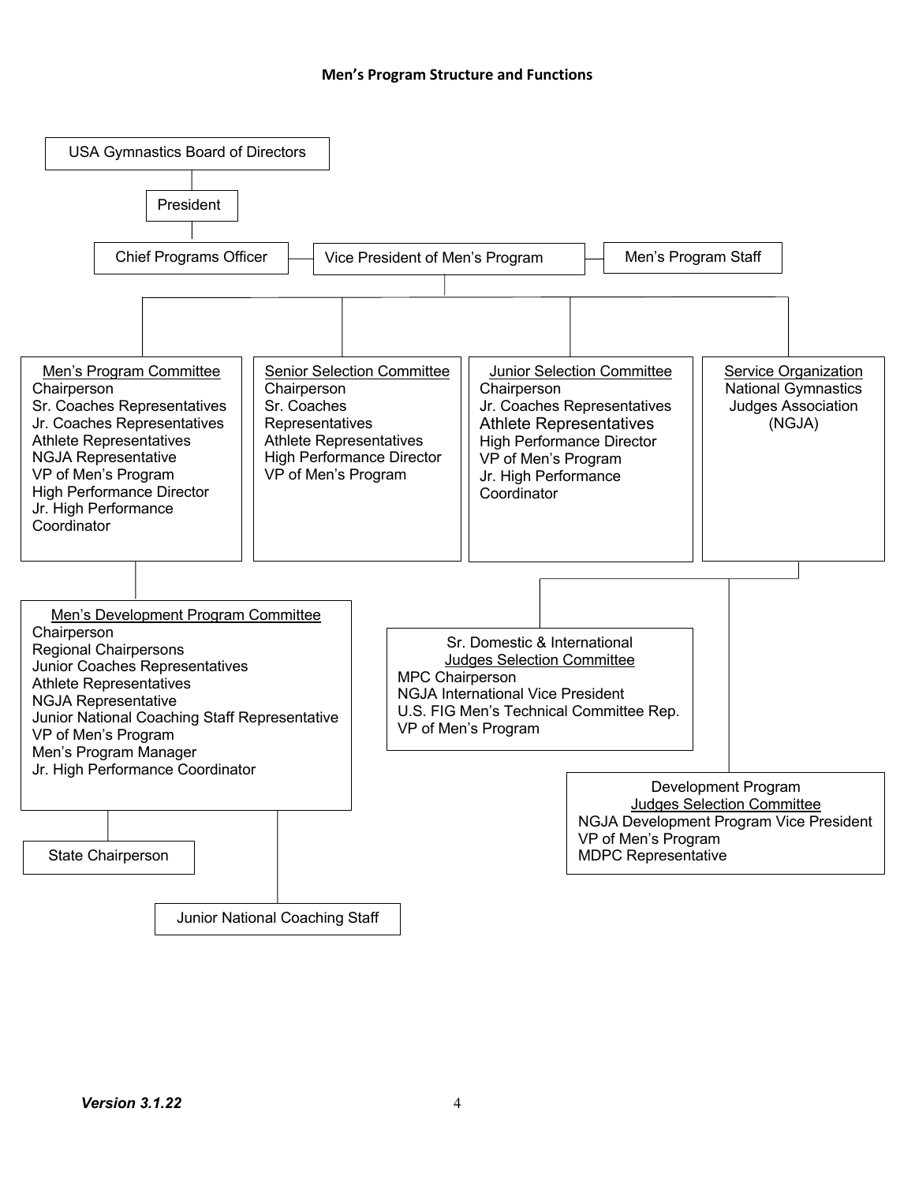# Men's Program Structure and Functions

USA Gymnastics Board of Directors

President

Chief Programs Officer — Vice President of Men's Program — Men's Program Staff

**Men's Program Committee**
- Chairperson
- Sr. Coaches Representatives
- Jr. Coaches Representatives
- Athlete Representatives
- NGJA Representative
- VP of Men's Program
- High Performance Director
- Jr. High Performance Coordinator

**Senior Selection Committee**
- Chairperson
- Sr. Coaches Representatives
- Athlete Representatives
- High Performance Director
- VP of Men's Program

**Junior Selection Committee**
- Chairperson
- Jr. Coaches Representatives
- Athlete Representatives
- High Performance Director
- VP of Men's Program
- Jr. High Performance Coordinator

**Service Organization**
National Gymnastics Judges Association (NGJA)

**Men's Development Program Committee**
- Chairperson
- Regional Chairpersons
- Junior Coaches Representatives
- Athlete Representatives
- NGJA Representative
- Junior National Coaching Staff Representative
- VP of Men's Program
- Men's Program Manager
- Jr. High Performance Coordinator

State Chairperson

Junior National Coaching Staff

**Sr. Domestic & International Judges Selection Committee**
- MPC Chairperson
- NGJA International Vice President
- U.S. FIG Men's Technical Committee Rep.
- VP of Men's Program

**Development Program Judges Selection Committee**
- NGJA Development Program Vice President
- VP of Men's Program
- MDPC Representative

*Version 3.1.22*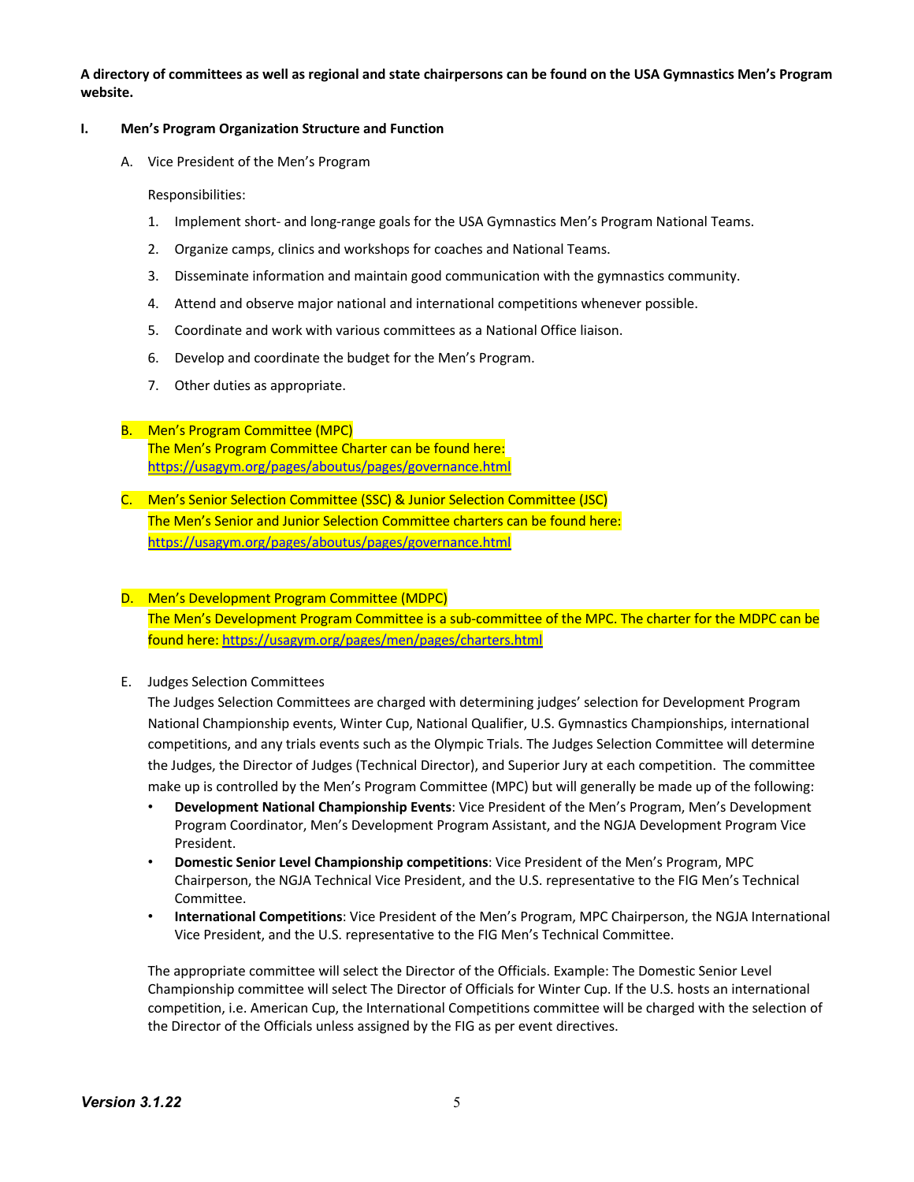**A directory of committees as well as regional and state chairpersons can be found on the USA Gymnastics Men's Program website.**

## I. Men's Program Organization Structure and Function

### A. Vice President of the Men's Program

Responsibilities:

1. Implement short- and long-range goals for the USA Gymnastics Men's Program National Teams.
2. Organize camps, clinics and workshops for coaches and National Teams.
3. Disseminate information and maintain good communication with the gymnastics community.
4. Attend and observe major national and international competitions whenever possible.
5. Coordinate and work with various committees as a National Office liaison.
6. Develop and coordinate the budget for the Men's Program.
7. Other duties as appropriate.

### B. Men's Program Committee (MPC)

The Men's Program Committee Charter can be found here: https://usagym.org/pages/aboutus/pages/governance.html

### C. Men's Senior Selection Committee (SSC) & Junior Selection Committee (JSC)

The Men's Senior and Junior Selection Committee charters can be found here: https://usagym.org/pages/aboutus/pages/governance.html

### D. Men's Development Program Committee (MDPC)

The Men's Development Program Committee is a sub-committee of the MPC. The charter for the MDPC can be found here: https://usagym.org/pages/men/pages/charters.html

### E. Judges Selection Committees

The Judges Selection Committees are charged with determining judges' selection for Development Program National Championship events, Winter Cup, National Qualifier, U.S. Gymnastics Championships, international competitions, and any trials events such as the Olympic Trials. The Judges Selection Committee will determine the Judges, the Director of Judges (Technical Director), and Superior Jury at each competition. The committee make up is controlled by the Men's Program Committee (MPC) but will generally be made up of the following:

- **Development National Championship Events**: Vice President of the Men's Program, Men's Development Program Coordinator, Men's Development Program Assistant, and the NGJA Development Program Vice President.
- **Domestic Senior Level Championship competitions**: Vice President of the Men's Program, MPC Chairperson, the NGJA Technical Vice President, and the U.S. representative to the FIG Men's Technical Committee.
- **International Competitions**: Vice President of the Men's Program, MPC Chairperson, the NGJA International Vice President, and the U.S. representative to the FIG Men's Technical Committee.

The appropriate committee will select the Director of the Officials. Example: The Domestic Senior Level Championship committee will select The Director of Officials for Winter Cup. If the U.S. hosts an international competition, i.e. American Cup, the International Competitions committee will be charged with the selection of the Director of the Officials unless assigned by the FIG as per event directives.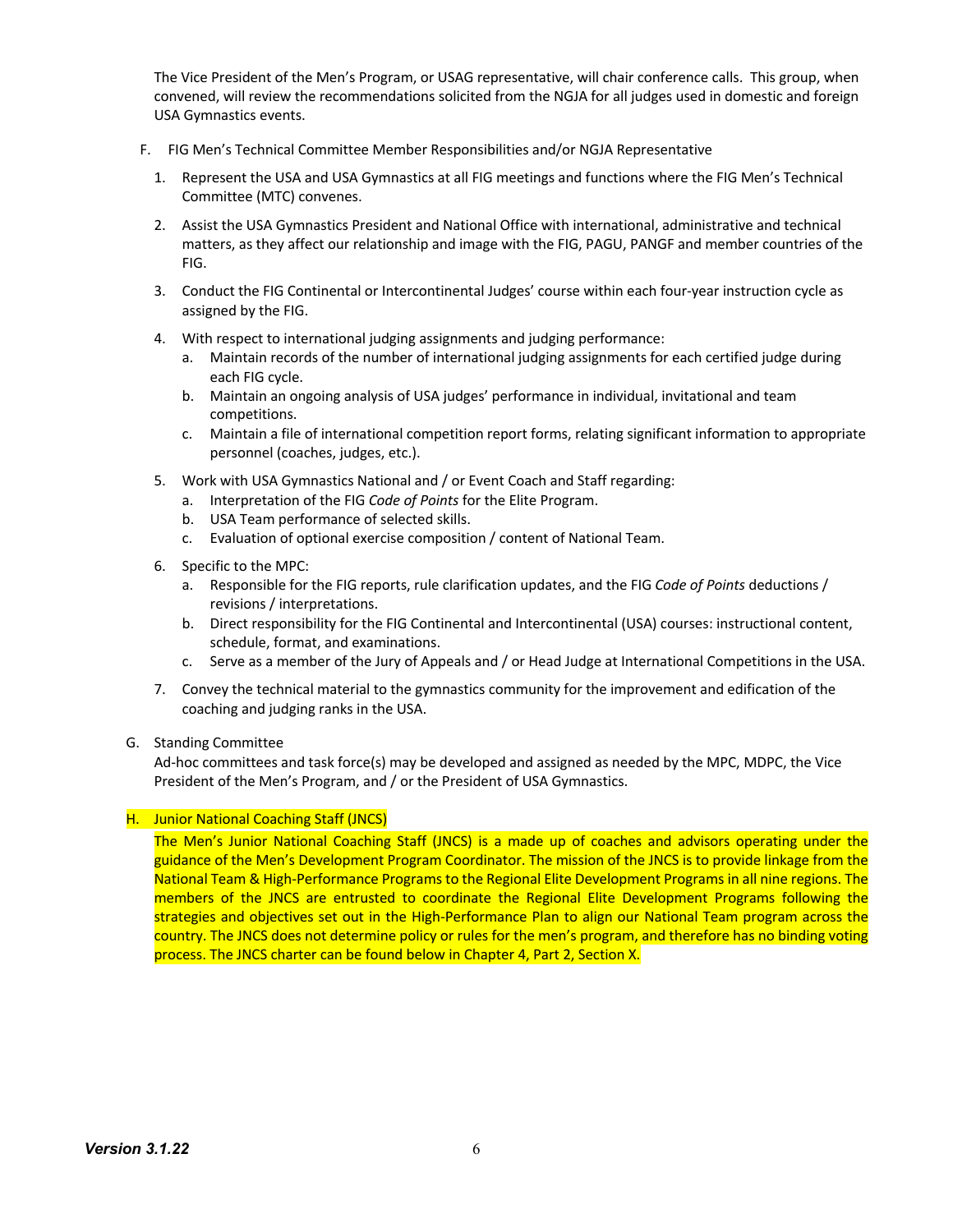The Vice President of the Men's Program, or USAG representative, will chair conference calls. This group, when convened, will review the recommendations solicited from the NGJA for all judges used in domestic and foreign USA Gymnastics events.

F. FIG Men's Technical Committee Member Responsibilities and/or NGJA Representative

1. Represent the USA and USA Gymnastics at all FIG meetings and functions where the FIG Men's Technical Committee (MTC) convenes.
2. Assist the USA Gymnastics President and National Office with international, administrative and technical matters, as they affect our relationship and image with the FIG, PAGU, PANGF and member countries of the FIG.
3. Conduct the FIG Continental or Intercontinental Judges' course within each four-year instruction cycle as assigned by the FIG.
4. With respect to international judging assignments and judging performance:
   a. Maintain records of the number of international judging assignments for each certified judge during each FIG cycle.
   b. Maintain an ongoing analysis of USA judges' performance in individual, invitational and team competitions.
   c. Maintain a file of international competition report forms, relating significant information to appropriate personnel (coaches, judges, etc.).
5. Work with USA Gymnastics National and / or Event Coach and Staff regarding:
   a. Interpretation of the FIG *Code of Points* for the Elite Program.
   b. USA Team performance of selected skills.
   c. Evaluation of optional exercise composition / content of National Team.
6. Specific to the MPC:
   a. Responsible for the FIG reports, rule clarification updates, and the FIG *Code of Points* deductions / revisions / interpretations.
   b. Direct responsibility for the FIG Continental and Intercontinental (USA) courses: instructional content, schedule, format, and examinations.
   c. Serve as a member of the Jury of Appeals and / or Head Judge at International Competitions in the USA.
7. Convey the technical material to the gymnastics community for the improvement and edification of the coaching and judging ranks in the USA.

G. Standing Committee

Ad-hoc committees and task force(s) may be developed and assigned as needed by the MPC, MDPC, the Vice President of the Men's Program, and / or the President of USA Gymnastics.

H. Junior National Coaching Staff (JNCS)

The Men's Junior National Coaching Staff (JNCS) is a made up of coaches and advisors operating under the guidance of the Men's Development Program Coordinator. The mission of the JNCS is to provide linkage from the National Team & High-Performance Programs to the Regional Elite Development Programs in all nine regions. The members of the JNCS are entrusted to coordinate the Regional Elite Development Programs following the strategies and objectives set out in the High-Performance Plan to align our National Team program across the country. The JNCS does not determine policy or rules for the men's program, and therefore has no binding voting process. The JNCS charter can be found below in Chapter 4, Part 2, Section X.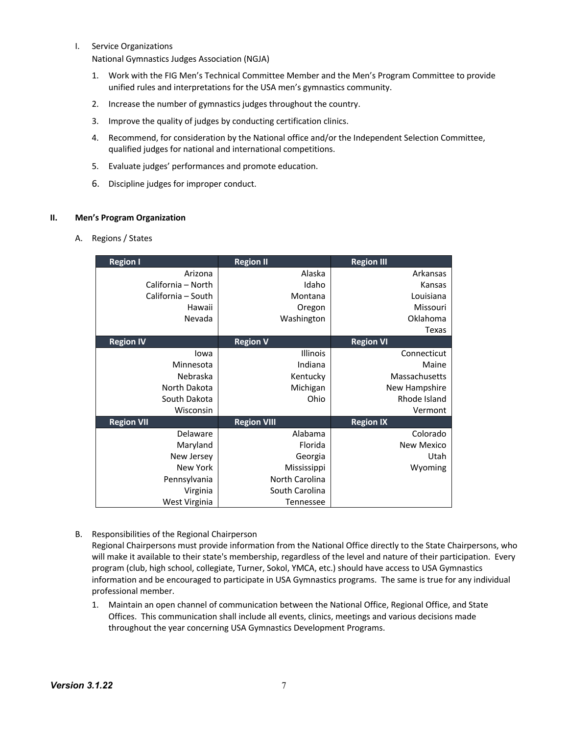I. Service Organizations
   National Gymnastics Judges Association (NGJA)

   1. Work with the FIG Men's Technical Committee Member and the Men's Program Committee to provide unified rules and interpretations for the USA men's gymnastics community.
   2. Increase the number of gymnastics judges throughout the country.
   3. Improve the quality of judges by conducting certification clinics.
   4. Recommend, for consideration by the National office and/or the Independent Selection Committee, qualified judges for national and international competitions.
   5. Evaluate judges' performances and promote education.
   6. Discipline judges for improper conduct.

## II. Men's Program Organization

A. Regions / States

| Region I | Region II | Region III |
|---|---|---|
| Arizona | Alaska | Arkansas |
| California – North | Idaho | Kansas |
| California – South | Montana | Louisiana |
| Hawaii | Oregon | Missouri |
| Nevada | Washington | Oklahoma |
| | | Texas |
| **Region IV** | **Region V** | **Region VI** |
| Iowa | Illinois | Connecticut |
| Minnesota | Indiana | Maine |
| Nebraska | Kentucky | Massachusetts |
| North Dakota | Michigan | New Hampshire |
| South Dakota | Ohio | Rhode Island |
| Wisconsin | | Vermont |
| **Region VII** | **Region VIII** | **Region IX** |
| Delaware | Alabama | Colorado |
| Maryland | Florida | New Mexico |
| New Jersey | Georgia | Utah |
| New York | Mississippi | Wyoming |
| Pennsylvania | North Carolina | |
| Virginia | South Carolina | |
| West Virginia | Tennessee | |

B. Responsibilities of the Regional Chairperson
   Regional Chairpersons must provide information from the National Office directly to the State Chairpersons, who will make it available to their state's membership, regardless of the level and nature of their participation. Every program (club, high school, collegiate, Turner, Sokol, YMCA, etc.) should have access to USA Gymnastics information and be encouraged to participate in USA Gymnastics programs. The same is true for any individual professional member.

   1. Maintain an open channel of communication between the National Office, Regional Office, and State Offices. This communication shall include all events, clinics, meetings and various decisions made throughout the year concerning USA Gymnastics Development Programs.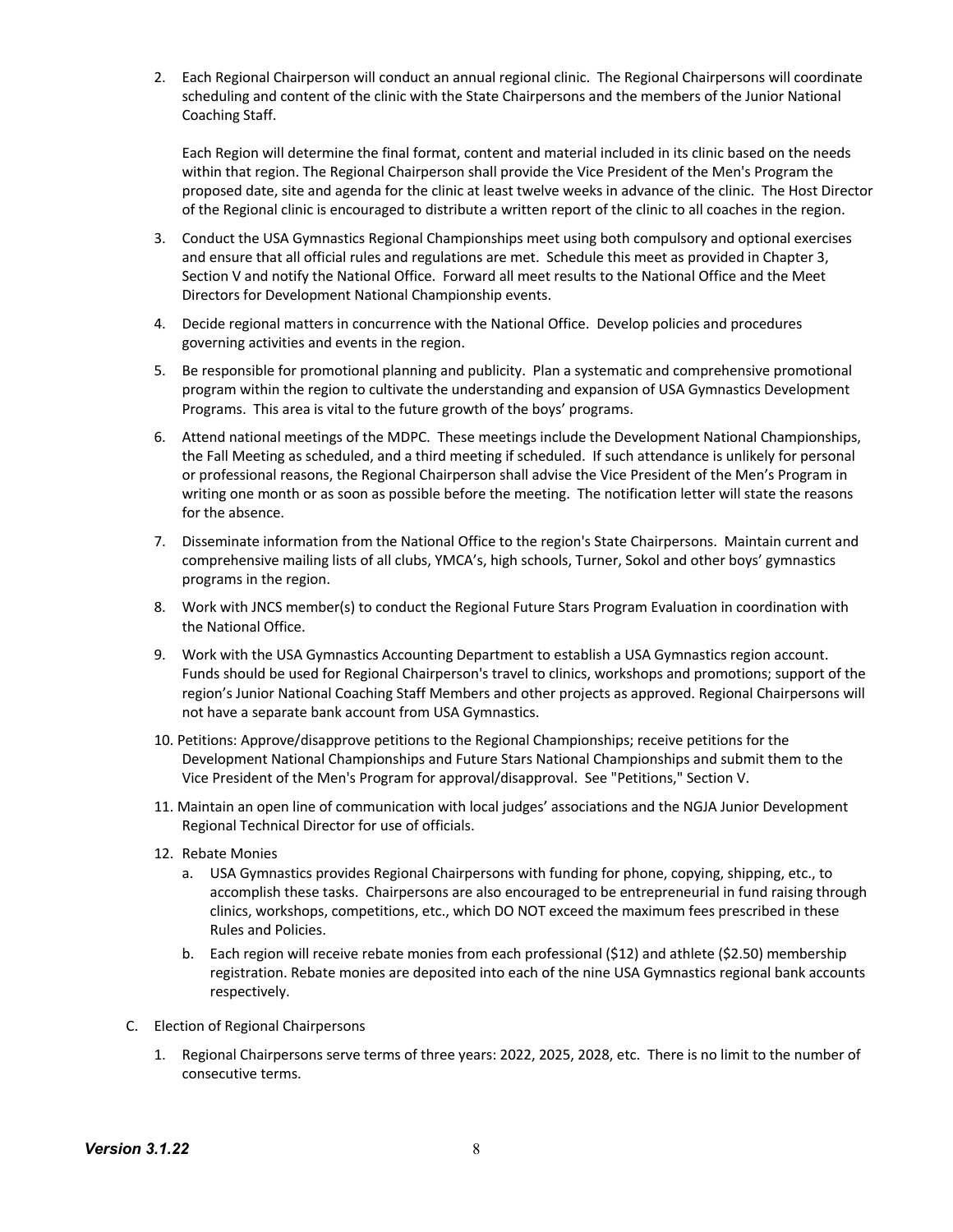2. Each Regional Chairperson will conduct an annual regional clinic. The Regional Chairpersons will coordinate scheduling and content of the clinic with the State Chairpersons and the members of the Junior National Coaching Staff.

   Each Region will determine the final format, content and material included in its clinic based on the needs within that region. The Regional Chairperson shall provide the Vice President of the Men's Program the proposed date, site and agenda for the clinic at least twelve weeks in advance of the clinic. The Host Director of the Regional clinic is encouraged to distribute a written report of the clinic to all coaches in the region.

3. Conduct the USA Gymnastics Regional Championships meet using both compulsory and optional exercises and ensure that all official rules and regulations are met. Schedule this meet as provided in Chapter 3, Section V and notify the National Office. Forward all meet results to the National Office and the Meet Directors for Development National Championship events.

4. Decide regional matters in concurrence with the National Office. Develop policies and procedures governing activities and events in the region.

5. Be responsible for promotional planning and publicity. Plan a systematic and comprehensive promotional program within the region to cultivate the understanding and expansion of USA Gymnastics Development Programs. This area is vital to the future growth of the boys' programs.

6. Attend national meetings of the MDPC. These meetings include the Development National Championships, the Fall Meeting as scheduled, and a third meeting if scheduled. If such attendance is unlikely for personal or professional reasons, the Regional Chairperson shall advise the Vice President of the Men's Program in writing one month or as soon as possible before the meeting. The notification letter will state the reasons for the absence.

7. Disseminate information from the National Office to the region's State Chairpersons. Maintain current and comprehensive mailing lists of all clubs, YMCA's, high schools, Turner, Sokol and other boys' gymnastics programs in the region.

8. Work with JNCS member(s) to conduct the Regional Future Stars Program Evaluation in coordination with the National Office.

9. Work with the USA Gymnastics Accounting Department to establish a USA Gymnastics region account. Funds should be used for Regional Chairperson's travel to clinics, workshops and promotions; support of the region's Junior National Coaching Staff Members and other projects as approved. Regional Chairpersons will not have a separate bank account from USA Gymnastics.

10. Petitions: Approve/disapprove petitions to the Regional Championships; receive petitions for the Development National Championships and Future Stars National Championships and submit them to the Vice President of the Men's Program for approval/disapproval. See "Petitions," Section V.

11. Maintain an open line of communication with local judges' associations and the NGJA Junior Development Regional Technical Director for use of officials.

12. Rebate Monies
    a. USA Gymnastics provides Regional Chairpersons with funding for phone, copying, shipping, etc., to accomplish these tasks. Chairpersons are also encouraged to be entrepreneurial in fund raising through clinics, workshops, competitions, etc., which DO NOT exceed the maximum fees prescribed in these Rules and Policies.
    b. Each region will receive rebate monies from each professional ($12) and athlete ($2.50) membership registration. Rebate monies are deposited into each of the nine USA Gymnastics regional bank accounts respectively.

C. Election of Regional Chairpersons

1. Regional Chairpersons serve terms of three years: 2022, 2025, 2028, etc. There is no limit to the number of consecutive terms.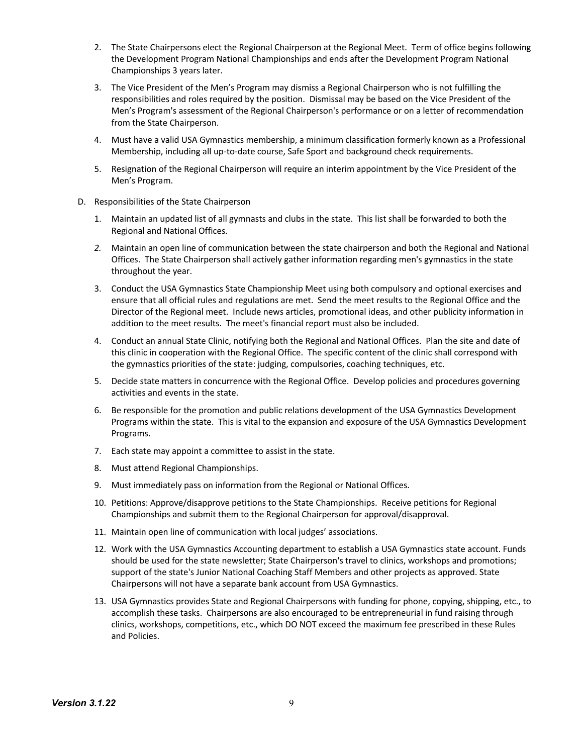2. The State Chairpersons elect the Regional Chairperson at the Regional Meet. Term of office begins following the Development Program National Championships and ends after the Development Program National Championships 3 years later.

3. The Vice President of the Men's Program may dismiss a Regional Chairperson who is not fulfilling the responsibilities and roles required by the position. Dismissal may be based on the Vice President of the Men's Program's assessment of the Regional Chairperson's performance or on a letter of recommendation from the State Chairperson.

4. Must have a valid USA Gymnastics membership, a minimum classification formerly known as a Professional Membership, including all up-to-date course, Safe Sport and background check requirements.

5. Resignation of the Regional Chairperson will require an interim appointment by the Vice President of the Men's Program.

D. Responsibilities of the State Chairperson

1. Maintain an updated list of all gymnasts and clubs in the state. This list shall be forwarded to both the Regional and National Offices.

2. Maintain an open line of communication between the state chairperson and both the Regional and National Offices. The State Chairperson shall actively gather information regarding men's gymnastics in the state throughout the year.

3. Conduct the USA Gymnastics State Championship Meet using both compulsory and optional exercises and ensure that all official rules and regulations are met. Send the meet results to the Regional Office and the Director of the Regional meet. Include news articles, promotional ideas, and other publicity information in addition to the meet results. The meet's financial report must also be included.

4. Conduct an annual State Clinic, notifying both the Regional and National Offices. Plan the site and date of this clinic in cooperation with the Regional Office. The specific content of the clinic shall correspond with the gymnastics priorities of the state: judging, compulsories, coaching techniques, etc.

5. Decide state matters in concurrence with the Regional Office. Develop policies and procedures governing activities and events in the state.

6. Be responsible for the promotion and public relations development of the USA Gymnastics Development Programs within the state. This is vital to the expansion and exposure of the USA Gymnastics Development Programs.

7. Each state may appoint a committee to assist in the state.

8. Must attend Regional Championships.

9. Must immediately pass on information from the Regional or National Offices.

10. Petitions: Approve/disapprove petitions to the State Championships. Receive petitions for Regional Championships and submit them to the Regional Chairperson for approval/disapproval.

11. Maintain open line of communication with local judges' associations.

12. Work with the USA Gymnastics Accounting department to establish a USA Gymnastics state account. Funds should be used for the state newsletter; State Chairperson's travel to clinics, workshops and promotions; support of the state's Junior National Coaching Staff Members and other projects as approved. State Chairpersons will not have a separate bank account from USA Gymnastics.

13. USA Gymnastics provides State and Regional Chairpersons with funding for phone, copying, shipping, etc., to accomplish these tasks. Chairpersons are also encouraged to be entrepreneurial in fund raising through clinics, workshops, competitions, etc., which DO NOT exceed the maximum fee prescribed in these Rules and Policies.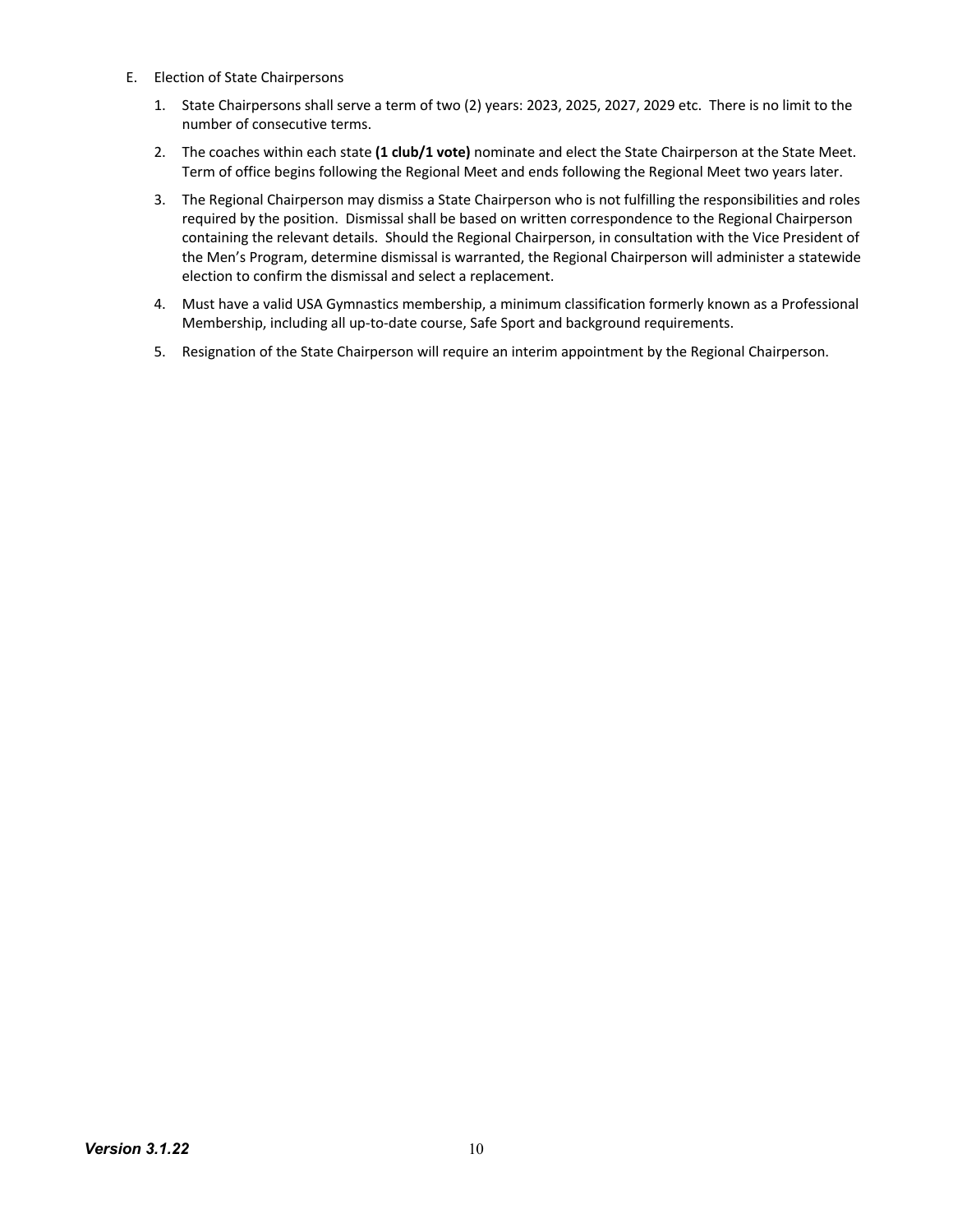E. Election of State Chairpersons

1. State Chairpersons shall serve a term of two (2) years: 2023, 2025, 2027, 2029 etc. There is no limit to the number of consecutive terms.
2. The coaches within each state **(1 club/1 vote)** nominate and elect the State Chairperson at the State Meet. Term of office begins following the Regional Meet and ends following the Regional Meet two years later.
3. The Regional Chairperson may dismiss a State Chairperson who is not fulfilling the responsibilities and roles required by the position. Dismissal shall be based on written correspondence to the Regional Chairperson containing the relevant details. Should the Regional Chairperson, in consultation with the Vice President of the Men's Program, determine dismissal is warranted, the Regional Chairperson will administer a statewide election to confirm the dismissal and select a replacement.
4. Must have a valid USA Gymnastics membership, a minimum classification formerly known as a Professional Membership, including all up-to-date course, Safe Sport and background requirements.
5. Resignation of the State Chairperson will require an interim appointment by the Regional Chairperson.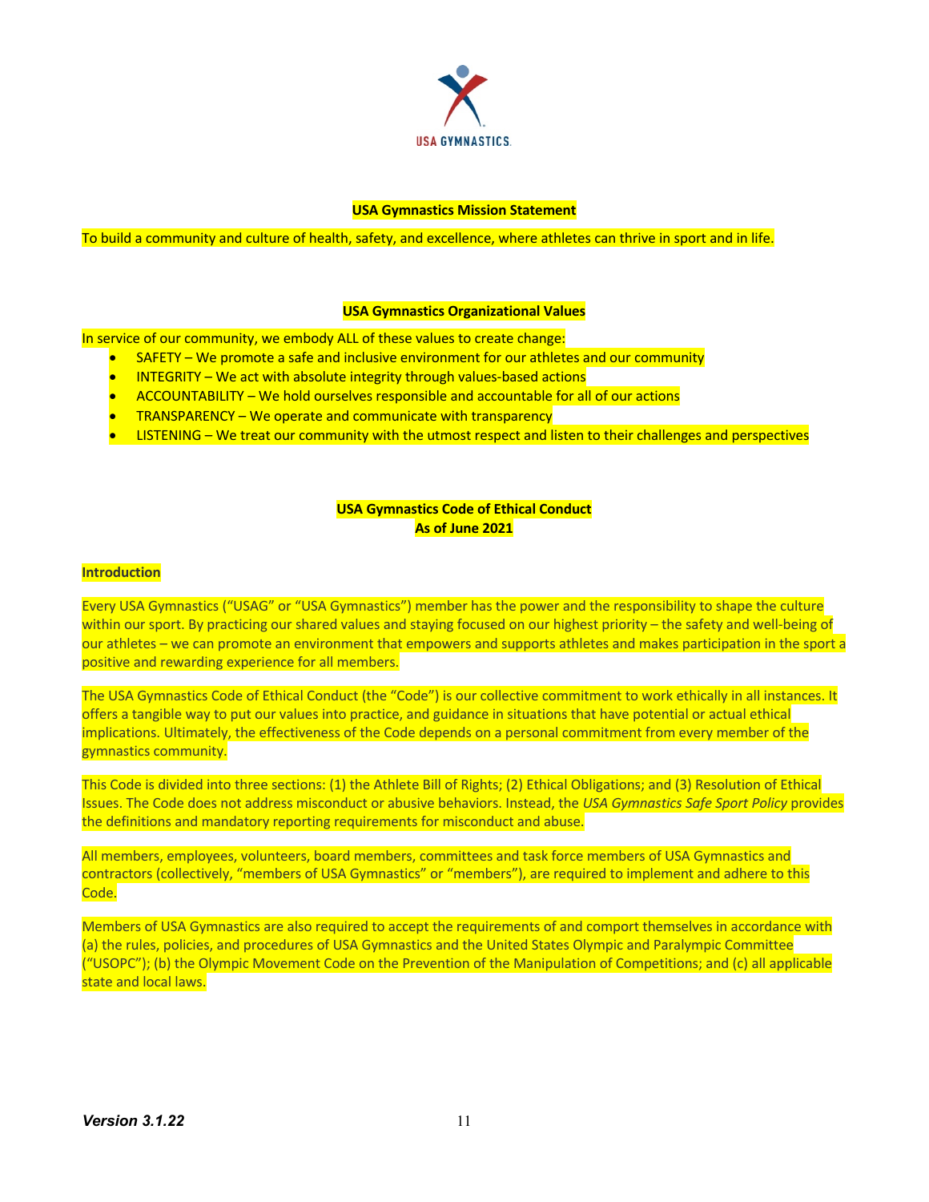## USA Gymnastics Mission Statement

To build a community and culture of health, safety, and excellence, where athletes can thrive in sport and in life.

## USA Gymnastics Organizational Values

In service of our community, we embody ALL of these values to create change:

- SAFETY – We promote a safe and inclusive environment for our athletes and our community
- INTEGRITY – We act with absolute integrity through values-based actions
- ACCOUNTABILITY – We hold ourselves responsible and accountable for all of our actions
- TRANSPARENCY – We operate and communicate with transparency
- LISTENING – We treat our community with the utmost respect and listen to their challenges and perspectives

## USA Gymnastics Code of Ethical Conduct
## As of June 2021

### Introduction

Every USA Gymnastics ("USAG" or "USA Gymnastics") member has the power and the responsibility to shape the culture within our sport. By practicing our shared values and staying focused on our highest priority – the safety and well-being of our athletes – we can promote an environment that empowers and supports athletes and makes participation in the sport a positive and rewarding experience for all members.

The USA Gymnastics Code of Ethical Conduct (the "Code") is our collective commitment to work ethically in all instances. It offers a tangible way to put our values into practice, and guidance in situations that have potential or actual ethical implications. Ultimately, the effectiveness of the Code depends on a personal commitment from every member of the gymnastics community.

This Code is divided into three sections: (1) the Athlete Bill of Rights; (2) Ethical Obligations; and (3) Resolution of Ethical Issues. The Code does not address misconduct or abusive behaviors. Instead, the *USA Gymnastics Safe Sport Policy* provides the definitions and mandatory reporting requirements for misconduct and abuse.

All members, employees, volunteers, board members, committees and task force members of USA Gymnastics and contractors (collectively, "members of USA Gymnastics" or "members"), are required to implement and adhere to this Code.

Members of USA Gymnastics are also required to accept the requirements of and comport themselves in accordance with (a) the rules, policies, and procedures of USA Gymnastics and the United States Olympic and Paralympic Committee ("USOPC"); (b) the Olympic Movement Code on the Prevention of the Manipulation of Competitions; and (c) all applicable state and local laws.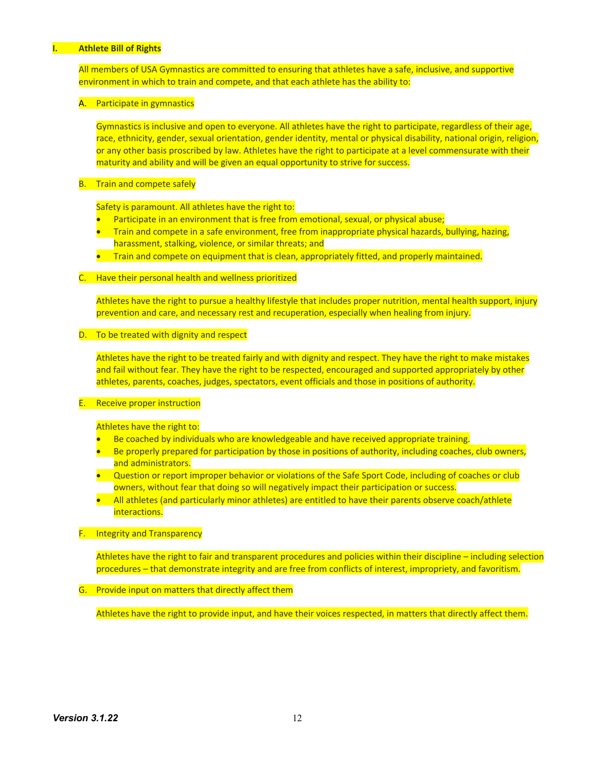## I. Athlete Bill of Rights

All members of USA Gymnastics are committed to ensuring that athletes have a safe, inclusive, and supportive environment in which to train and compete, and that each athlete has the ability to:

### A. Participate in gymnastics

Gymnastics is inclusive and open to everyone. All athletes have the right to participate, regardless of their age, race, ethnicity, gender, sexual orientation, gender identity, mental or physical disability, national origin, religion, or any other basis proscribed by law. Athletes have the right to participate at a level commensurate with their maturity and ability and will be given an equal opportunity to strive for success.

### B. Train and compete safely

Safety is paramount. All athletes have the right to:

- Participate in an environment that is free from emotional, sexual, or physical abuse;
- Train and compete in a safe environment, free from inappropriate physical hazards, bullying, hazing, harassment, stalking, violence, or similar threats; and
- Train and compete on equipment that is clean, appropriately fitted, and properly maintained.

### C. Have their personal health and wellness prioritized

Athletes have the right to pursue a healthy lifestyle that includes proper nutrition, mental health support, injury prevention and care, and necessary rest and recuperation, especially when healing from injury.

### D. To be treated with dignity and respect

Athletes have the right to be treated fairly and with dignity and respect. They have the right to make mistakes and fail without fear. They have the right to be respected, encouraged and supported appropriately by other athletes, parents, coaches, judges, spectators, event officials and those in positions of authority.

### E. Receive proper instruction

Athletes have the right to:

- Be coached by individuals who are knowledgeable and have received appropriate training.
- Be properly prepared for participation by those in positions of authority, including coaches, club owners, and administrators.
- Question or report improper behavior or violations of the Safe Sport Code, including of coaches or club owners, without fear that doing so will negatively impact their participation or success.
- All athletes (and particularly minor athletes) are entitled to have their parents observe coach/athlete interactions.

### F. Integrity and Transparency

Athletes have the right to fair and transparent procedures and policies within their discipline – including selection procedures – that demonstrate integrity and are free from conflicts of interest, impropriety, and favoritism.

### G. Provide input on matters that directly affect them

Athletes have the right to provide input, and have their voices respected, in matters that directly affect them.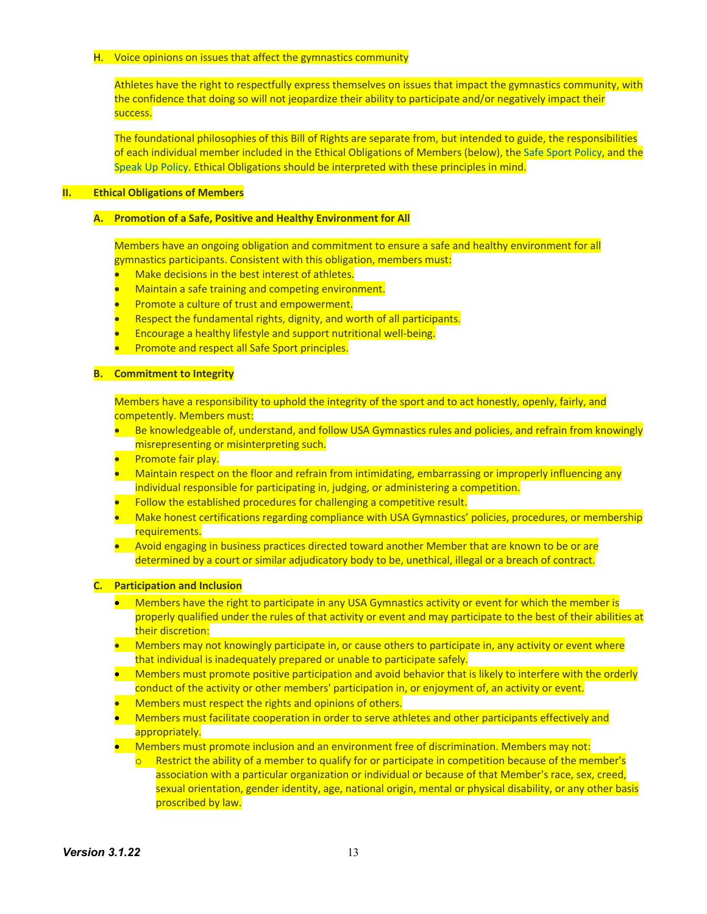H. Voice opinions on issues that affect the gymnastics community

Athletes have the right to respectfully express themselves on issues that impact the gymnastics community, with the confidence that doing so will not jeopardize their ability to participate and/or negatively impact their success.

The foundational philosophies of this Bill of Rights are separate from, but intended to guide, the responsibilities of each individual member included in the Ethical Obligations of Members (below), the Safe Sport Policy, and the Speak Up Policy. Ethical Obligations should be interpreted with these principles in mind.

## II. Ethical Obligations of Members

### A. Promotion of a Safe, Positive and Healthy Environment for All

Members have an ongoing obligation and commitment to ensure a safe and healthy environment for all gymnastics participants. Consistent with this obligation, members must:

- Make decisions in the best interest of athletes.
- Maintain a safe training and competing environment.
- Promote a culture of trust and empowerment.
- Respect the fundamental rights, dignity, and worth of all participants.
- Encourage a healthy lifestyle and support nutritional well-being.
- Promote and respect all Safe Sport principles.

### B. Commitment to Integrity

Members have a responsibility to uphold the integrity of the sport and to act honestly, openly, fairly, and competently. Members must:

- Be knowledgeable of, understand, and follow USA Gymnastics rules and policies, and refrain from knowingly misrepresenting or misinterpreting such.
- Promote fair play.
- Maintain respect on the floor and refrain from intimidating, embarrassing or improperly influencing any individual responsible for participating in, judging, or administering a competition.
- Follow the established procedures for challenging a competitive result.
- Make honest certifications regarding compliance with USA Gymnastics' policies, procedures, or membership requirements.
- Avoid engaging in business practices directed toward another Member that are known to be or are determined by a court or similar adjudicatory body to be, unethical, illegal or a breach of contract.

### C. Participation and Inclusion

- Members have the right to participate in any USA Gymnastics activity or event for which the member is properly qualified under the rules of that activity or event and may participate to the best of their abilities at their discretion:
- Members may not knowingly participate in, or cause others to participate in, any activity or event where that individual is inadequately prepared or unable to participate safely.
- Members must promote positive participation and avoid behavior that is likely to interfere with the orderly conduct of the activity or other members' participation in, or enjoyment of, an activity or event.
- Members must respect the rights and opinions of others.
- Members must facilitate cooperation in order to serve athletes and other participants effectively and appropriately.
- Members must promote inclusion and an environment free of discrimination. Members may not:
  - Restrict the ability of a member to qualify for or participate in competition because of the member's association with a particular organization or individual or because of that Member's race, sex, creed, sexual orientation, gender identity, age, national origin, mental or physical disability, or any other basis proscribed by law.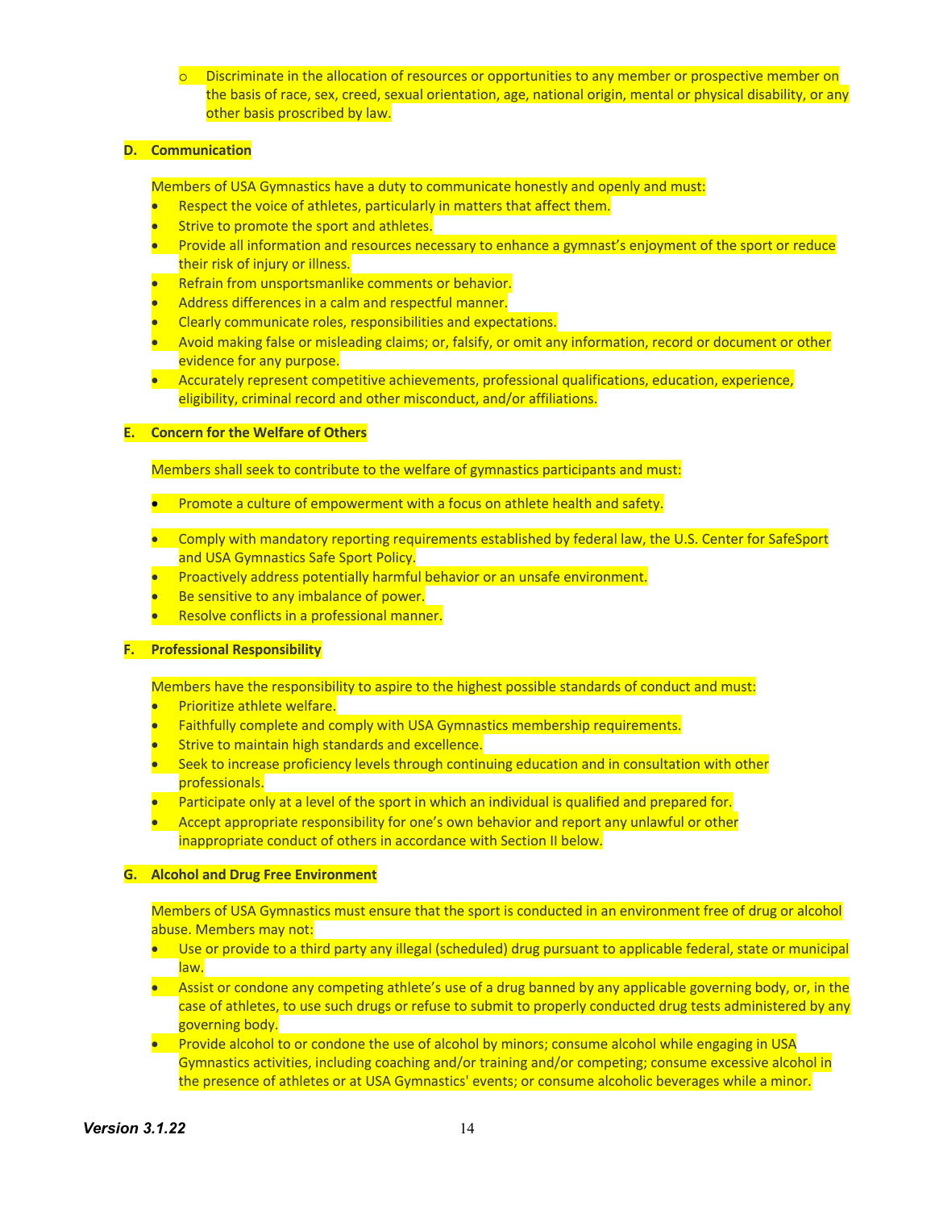- Discriminate in the allocation of resources or opportunities to any member or prospective member on the basis of race, sex, creed, sexual orientation, age, national origin, mental or physical disability, or any other basis proscribed by law.

**D. Communication**

Members of USA Gymnastics have a duty to communicate honestly and openly and must:

- Respect the voice of athletes, particularly in matters that affect them.
- Strive to promote the sport and athletes.
- Provide all information and resources necessary to enhance a gymnast's enjoyment of the sport or reduce their risk of injury or illness.
- Refrain from unsportsmanlike comments or behavior.
- Address differences in a calm and respectful manner.
- Clearly communicate roles, responsibilities and expectations.
- Avoid making false or misleading claims; or, falsify, or omit any information, record or document or other evidence for any purpose.
- Accurately represent competitive achievements, professional qualifications, education, experience, eligibility, criminal record and other misconduct, and/or affiliations.

**E. Concern for the Welfare of Others**

Members shall seek to contribute to the welfare of gymnastics participants and must:

- Promote a culture of empowerment with a focus on athlete health and safety.
- Comply with mandatory reporting requirements established by federal law, the U.S. Center for SafeSport and USA Gymnastics Safe Sport Policy.
- Proactively address potentially harmful behavior or an unsafe environment.
- Be sensitive to any imbalance of power.
- Resolve conflicts in a professional manner.

**F. Professional Responsibility**

Members have the responsibility to aspire to the highest possible standards of conduct and must:

- Prioritize athlete welfare.
- Faithfully complete and comply with USA Gymnastics membership requirements.
- Strive to maintain high standards and excellence.
- Seek to increase proficiency levels through continuing education and in consultation with other professionals.
- Participate only at a level of the sport in which an individual is qualified and prepared for.
- Accept appropriate responsibility for one's own behavior and report any unlawful or other inappropriate conduct of others in accordance with Section II below.

**G. Alcohol and Drug Free Environment**

Members of USA Gymnastics must ensure that the sport is conducted in an environment free of drug or alcohol abuse. Members may not:

- Use or provide to a third party any illegal (scheduled) drug pursuant to applicable federal, state or municipal law.
- Assist or condone any competing athlete's use of a drug banned by any applicable governing body, or, in the case of athletes, to use such drugs or refuse to submit to properly conducted drug tests administered by any governing body.
- Provide alcohol to or condone the use of alcohol by minors; consume alcohol while engaging in USA Gymnastics activities, including coaching and/or training and/or competing; consume excessive alcohol in the presence of athletes or at USA Gymnastics' events; or consume alcoholic beverages while a minor.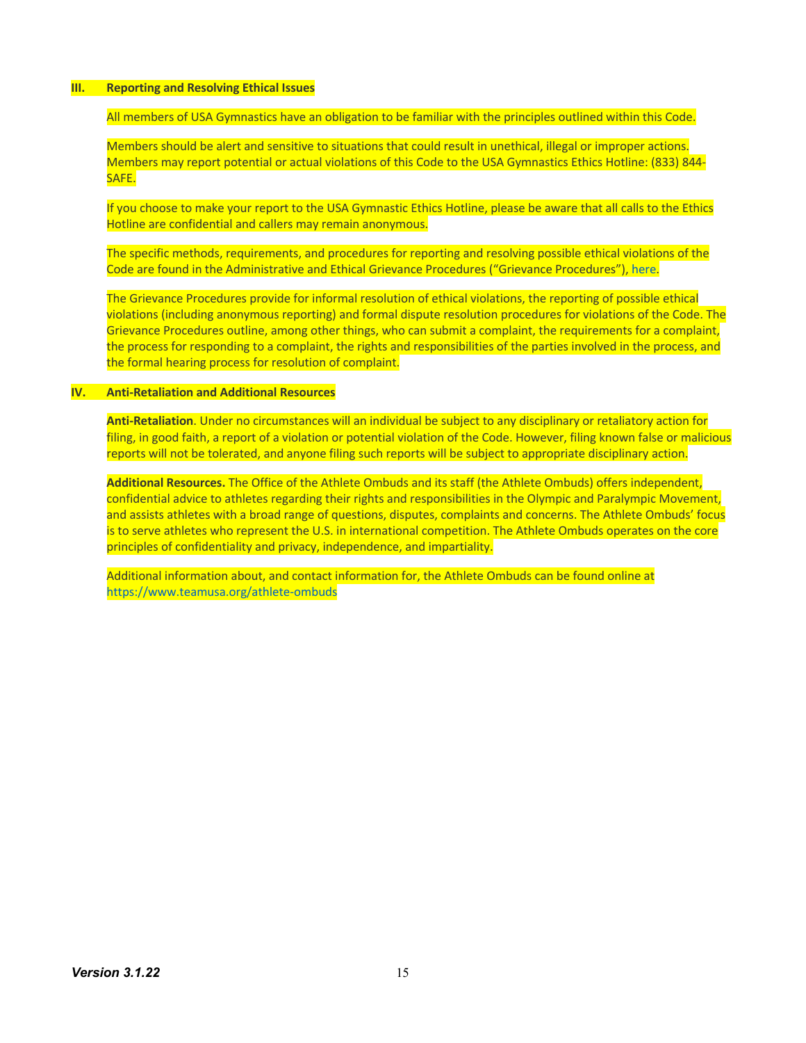## III. Reporting and Resolving Ethical Issues

All members of USA Gymnastics have an obligation to be familiar with the principles outlined within this Code.

Members should be alert and sensitive to situations that could result in unethical, illegal or improper actions. Members may report potential or actual violations of this Code to the USA Gymnastics Ethics Hotline: (833) 844-SAFE.

If you choose to make your report to the USA Gymnastic Ethics Hotline, please be aware that all calls to the Ethics Hotline are confidential and callers may remain anonymous.

The specific methods, requirements, and procedures for reporting and resolving possible ethical violations of the Code are found in the Administrative and Ethical Grievance Procedures ("Grievance Procedures"), here.

The Grievance Procedures provide for informal resolution of ethical violations, the reporting of possible ethical violations (including anonymous reporting) and formal dispute resolution procedures for violations of the Code. The Grievance Procedures outline, among other things, who can submit a complaint, the requirements for a complaint, the process for responding to a complaint, the rights and responsibilities of the parties involved in the process, and the formal hearing process for resolution of complaint.

## IV. Anti-Retaliation and Additional Resources

**Anti-Retaliation**. Under no circumstances will an individual be subject to any disciplinary or retaliatory action for filing, in good faith, a report of a violation or potential violation of the Code. However, filing known false or malicious reports will not be tolerated, and anyone filing such reports will be subject to appropriate disciplinary action.

**Additional Resources.** The Office of the Athlete Ombuds and its staff (the Athlete Ombuds) offers independent, confidential advice to athletes regarding their rights and responsibilities in the Olympic and Paralympic Movement, and assists athletes with a broad range of questions, disputes, complaints and concerns. The Athlete Ombuds' focus is to serve athletes who represent the U.S. in international competition. The Athlete Ombuds operates on the core principles of confidentiality and privacy, independence, and impartiality.

Additional information about, and contact information for, the Athlete Ombuds can be found online at https://www.teamusa.org/athlete-ombuds

***Version 3.1.22***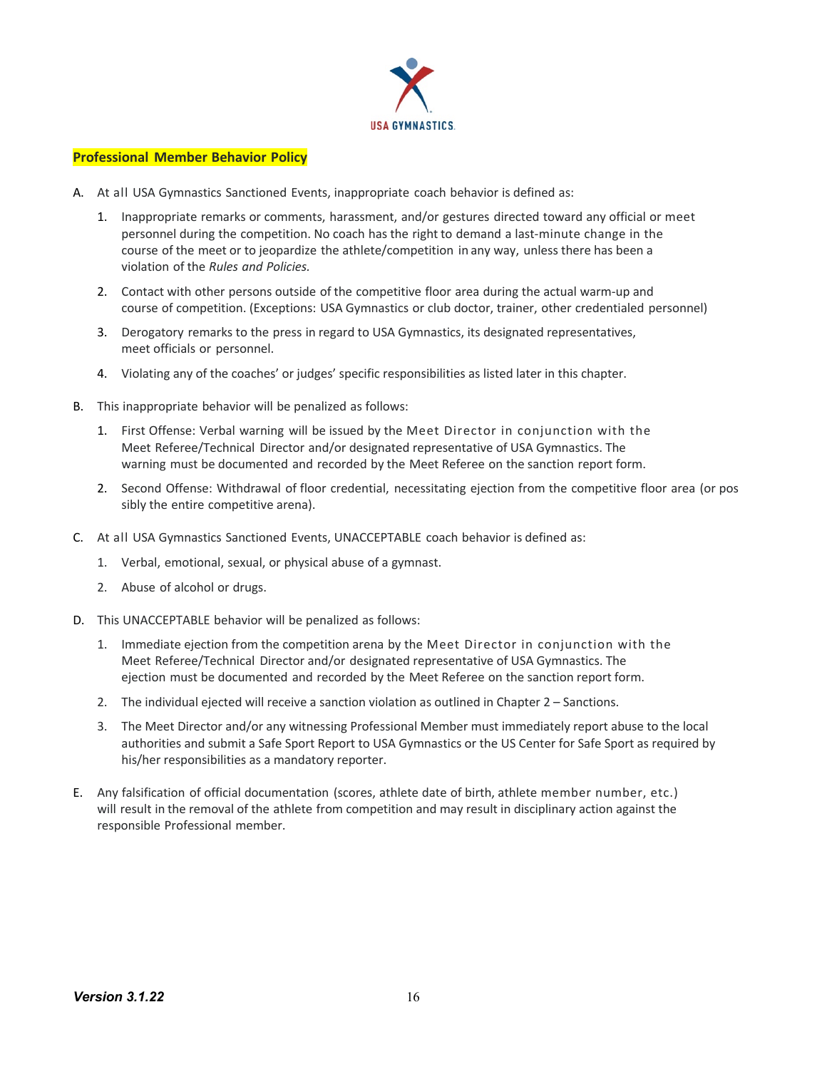## Professional Member Behavior Policy

A. At all USA Gymnastics Sanctioned Events, inappropriate coach behavior is defined as:

   1. Inappropriate remarks or comments, harassment, and/or gestures directed toward any official or meet personnel during the competition. No coach has the right to demand a last-minute change in the course of the meet or to jeopardize the athlete/competition in any way, unless there has been a violation of the *Rules and Policies.*

   2. Contact with other persons outside of the competitive floor area during the actual warm-up and course of competition. (Exceptions: USA Gymnastics or club doctor, trainer, other credentialed personnel)

   3. Derogatory remarks to the press in regard to USA Gymnastics, its designated representatives, meet officials or personnel.

   4. Violating any of the coaches' or judges' specific responsibilities as listed later in this chapter.

B. This inappropriate behavior will be penalized as follows:

   1. First Offense: Verbal warning will be issued by the Meet Director in conjunction with the Meet Referee/Technical Director and/or designated representative of USA Gymnastics. The warning must be documented and recorded by the Meet Referee on the sanction report form.

   2. Second Offense: Withdrawal of floor credential, necessitating ejection from the competitive floor area (or possibly the entire competitive arena).

C. At all USA Gymnastics Sanctioned Events, UNACCEPTABLE coach behavior is defined as:

   1. Verbal, emotional, sexual, or physical abuse of a gymnast.

   2. Abuse of alcohol or drugs.

D. This UNACCEPTABLE behavior will be penalized as follows:

   1. Immediate ejection from the competition arena by the Meet Director in conjunction with the Meet Referee/Technical Director and/or designated representative of USA Gymnastics. The ejection must be documented and recorded by the Meet Referee on the sanction report form.

   2. The individual ejected will receive a sanction violation as outlined in Chapter 2 – Sanctions.

   3. The Meet Director and/or any witnessing Professional Member must immediately report abuse to the local authorities and submit a Safe Sport Report to USA Gymnastics or the US Center for Safe Sport as required by his/her responsibilities as a mandatory reporter.

E. Any falsification of official documentation (scores, athlete date of birth, athlete member number, etc.) will result in the removal of the athlete from competition and may result in disciplinary action against the responsible Professional member.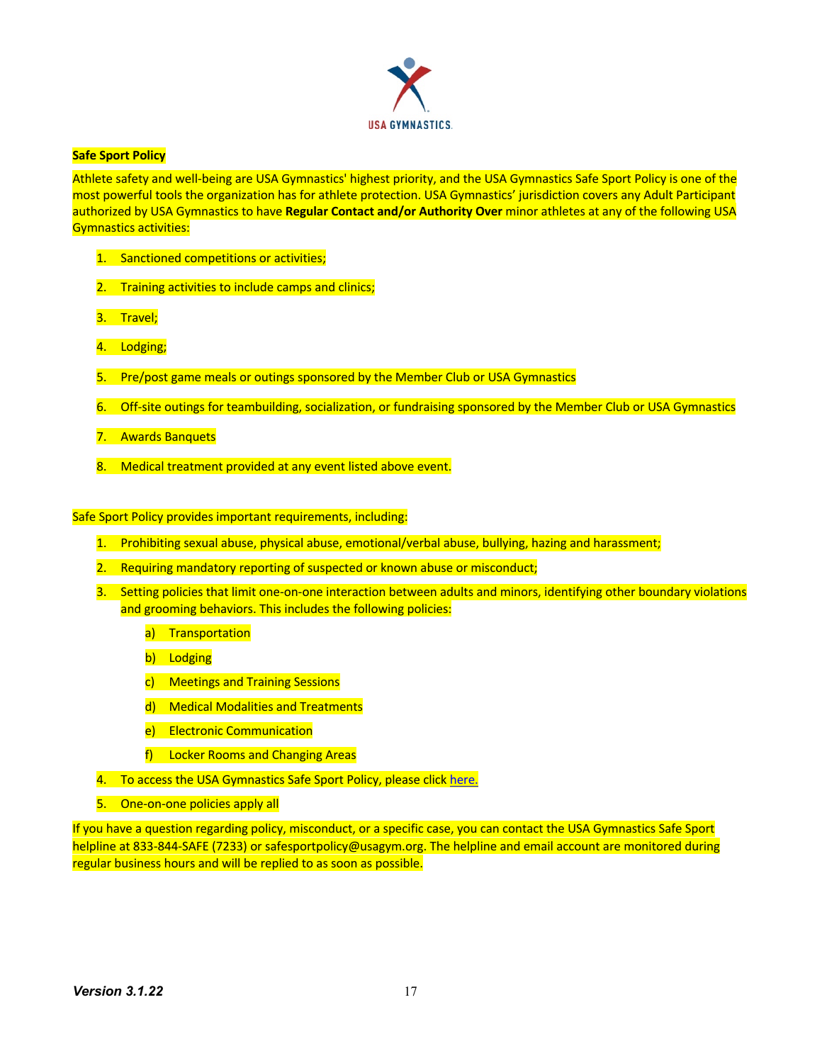**Safe Sport Policy**

Athlete safety and well-being are USA Gymnastics' highest priority, and the USA Gymnastics Safe Sport Policy is one of the most powerful tools the organization has for athlete protection. USA Gymnastics' jurisdiction covers any Adult Participant authorized by USA Gymnastics to have **Regular Contact and/or Authority Over** minor athletes at any of the following USA Gymnastics activities:

1. Sanctioned competitions or activities;
2. Training activities to include camps and clinics;
3. Travel;
4. Lodging;
5. Pre/post game meals or outings sponsored by the Member Club or USA Gymnastics
6. Off-site outings for teambuilding, socialization, or fundraising sponsored by the Member Club or USA Gymnastics
7. Awards Banquets
8. Medical treatment provided at any event listed above event.

Safe Sport Policy provides important requirements, including:

1. Prohibiting sexual abuse, physical abuse, emotional/verbal abuse, bullying, hazing and harassment;
2. Requiring mandatory reporting of suspected or known abuse or misconduct;
3. Setting policies that limit one-on-one interaction between adults and minors, identifying other boundary violations and grooming behaviors. This includes the following policies:
   a) Transportation
   b) Lodging
   c) Meetings and Training Sessions
   d) Medical Modalities and Treatments
   e) Electronic Communication
   f) Locker Rooms and Changing Areas
4. To access the USA Gymnastics Safe Sport Policy, please click here.
5. One-on-one policies apply all

If you have a question regarding policy, misconduct, or a specific case, you can contact the USA Gymnastics Safe Sport helpline at 833-844-SAFE (7233) or safesportpolicy@usagym.org. The helpline and email account are monitored during regular business hours and will be replied to as soon as possible.

***Version 3.1.22***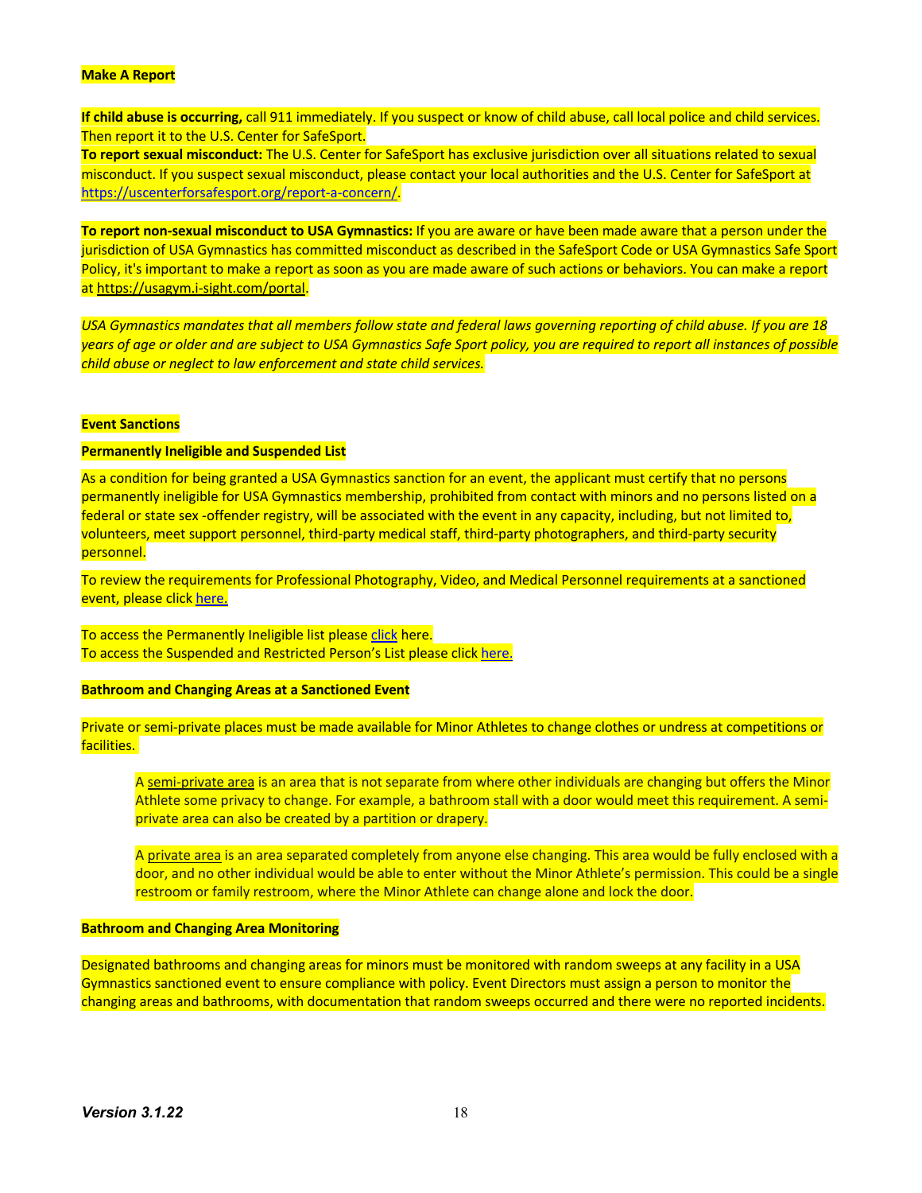**Make A Report**

**If child abuse is occurring,** call 911 immediately. If you suspect or know of child abuse, call local police and child services. Then report it to the U.S. Center for SafeSport.
**To report sexual misconduct:** The U.S. Center for SafeSport has exclusive jurisdiction over all situations related to sexual misconduct. If you suspect sexual misconduct, please contact your local authorities and the U.S. Center for SafeSport at https://uscenterforsafesport.org/report-a-concern/.

**To report non-sexual misconduct to USA Gymnastics:** If you are aware or have been made aware that a person under the jurisdiction of USA Gymnastics has committed misconduct as described in the SafeSport Code or USA Gymnastics Safe Sport Policy, it's important to make a report as soon as you are made aware of such actions or behaviors. You can make a report at https://usagym.i-sight.com/portal.

*USA Gymnastics mandates that all members follow state and federal laws governing reporting of child abuse. If you are 18 years of age or older and are subject to USA Gymnastics Safe Sport policy, you are required to report all instances of possible child abuse or neglect to law enforcement and state child services.*

**Event Sanctions**

**Permanently Ineligible and Suspended List**

As a condition for being granted a USA Gymnastics sanction for an event, the applicant must certify that no persons permanently ineligible for USA Gymnastics membership, prohibited from contact with minors and no persons listed on a federal or state sex -offender registry, will be associated with the event in any capacity, including, but not limited to, volunteers, meet support personnel, third-party medical staff, third-party photographers, and third-party security personnel.

To review the requirements for Professional Photography, Video, and Medical Personnel requirements at a sanctioned event, please click here.

To access the Permanently Ineligible list please click here.
To access the Suspended and Restricted Person's List please click here.

**Bathroom and Changing Areas at a Sanctioned Event**

Private or semi-private places must be made available for Minor Athletes to change clothes or undress at competitions or facilities.

> A semi-private area is an area that is not separate from where other individuals are changing but offers the Minor Athlete some privacy to change. For example, a bathroom stall with a door would meet this requirement. A semi-private area can also be created by a partition or drapery.
>
> A private area is an area separated completely from anyone else changing. This area would be fully enclosed with a door, and no other individual would be able to enter without the Minor Athlete's permission. This could be a single restroom or family restroom, where the Minor Athlete can change alone and lock the door.

**Bathroom and Changing Area Monitoring**

Designated bathrooms and changing areas for minors must be monitored with random sweeps at any facility in a USA Gymnastics sanctioned event to ensure compliance with policy. Event Directors must assign a person to monitor the changing areas and bathrooms, with documentation that random sweeps occurred and there were no reported incidents.

*Version 3.1.22*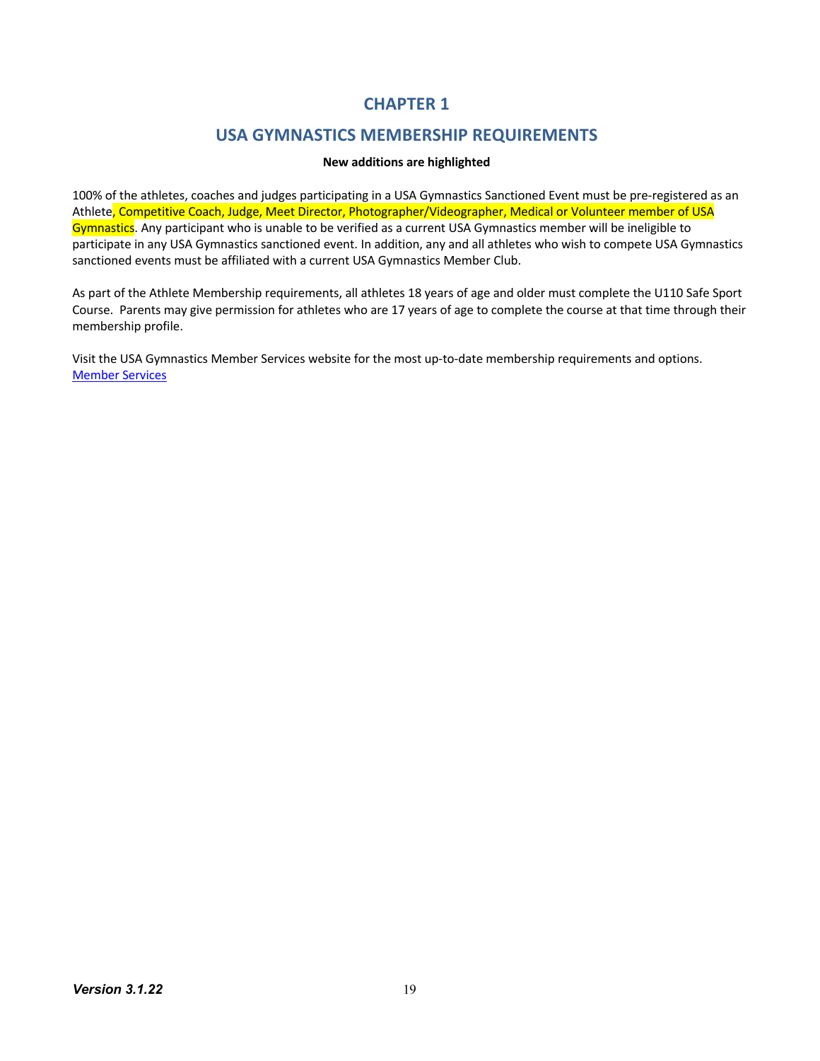# CHAPTER 1

# USA GYMNASTICS MEMBERSHIP REQUIREMENTS

**New additions are highlighted**

100% of the athletes, coaches and judges participating in a USA Gymnastics Sanctioned Event must be pre-registered as an Athlete, Competitive Coach, Judge, Meet Director, Photographer/Videographer, Medical or Volunteer member of USA Gymnastics. Any participant who is unable to be verified as a current USA Gymnastics member will be ineligible to participate in any USA Gymnastics sanctioned event. In addition, any and all athletes who wish to compete USA Gymnastics sanctioned events must be affiliated with a current USA Gymnastics Member Club.

As part of the Athlete Membership requirements, all athletes 18 years of age and older must complete the U110 Safe Sport Course. Parents may give permission for athletes who are 17 years of age to complete the course at that time through their membership profile.

Visit the USA Gymnastics Member Services website for the most up-to-date membership requirements and options.
Member Services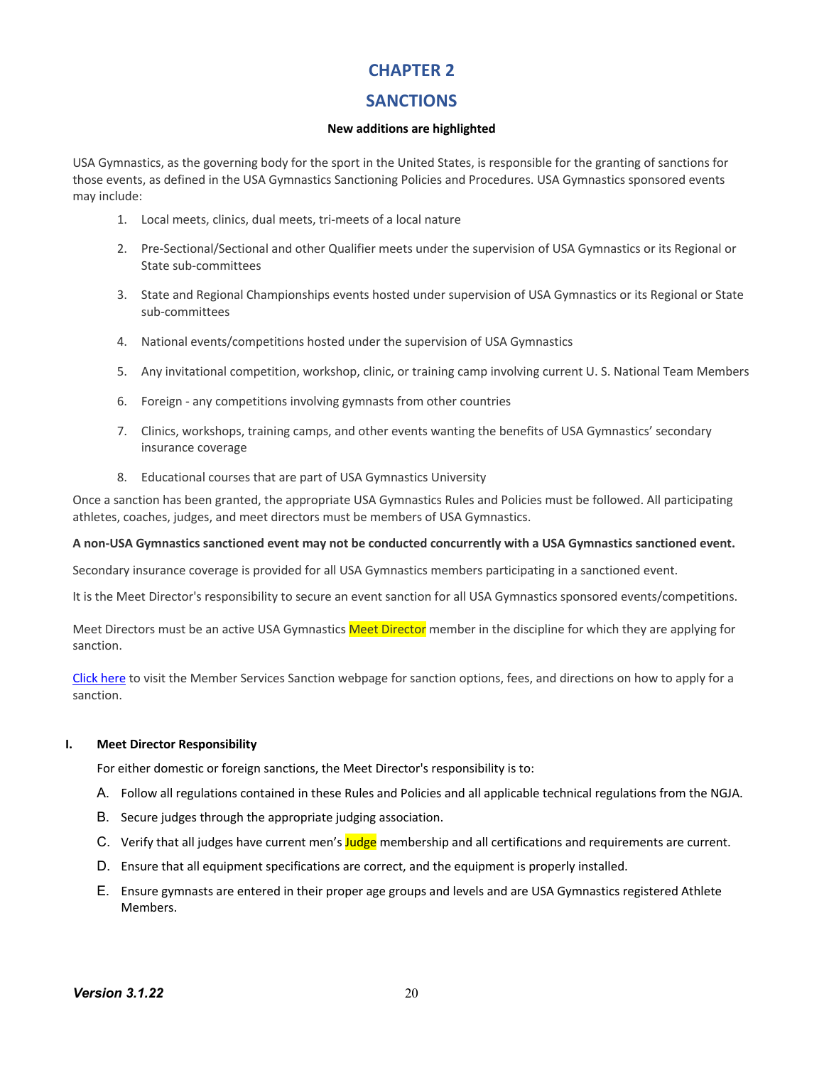# CHAPTER 2

# SANCTIONS

**New additions are highlighted**

USA Gymnastics, as the governing body for the sport in the United States, is responsible for the granting of sanctions for those events, as defined in the USA Gymnastics Sanctioning Policies and Procedures. USA Gymnastics sponsored events may include:

1. Local meets, clinics, dual meets, tri-meets of a local nature
2. Pre-Sectional/Sectional and other Qualifier meets under the supervision of USA Gymnastics or its Regional or State sub-committees
3. State and Regional Championships events hosted under supervision of USA Gymnastics or its Regional or State sub-committees
4. National events/competitions hosted under the supervision of USA Gymnastics
5. Any invitational competition, workshop, clinic, or training camp involving current U. S. National Team Members
6. Foreign - any competitions involving gymnasts from other countries
7. Clinics, workshops, training camps, and other events wanting the benefits of USA Gymnastics' secondary insurance coverage
8. Educational courses that are part of USA Gymnastics University

Once a sanction has been granted, the appropriate USA Gymnastics Rules and Policies must be followed. All participating athletes, coaches, judges, and meet directors must be members of USA Gymnastics.

**A non-USA Gymnastics sanctioned event may not be conducted concurrently with a USA Gymnastics sanctioned event.**

Secondary insurance coverage is provided for all USA Gymnastics members participating in a sanctioned event.

It is the Meet Director's responsibility to secure an event sanction for all USA Gymnastics sponsored events/competitions.

Meet Directors must be an active USA Gymnastics Meet Director member in the discipline for which they are applying for sanction.

Click here to visit the Member Services Sanction webpage for sanction options, fees, and directions on how to apply for a sanction.

## I. Meet Director Responsibility

For either domestic or foreign sanctions, the Meet Director's responsibility is to:

A. Follow all regulations contained in these Rules and Policies and all applicable technical regulations from the NGJA.

B. Secure judges through the appropriate judging association.

C. Verify that all judges have current men's Judge membership and all certifications and requirements are current.

D. Ensure that all equipment specifications are correct, and the equipment is properly installed.

E. Ensure gymnasts are entered in their proper age groups and levels and are USA Gymnastics registered Athlete Members.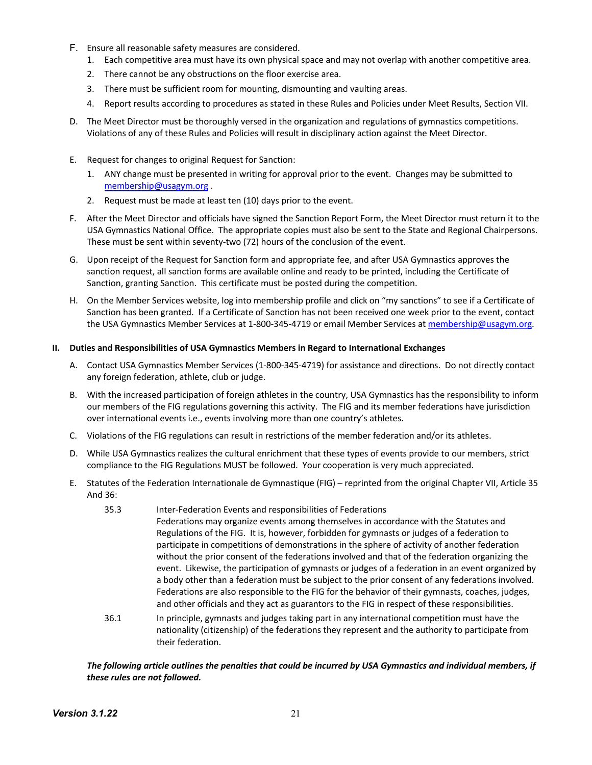F. Ensure all reasonable safety measures are considered.
   1. Each competitive area must have its own physical space and may not overlap with another competitive area.
   2. There cannot be any obstructions on the floor exercise area.
   3. There must be sufficient room for mounting, dismounting and vaulting areas.
   4. Report results according to procedures as stated in these Rules and Policies under Meet Results, Section VII.

D. The Meet Director must be thoroughly versed in the organization and regulations of gymnastics competitions. Violations of any of these Rules and Policies will result in disciplinary action against the Meet Director.

E. Request for changes to original Request for Sanction:
   1. ANY change must be presented in writing for approval prior to the event. Changes may be submitted to membership@usagym.org .
   2. Request must be made at least ten (10) days prior to the event.

F. After the Meet Director and officials have signed the Sanction Report Form, the Meet Director must return it to the USA Gymnastics National Office. The appropriate copies must also be sent to the State and Regional Chairpersons. These must be sent within seventy-two (72) hours of the conclusion of the event.

G. Upon receipt of the Request for Sanction form and appropriate fee, and after USA Gymnastics approves the sanction request, all sanction forms are available online and ready to be printed, including the Certificate of Sanction, granting Sanction. This certificate must be posted during the competition.

H. On the Member Services website, log into membership profile and click on "my sanctions" to see if a Certificate of Sanction has been granted. If a Certificate of Sanction has not been received one week prior to the event, contact the USA Gymnastics Member Services at 1-800-345-4719 or email Member Services at membership@usagym.org.

## II. Duties and Responsibilities of USA Gymnastics Members in Regard to International Exchanges

A. Contact USA Gymnastics Member Services (1-800-345-4719) for assistance and directions. Do not directly contact any foreign federation, athlete, club or judge.

B. With the increased participation of foreign athletes in the country, USA Gymnastics has the responsibility to inform our members of the FIG regulations governing this activity. The FIG and its member federations have jurisdiction over international events i.e., events involving more than one country's athletes.

C. Violations of the FIG regulations can result in restrictions of the member federation and/or its athletes.

D. While USA Gymnastics realizes the cultural enrichment that these types of events provide to our members, strict compliance to the FIG Regulations MUST be followed. Your cooperation is very much appreciated.

E. Statutes of the Federation Internationale de Gymnastique (FIG) – reprinted from the original Chapter VII, Article 35 And 36:

   35.3 Inter-Federation Events and responsibilities of Federations
   Federations may organize events among themselves in accordance with the Statutes and Regulations of the FIG. It is, however, forbidden for gymnasts or judges of a federation to participate in competitions of demonstrations in the sphere of activity of another federation without the prior consent of the federations involved and that of the federation organizing the event. Likewise, the participation of gymnasts or judges of a federation in an event organized by a body other than a federation must be subject to the prior consent of any federations involved. Federations are also responsible to the FIG for the behavior of their gymnasts, coaches, judges, and other officials and they act as guarantors to the FIG in respect of these responsibilities.

   36.1 In principle, gymnasts and judges taking part in any international competition must have the nationality (citizenship) of the federations they represent and the authority to participate from their federation.

***The following article outlines the penalties that could be incurred by USA Gymnastics and individual members, if these rules are not followed.***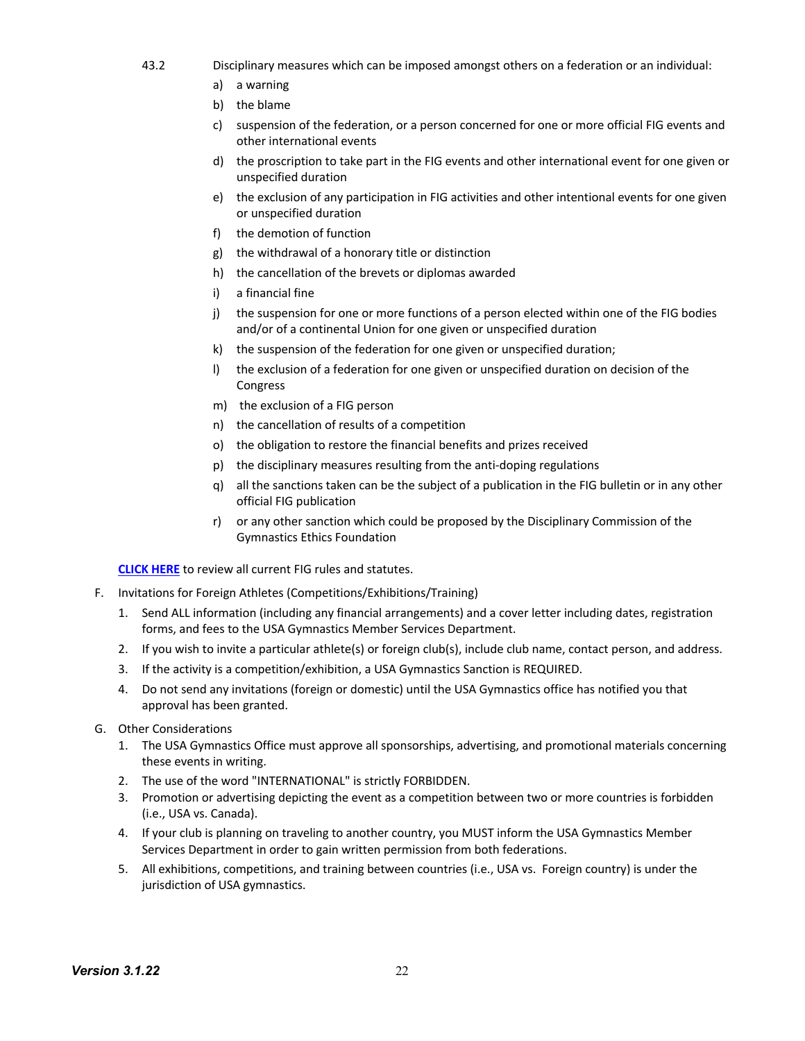43.2 Disciplinary measures which can be imposed amongst others on a federation or an individual:

a) a warning
b) the blame
c) suspension of the federation, or a person concerned for one or more official FIG events and other international events
d) the proscription to take part in the FIG events and other international event for one given or unspecified duration
e) the exclusion of any participation in FIG activities and other intentional events for one given or unspecified duration
f) the demotion of function
g) the withdrawal of a honorary title or distinction
h) the cancellation of the brevets or diplomas awarded
i) a financial fine
j) the suspension for one or more functions of a person elected within one of the FIG bodies and/or of a continental Union for one given or unspecified duration
k) the suspension of the federation for one given or unspecified duration;
l) the exclusion of a federation for one given or unspecified duration on decision of the Congress
m) the exclusion of a FIG person
n) the cancellation of results of a competition
o) the obligation to restore the financial benefits and prizes received
p) the disciplinary measures resulting from the anti-doping regulations
q) all the sanctions taken can be the subject of a publication in the FIG bulletin or in any other official FIG publication
r) or any other sanction which could be proposed by the Disciplinary Commission of the Gymnastics Ethics Foundation

**CLICK HERE** to review all current FIG rules and statutes.

F. Invitations for Foreign Athletes (Competitions/Exhibitions/Training)

1. Send ALL information (including any financial arrangements) and a cover letter including dates, registration forms, and fees to the USA Gymnastics Member Services Department.
2. If you wish to invite a particular athlete(s) or foreign club(s), include club name, contact person, and address.
3. If the activity is a competition/exhibition, a USA Gymnastics Sanction is REQUIRED.
4. Do not send any invitations (foreign or domestic) until the USA Gymnastics office has notified you that approval has been granted.

G. Other Considerations

1. The USA Gymnastics Office must approve all sponsorships, advertising, and promotional materials concerning these events in writing.
2. The use of the word "INTERNATIONAL" is strictly FORBIDDEN.
3. Promotion or advertising depicting the event as a competition between two or more countries is forbidden (i.e., USA vs. Canada).
4. If your club is planning on traveling to another country, you MUST inform the USA Gymnastics Member Services Department in order to gain written permission from both federations.
5. All exhibitions, competitions, and training between countries (i.e., USA vs. Foreign country) is under the jurisdiction of USA gymnastics.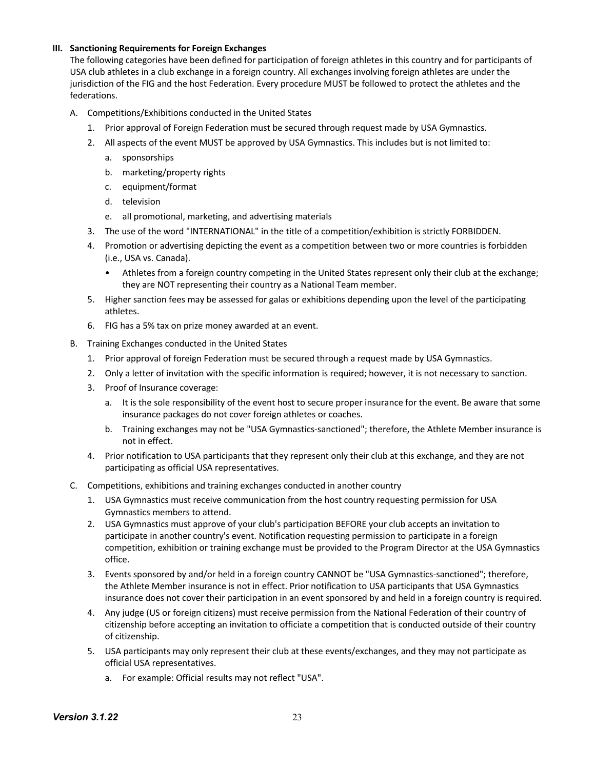## III. Sanctioning Requirements for Foreign Exchanges

The following categories have been defined for participation of foreign athletes in this country and for participants of USA club athletes in a club exchange in a foreign country. All exchanges involving foreign athletes are under the jurisdiction of the FIG and the host Federation. Every procedure MUST be followed to protect the athletes and the federations.

A. Competitions/Exhibitions conducted in the United States

1. Prior approval of Foreign Federation must be secured through request made by USA Gymnastics.
2. All aspects of the event MUST be approved by USA Gymnastics. This includes but is not limited to:
   a. sponsorships
   b. marketing/property rights
   c. equipment/format
   d. television
   e. all promotional, marketing, and advertising materials
3. The use of the word "INTERNATIONAL" in the title of a competition/exhibition is strictly FORBIDDEN.
4. Promotion or advertising depicting the event as a competition between two or more countries is forbidden (i.e., USA vs. Canada).
   - Athletes from a foreign country competing in the United States represent only their club at the exchange; they are NOT representing their country as a National Team member.
5. Higher sanction fees may be assessed for galas or exhibitions depending upon the level of the participating athletes.
6. FIG has a 5% tax on prize money awarded at an event.

B. Training Exchanges conducted in the United States

1. Prior approval of foreign Federation must be secured through a request made by USA Gymnastics.
2. Only a letter of invitation with the specific information is required; however, it is not necessary to sanction.
3. Proof of Insurance coverage:
   a. It is the sole responsibility of the event host to secure proper insurance for the event. Be aware that some insurance packages do not cover foreign athletes or coaches.
   b. Training exchanges may not be "USA Gymnastics-sanctioned"; therefore, the Athlete Member insurance is not in effect.
4. Prior notification to USA participants that they represent only their club at this exchange, and they are not participating as official USA representatives.

C. Competitions, exhibitions and training exchanges conducted in another country

1. USA Gymnastics must receive communication from the host country requesting permission for USA Gymnastics members to attend.
2. USA Gymnastics must approve of your club's participation BEFORE your club accepts an invitation to participate in another country's event. Notification requesting permission to participate in a foreign competition, exhibition or training exchange must be provided to the Program Director at the USA Gymnastics office.
3. Events sponsored by and/or held in a foreign country CANNOT be "USA Gymnastics-sanctioned"; therefore, the Athlete Member insurance is not in effect. Prior notification to USA participants that USA Gymnastics insurance does not cover their participation in an event sponsored by and held in a foreign country is required.
4. Any judge (US or foreign citizens) must receive permission from the National Federation of their country of citizenship before accepting an invitation to officiate a competition that is conducted outside of their country of citizenship.
5. USA participants may only represent their club at these events/exchanges, and they may not participate as official USA representatives.
   a. For example: Official results may not reflect "USA".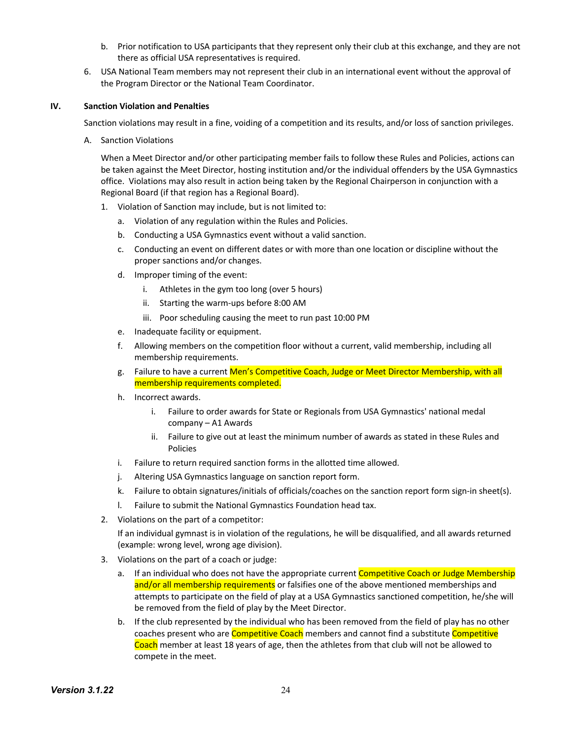b. Prior notification to USA participants that they represent only their club at this exchange, and they are not there as official USA representatives is required.

6. USA National Team members may not represent their club in an international event without the approval of the Program Director or the National Team Coordinator.

## IV. Sanction Violation and Penalties

Sanction violations may result in a fine, voiding of a competition and its results, and/or loss of sanction privileges.

A. Sanction Violations

When a Meet Director and/or other participating member fails to follow these Rules and Policies, actions can be taken against the Meet Director, hosting institution and/or the individual offenders by the USA Gymnastics office. Violations may also result in action being taken by the Regional Chairperson in conjunction with a Regional Board (if that region has a Regional Board).

1. Violation of Sanction may include, but is not limited to:
   a. Violation of any regulation within the Rules and Policies.
   b. Conducting a USA Gymnastics event without a valid sanction.
   c. Conducting an event on different dates or with more than one location or discipline without the proper sanctions and/or changes.
   d. Improper timing of the event:
      i. Athletes in the gym too long (over 5 hours)
      ii. Starting the warm-ups before 8:00 AM
      iii. Poor scheduling causing the meet to run past 10:00 PM
   e. Inadequate facility or equipment.
   f. Allowing members on the competition floor without a current, valid membership, including all membership requirements.
   g. Failure to have a current Men's Competitive Coach, Judge or Meet Director Membership, with all membership requirements completed.
   h. Incorrect awards.
      i. Failure to order awards for State or Regionals from USA Gymnastics' national medal company – A1 Awards
      ii. Failure to give out at least the minimum number of awards as stated in these Rules and Policies
   i. Failure to return required sanction forms in the allotted time allowed.
   j. Altering USA Gymnastics language on sanction report form.
   k. Failure to obtain signatures/initials of officials/coaches on the sanction report form sign-in sheet(s).
   l. Failure to submit the National Gymnastics Foundation head tax.
2. Violations on the part of a competitor:

   If an individual gymnast is in violation of the regulations, he will be disqualified, and all awards returned (example: wrong level, wrong age division).
3. Violations on the part of a coach or judge:
   a. If an individual who does not have the appropriate current Competitive Coach or Judge Membership and/or all membership requirements or falsifies one of the above mentioned memberships and attempts to participate on the field of play at a USA Gymnastics sanctioned competition, he/she will be removed from the field of play by the Meet Director.
   b. If the club represented by the individual who has been removed from the field of play has no other coaches present who are Competitive Coach members and cannot find a substitute Competitive Coach member at least 18 years of age, then the athletes from that club will not be allowed to compete in the meet.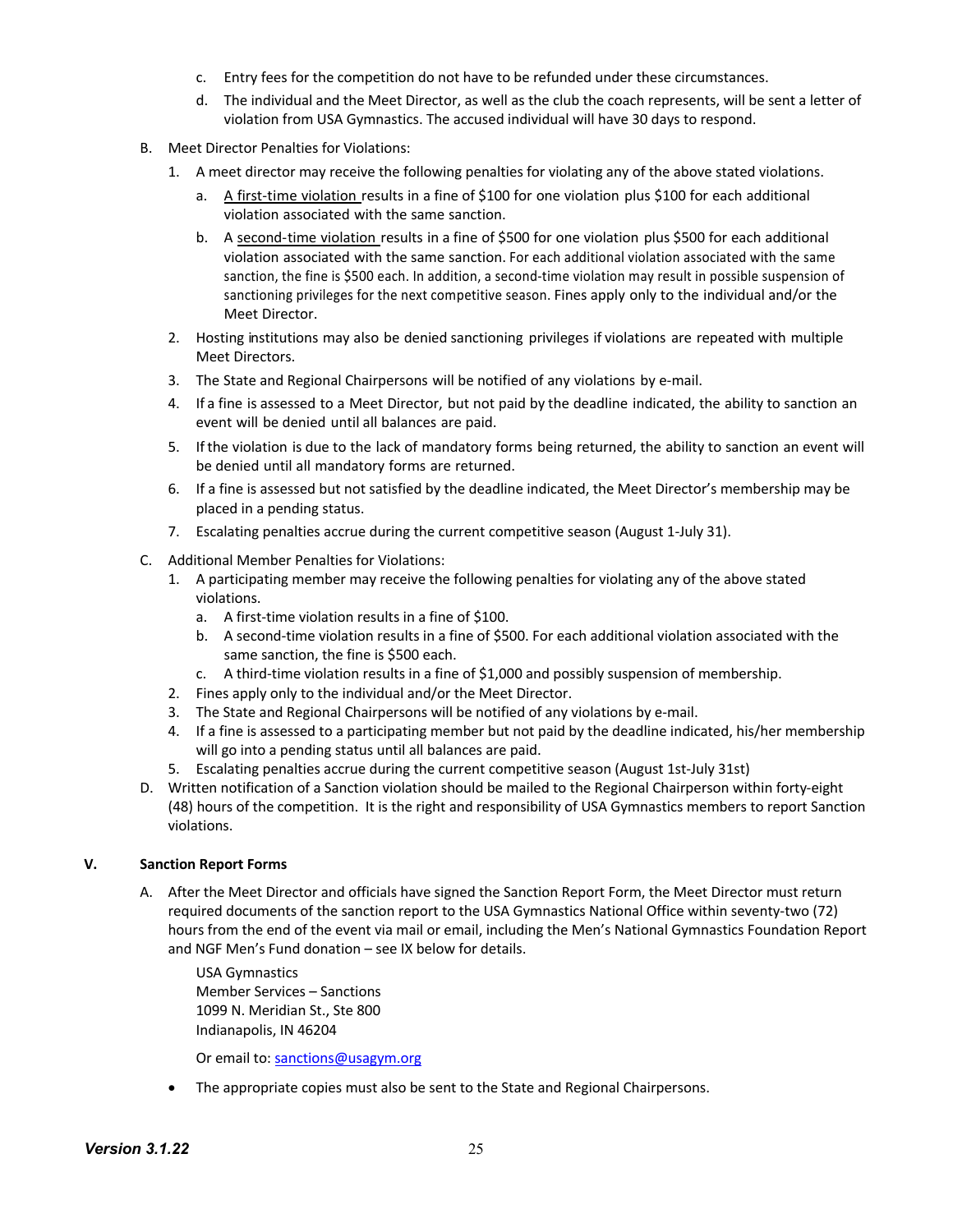c. Entry fees for the competition do not have to be refunded under these circumstances.

d. The individual and the Meet Director, as well as the club the coach represents, will be sent a letter of violation from USA Gymnastics. The accused individual will have 30 days to respond.

B. Meet Director Penalties for Violations:

1. A meet director may receive the following penalties for violating any of the above stated violations.

   a. A first-time violation results in a fine of $100 for one violation plus $100 for each additional violation associated with the same sanction.

   b. A second-time violation results in a fine of $500 for one violation plus $500 for each additional violation associated with the same sanction. For each additional violation associated with the same sanction, the fine is $500 each. In addition, a second-time violation may result in possible suspension of sanctioning privileges for the next competitive season. Fines apply only to the individual and/or the Meet Director.

2. Hosting institutions may also be denied sanctioning privileges if violations are repeated with multiple Meet Directors.

3. The State and Regional Chairpersons will be notified of any violations by e-mail.

4. If a fine is assessed to a Meet Director, but not paid by the deadline indicated, the ability to sanction an event will be denied until all balances are paid.

5. If the violation is due to the lack of mandatory forms being returned, the ability to sanction an event will be denied until all mandatory forms are returned.

6. If a fine is assessed but not satisfied by the deadline indicated, the Meet Director's membership may be placed in a pending status.

7. Escalating penalties accrue during the current competitive season (August 1-July 31).

C. Additional Member Penalties for Violations:

1. A participating member may receive the following penalties for violating any of the above stated violations.

   a. A first-time violation results in a fine of $100.

   b. A second-time violation results in a fine of $500. For each additional violation associated with the same sanction, the fine is $500 each.

   c. A third-time violation results in a fine of $1,000 and possibly suspension of membership.

2. Fines apply only to the individual and/or the Meet Director.

3. The State and Regional Chairpersons will be notified of any violations by e-mail.

4. If a fine is assessed to a participating member but not paid by the deadline indicated, his/her membership will go into a pending status until all balances are paid.

5. Escalating penalties accrue during the current competitive season (August 1st-July 31st)

D. Written notification of a Sanction violation should be mailed to the Regional Chairperson within forty-eight (48) hours of the competition. It is the right and responsibility of USA Gymnastics members to report Sanction violations.

## V. Sanction Report Forms

A. After the Meet Director and officials have signed the Sanction Report Form, the Meet Director must return required documents of the sanction report to the USA Gymnastics National Office within seventy-two (72) hours from the end of the event via mail or email, including the Men's National Gymnastics Foundation Report and NGF Men's Fund donation – see IX below for details.

USA Gymnastics  
Member Services – Sanctions  
1099 N. Meridian St., Ste 800  
Indianapolis, IN 46204

Or email to: sanctions@usagym.org

- The appropriate copies must also be sent to the State and Regional Chairpersons.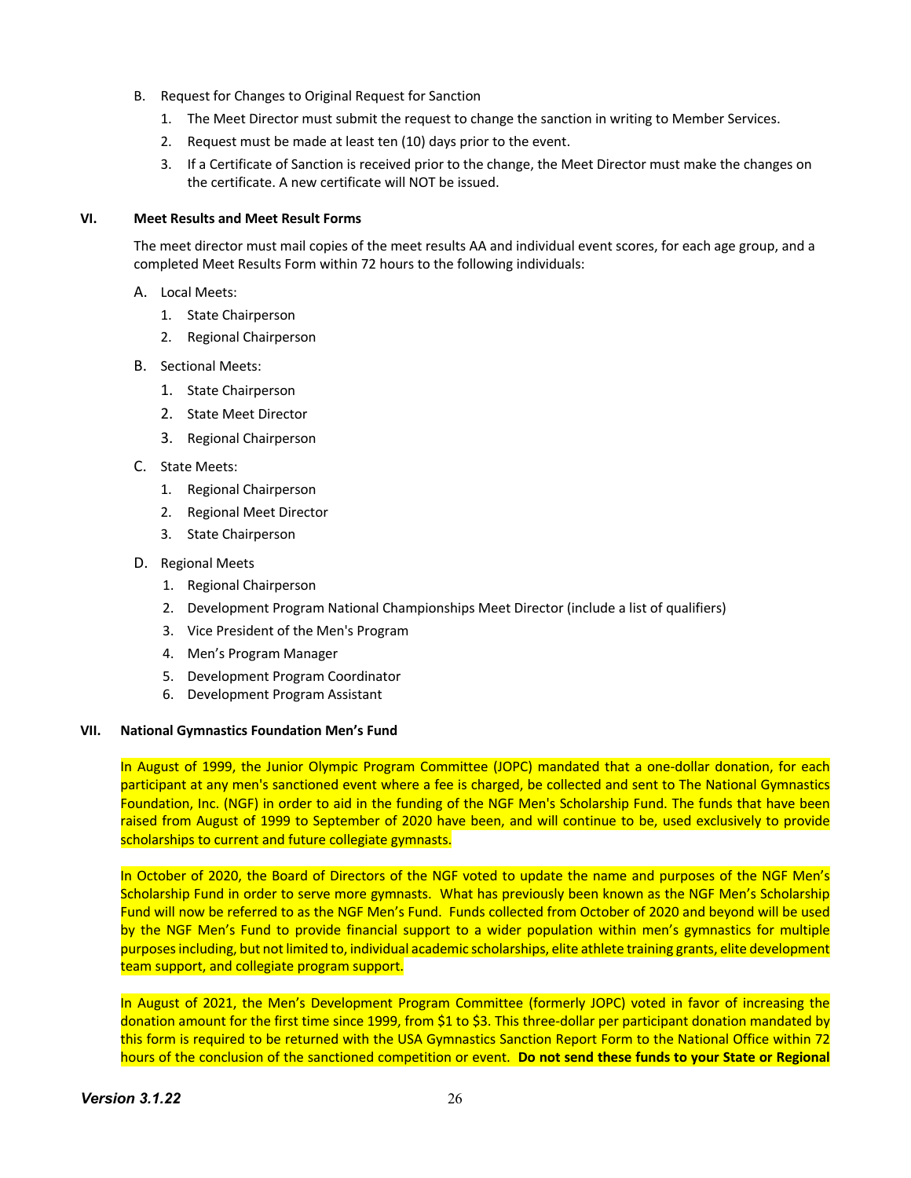B. Request for Changes to Original Request for Sanction

1. The Meet Director must submit the request to change the sanction in writing to Member Services.
2. Request must be made at least ten (10) days prior to the event.
3. If a Certificate of Sanction is received prior to the change, the Meet Director must make the changes on the certificate. A new certificate will NOT be issued.

## VI. Meet Results and Meet Result Forms

The meet director must mail copies of the meet results AA and individual event scores, for each age group, and a completed Meet Results Form within 72 hours to the following individuals:

A. Local Meets:

1. State Chairperson
2. Regional Chairperson

B. Sectional Meets:

1. State Chairperson
2. State Meet Director
3. Regional Chairperson

C. State Meets:

1. Regional Chairperson
2. Regional Meet Director
3. State Chairperson

D. Regional Meets

1. Regional Chairperson
2. Development Program National Championships Meet Director (include a list of qualifiers)
3. Vice President of the Men's Program
4. Men's Program Manager
5. Development Program Coordinator
6. Development Program Assistant

## VII. National Gymnastics Foundation Men's Fund

In August of 1999, the Junior Olympic Program Committee (JOPC) mandated that a one-dollar donation, for each participant at any men's sanctioned event where a fee is charged, be collected and sent to The National Gymnastics Foundation, Inc. (NGF) in order to aid in the funding of the NGF Men's Scholarship Fund. The funds that have been raised from August of 1999 to September of 2020 have been, and will continue to be, used exclusively to provide scholarships to current and future collegiate gymnasts.

In October of 2020, the Board of Directors of the NGF voted to update the name and purposes of the NGF Men's Scholarship Fund in order to serve more gymnasts. What has previously been known as the NGF Men's Scholarship Fund will now be referred to as the NGF Men's Fund. Funds collected from October of 2020 and beyond will be used by the NGF Men's Fund to provide financial support to a wider population within men's gymnastics for multiple purposes including, but not limited to, individual academic scholarships, elite athlete training grants, elite development team support, and collegiate program support.

In August of 2021, the Men's Development Program Committee (formerly JOPC) voted in favor of increasing the donation amount for the first time since 1999, from $1 to $3. This three-dollar per participant donation mandated by this form is required to be returned with the USA Gymnastics Sanction Report Form to the National Office within 72 hours of the conclusion of the sanctioned competition or event. **Do not send these funds to your State or Regional**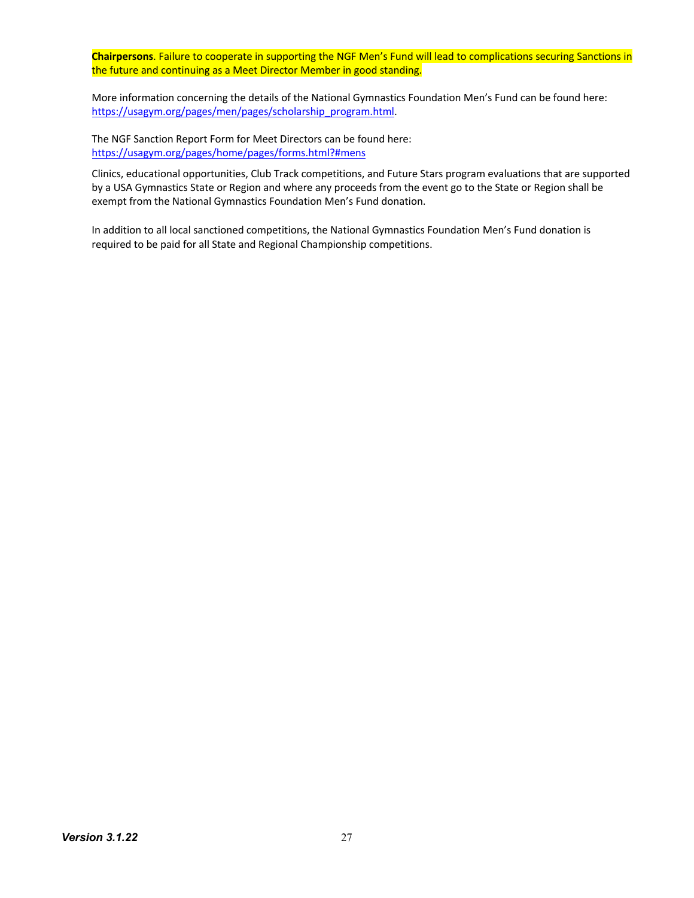**Chairpersons**. Failure to cooperate in supporting the NGF Men's Fund will lead to complications securing Sanctions in the future and continuing as a Meet Director Member in good standing.

More information concerning the details of the National Gymnastics Foundation Men's Fund can be found here: https://usagym.org/pages/men/pages/scholarship_program.html.

The NGF Sanction Report Form for Meet Directors can be found here: https://usagym.org/pages/home/pages/forms.html?#mens

Clinics, educational opportunities, Club Track competitions, and Future Stars program evaluations that are supported by a USA Gymnastics State or Region and where any proceeds from the event go to the State or Region shall be exempt from the National Gymnastics Foundation Men's Fund donation.

In addition to all local sanctioned competitions, the National Gymnastics Foundation Men's Fund donation is required to be paid for all State and Regional Championship competitions.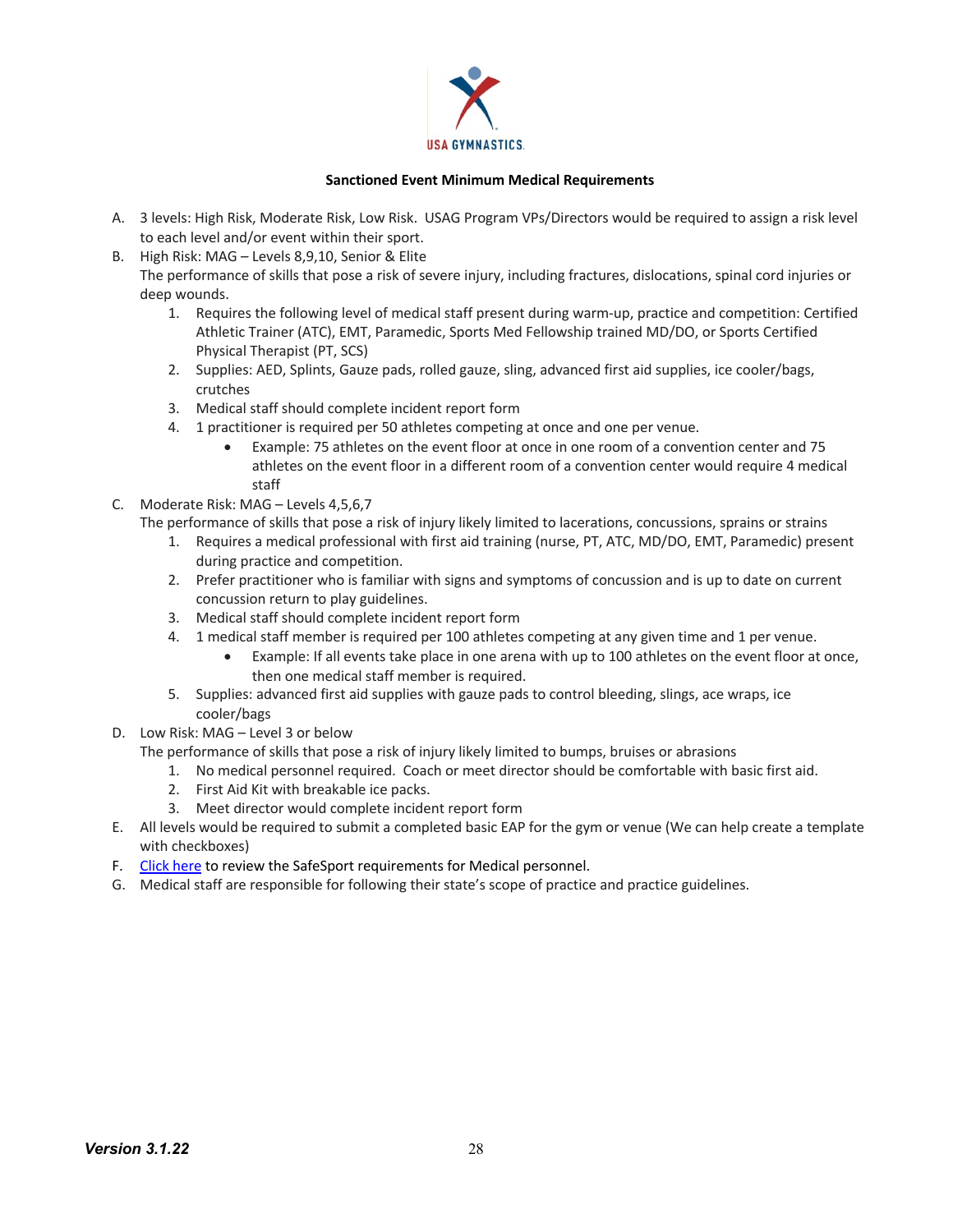**Sanctioned Event Minimum Medical Requirements**

A. 3 levels: High Risk, Moderate Risk, Low Risk. USAG Program VPs/Directors would be required to assign a risk level to each level and/or event within their sport.

B. High Risk: MAG – Levels 8,9,10, Senior & Elite
The performance of skills that pose a risk of severe injury, including fractures, dislocations, spinal cord injuries or deep wounds.
   1. Requires the following level of medical staff present during warm-up, practice and competition: Certified Athletic Trainer (ATC), EMT, Paramedic, Sports Med Fellowship trained MD/DO, or Sports Certified Physical Therapist (PT, SCS)
   2. Supplies: AED, Splints, Gauze pads, rolled gauze, sling, advanced first aid supplies, ice cooler/bags, crutches
   3. Medical staff should complete incident report form
   4. 1 practitioner is required per 50 athletes competing at once and one per venue.
      - Example: 75 athletes on the event floor at once in one room of a convention center and 75 athletes on the event floor in a different room of a convention center would require 4 medical staff

C. Moderate Risk: MAG – Levels 4,5,6,7
The performance of skills that pose a risk of injury likely limited to lacerations, concussions, sprains or strains
   1. Requires a medical professional with first aid training (nurse, PT, ATC, MD/DO, EMT, Paramedic) present during practice and competition.
   2. Prefer practitioner who is familiar with signs and symptoms of concussion and is up to date on current concussion return to play guidelines.
   3. Medical staff should complete incident report form
   4. 1 medical staff member is required per 100 athletes competing at any given time and 1 per venue.
      - Example: If all events take place in one arena with up to 100 athletes on the event floor at once, then one medical staff member is required.
   5. Supplies: advanced first aid supplies with gauze pads to control bleeding, slings, ace wraps, ice cooler/bags

D. Low Risk: MAG – Level 3 or below
The performance of skills that pose a risk of injury likely limited to bumps, bruises or abrasions
   1. No medical personnel required. Coach or meet director should be comfortable with basic first aid.
   2. First Aid Kit with breakable ice packs.
   3. Meet director would complete incident report form

E. All levels would be required to submit a completed basic EAP for the gym or venue (We can help create a template with checkboxes)

F. Click here to review the SafeSport requirements for Medical personnel.

G. Medical staff are responsible for following their state's scope of practice and practice guidelines.

***Version 3.1.22***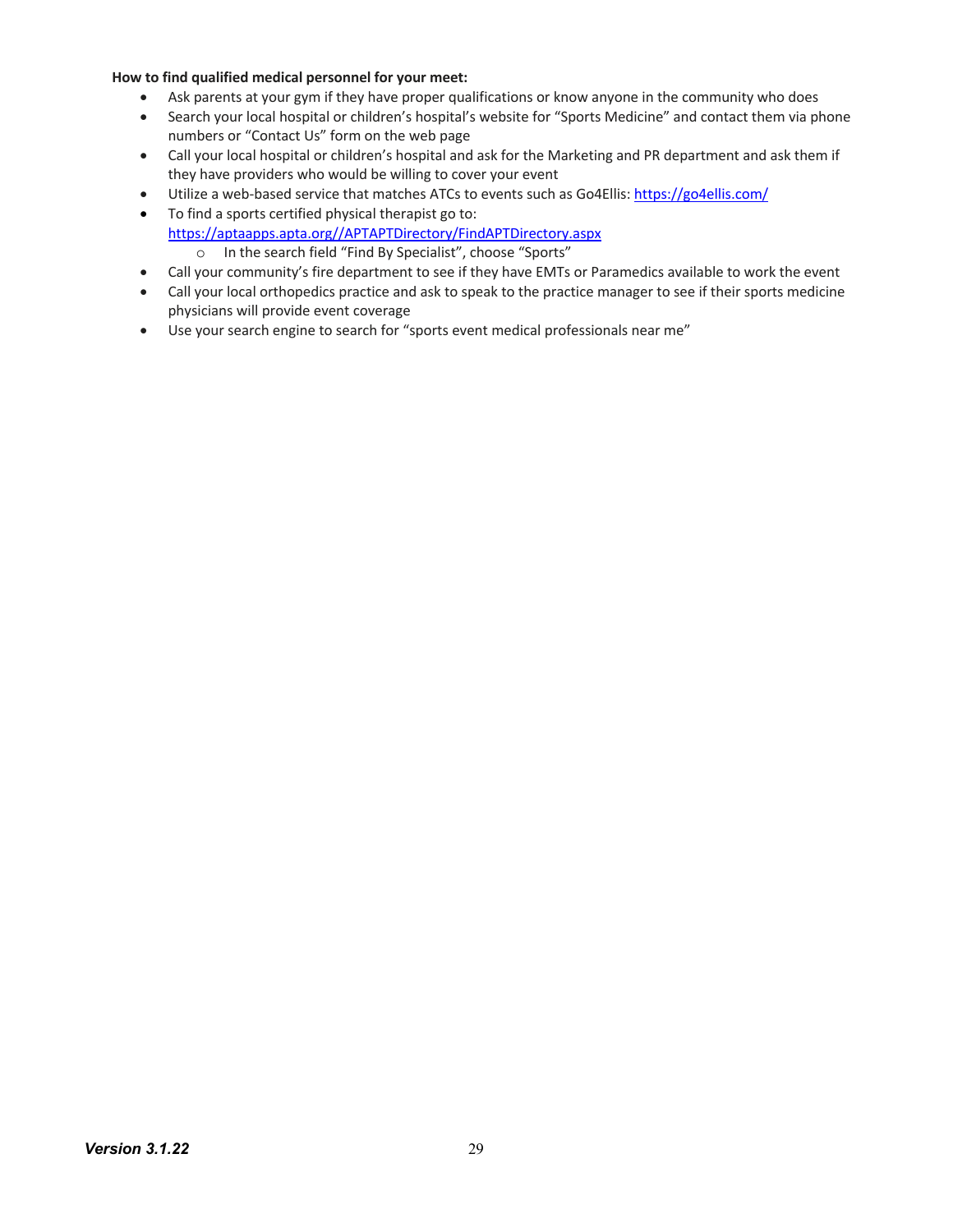**How to find qualified medical personnel for your meet:**

- Ask parents at your gym if they have proper qualifications or know anyone in the community who does
- Search your local hospital or children's hospital's website for "Sports Medicine" and contact them via phone numbers or "Contact Us" form on the web page
- Call your local hospital or children's hospital and ask for the Marketing and PR department and ask them if they have providers who would be willing to cover your event
- Utilize a web-based service that matches ATCs to events such as Go4Ellis: https://go4ellis.com/
- To find a sports certified physical therapist go to: https://aptaapps.apta.org//APTAPTDirectory/FindAPTDirectory.aspx
  - In the search field "Find By Specialist", choose "Sports"
- Call your community's fire department to see if they have EMTs or Paramedics available to work the event
- Call your local orthopedics practice and ask to speak to the practice manager to see if their sports medicine physicians will provide event coverage
- Use your search engine to search for "sports event medical professionals near me"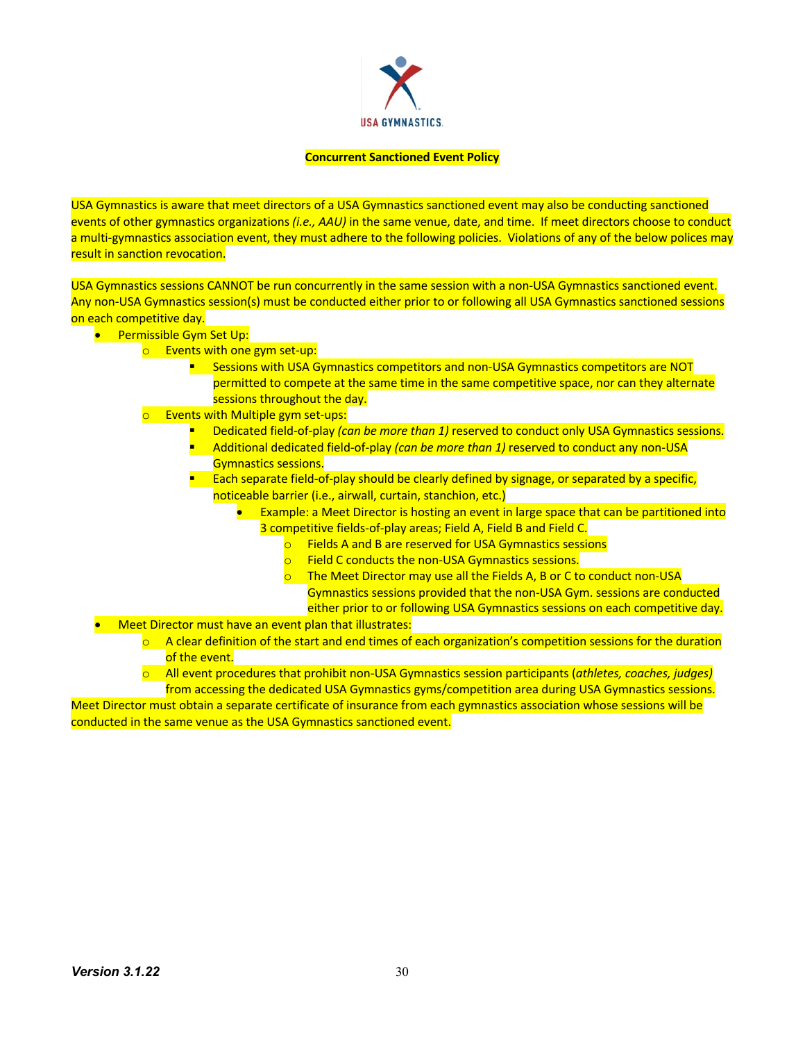**Concurrent Sanctioned Event Policy**

USA Gymnastics is aware that meet directors of a USA Gymnastics sanctioned event may also be conducting sanctioned events of other gymnastics organizations *(i.e., AAU)* in the same venue, date, and time. If meet directors choose to conduct a multi-gymnastics association event, they must adhere to the following policies. Violations of any of the below polices may result in sanction revocation.

USA Gymnastics sessions CANNOT be run concurrently in the same session with a non-USA Gymnastics sanctioned event. Any non-USA Gymnastics session(s) must be conducted either prior to or following all USA Gymnastics sanctioned sessions on each competitive day.

- Permissible Gym Set Up:
  - Events with one gym set-up:
    - Sessions with USA Gymnastics competitors and non-USA Gymnastics competitors are NOT permitted to compete at the same time in the same competitive space, nor can they alternate sessions throughout the day.
  - Events with Multiple gym set-ups:
    - Dedicated field-of-play *(can be more than 1)* reserved to conduct only USA Gymnastics sessions.
    - Additional dedicated field-of-play *(can be more than 1)* reserved to conduct any non-USA Gymnastics sessions.
    - Each separate field-of-play should be clearly defined by signage, or separated by a specific, noticeable barrier (i.e., airwall, curtain, stanchion, etc.)
      - Example: a Meet Director is hosting an event in large space that can be partitioned into 3 competitive fields-of-play areas; Field A, Field B and Field C.
        - Fields A and B are reserved for USA Gymnastics sessions
        - Field C conducts the non-USA Gymnastics sessions.
        - The Meet Director may use all the Fields A, B or C to conduct non-USA Gymnastics sessions provided that the non-USA Gym. sessions are conducted either prior to or following USA Gymnastics sessions on each competitive day.
- Meet Director must have an event plan that illustrates:
  - A clear definition of the start and end times of each organization's competition sessions for the duration of the event.
  - All event procedures that prohibit non-USA Gymnastics session participants (*athletes, coaches, judges)* from accessing the dedicated USA Gymnastics gyms/competition area during USA Gymnastics sessions.

Meet Director must obtain a separate certificate of insurance from each gymnastics association whose sessions will be conducted in the same venue as the USA Gymnastics sanctioned event.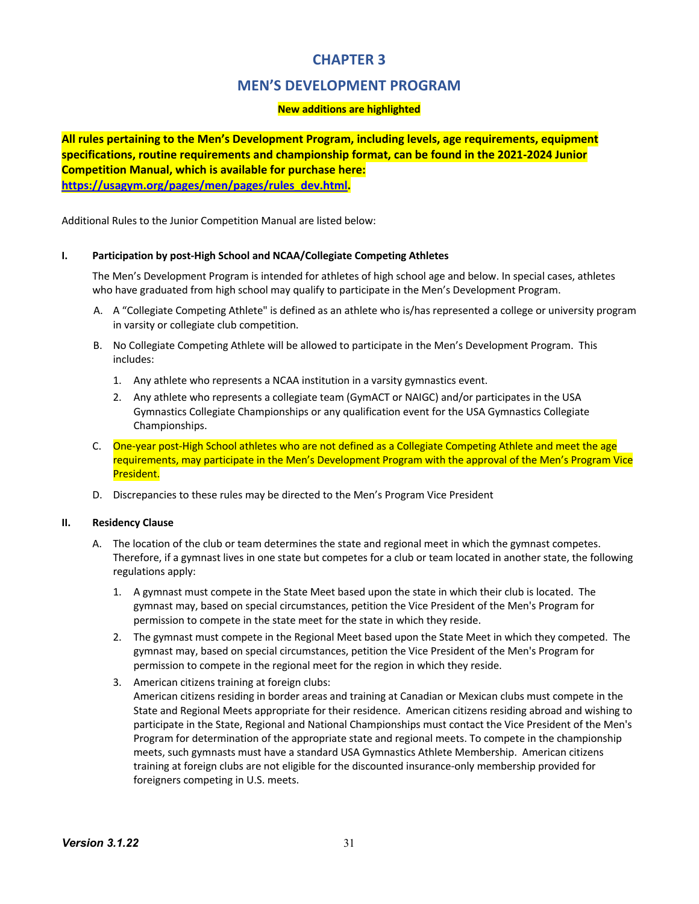# CHAPTER 3

# MEN'S DEVELOPMENT PROGRAM

**New additions are highlighted**

**All rules pertaining to the Men's Development Program, including levels, age requirements, equipment specifications, routine requirements and championship format, can be found in the 2021-2024 Junior Competition Manual, which is available for purchase here: https://usagym.org/pages/men/pages/rules_dev.html.**

Additional Rules to the Junior Competition Manual are listed below:

**I. Participation by post-High School and NCAA/Collegiate Competing Athletes**

The Men's Development Program is intended for athletes of high school age and below. In special cases, athletes who have graduated from high school may qualify to participate in the Men's Development Program.

A. A "Collegiate Competing Athlete" is defined as an athlete who is/has represented a college or university program in varsity or collegiate club competition.

B. No Collegiate Competing Athlete will be allowed to participate in the Men's Development Program. This includes:

1. Any athlete who represents a NCAA institution in a varsity gymnastics event.
2. Any athlete who represents a collegiate team (GymACT or NAIGC) and/or participates in the USA Gymnastics Collegiate Championships or any qualification event for the USA Gymnastics Collegiate Championships.

C. One-year post-High School athletes who are not defined as a Collegiate Competing Athlete and meet the age requirements, may participate in the Men's Development Program with the approval of the Men's Program Vice President.

D. Discrepancies to these rules may be directed to the Men's Program Vice President

**II. Residency Clause**

A. The location of the club or team determines the state and regional meet in which the gymnast competes. Therefore, if a gymnast lives in one state but competes for a club or team located in another state, the following regulations apply:

1. A gymnast must compete in the State Meet based upon the state in which their club is located. The gymnast may, based on special circumstances, petition the Vice President of the Men's Program for permission to compete in the state meet for the state in which they reside.
2. The gymnast must compete in the Regional Meet based upon the State Meet in which they competed. The gymnast may, based on special circumstances, petition the Vice President of the Men's Program for permission to compete in the regional meet for the region in which they reside.
3. American citizens training at foreign clubs:
   American citizens residing in border areas and training at Canadian or Mexican clubs must compete in the State and Regional Meets appropriate for their residence. American citizens residing abroad and wishing to participate in the State, Regional and National Championships must contact the Vice President of the Men's Program for determination of the appropriate state and regional meets. To compete in the championship meets, such gymnasts must have a standard USA Gymnastics Athlete Membership. American citizens training at foreign clubs are not eligible for the discounted insurance-only membership provided for foreigners competing in U.S. meets.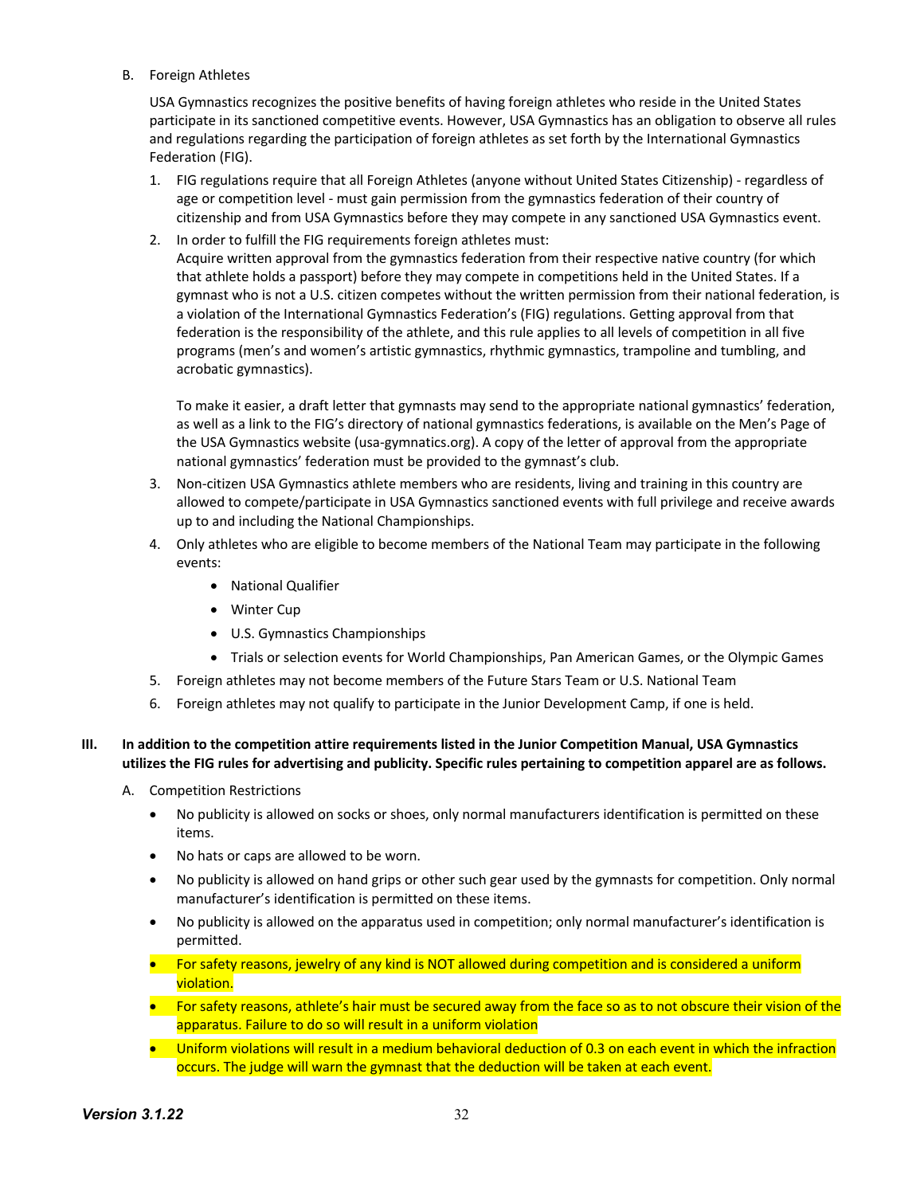B. Foreign Athletes

USA Gymnastics recognizes the positive benefits of having foreign athletes who reside in the United States participate in its sanctioned competitive events. However, USA Gymnastics has an obligation to observe all rules and regulations regarding the participation of foreign athletes as set forth by the International Gymnastics Federation (FIG).

1. FIG regulations require that all Foreign Athletes (anyone without United States Citizenship) - regardless of age or competition level - must gain permission from the gymnastics federation of their country of citizenship and from USA Gymnastics before they may compete in any sanctioned USA Gymnastics event.
2. In order to fulfill the FIG requirements foreign athletes must:
   Acquire written approval from the gymnastics federation from their respective native country (for which that athlete holds a passport) before they may compete in competitions held in the United States. If a gymnast who is not a U.S. citizen competes without the written permission from their national federation, is a violation of the International Gymnastics Federation's (FIG) regulations. Getting approval from that federation is the responsibility of the athlete, and this rule applies to all levels of competition in all five programs (men's and women's artistic gymnastics, rhythmic gymnastics, trampoline and tumbling, and acrobatic gymnastics).

   To make it easier, a draft letter that gymnasts may send to the appropriate national gymnastics' federation, as well as a link to the FIG's directory of national gymnastics federations, is available on the Men's Page of the USA Gymnastics website (usa-gymnatics.org). A copy of the letter of approval from the appropriate national gymnastics' federation must be provided to the gymnast's club.
3. Non-citizen USA Gymnastics athlete members who are residents, living and training in this country are allowed to compete/participate in USA Gymnastics sanctioned events with full privilege and receive awards up to and including the National Championships.
4. Only athletes who are eligible to become members of the National Team may participate in the following events:
   - National Qualifier
   - Winter Cup
   - U.S. Gymnastics Championships
   - Trials or selection events for World Championships, Pan American Games, or the Olympic Games
5. Foreign athletes may not become members of the Future Stars Team or U.S. National Team
6. Foreign athletes may not qualify to participate in the Junior Development Camp, if one is held.

**III. In addition to the competition attire requirements listed in the Junior Competition Manual, USA Gymnastics utilizes the FIG rules for advertising and publicity. Specific rules pertaining to competition apparel are as follows.**

A. Competition Restrictions

- No publicity is allowed on socks or shoes, only normal manufacturers identification is permitted on these items.
- No hats or caps are allowed to be worn.
- No publicity is allowed on hand grips or other such gear used by the gymnasts for competition. Only normal manufacturer's identification is permitted on these items.
- No publicity is allowed on the apparatus used in competition; only normal manufacturer's identification is permitted.
- For safety reasons, jewelry of any kind is NOT allowed during competition and is considered a uniform violation.
- For safety reasons, athlete's hair must be secured away from the face so as to not obscure their vision of the apparatus. Failure to do so will result in a uniform violation
- Uniform violations will result in a medium behavioral deduction of 0.3 on each event in which the infraction occurs. The judge will warn the gymnast that the deduction will be taken at each event.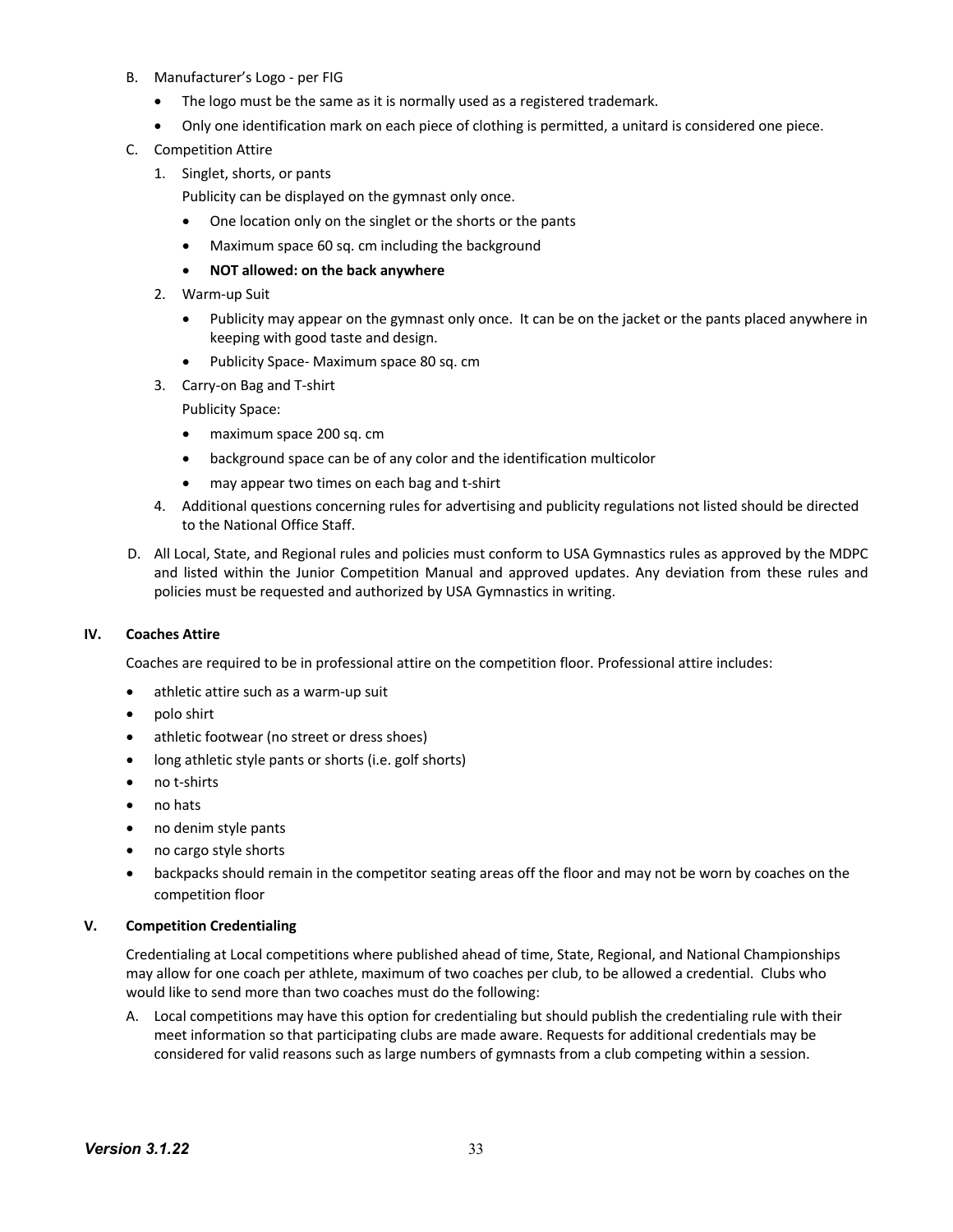B. Manufacturer's Logo - per FIG

- The logo must be the same as it is normally used as a registered trademark.
- Only one identification mark on each piece of clothing is permitted, a unitard is considered one piece.

C. Competition Attire

1. Singlet, shorts, or pants

   Publicity can be displayed on the gymnast only once.

   - One location only on the singlet or the shorts or the pants
   - Maximum space 60 sq. cm including the background
   - **NOT allowed: on the back anywhere**

2. Warm-up Suit

   - Publicity may appear on the gymnast only once. It can be on the jacket or the pants placed anywhere in keeping with good taste and design.
   - Publicity Space- Maximum space 80 sq. cm

3. Carry-on Bag and T-shirt

   Publicity Space:

   - maximum space 200 sq. cm
   - background space can be of any color and the identification multicolor
   - may appear two times on each bag and t-shirt

4. Additional questions concerning rules for advertising and publicity regulations not listed should be directed to the National Office Staff.

D. All Local, State, and Regional rules and policies must conform to USA Gymnastics rules as approved by the MDPC and listed within the Junior Competition Manual and approved updates. Any deviation from these rules and policies must be requested and authorized by USA Gymnastics in writing.

## IV. Coaches Attire

Coaches are required to be in professional attire on the competition floor. Professional attire includes:

- athletic attire such as a warm-up suit
- polo shirt
- athletic footwear (no street or dress shoes)
- long athletic style pants or shorts (i.e. golf shorts)
- no t-shirts
- no hats
- no denim style pants
- no cargo style shorts
- backpacks should remain in the competitor seating areas off the floor and may not be worn by coaches on the competition floor

## V. Competition Credentialing

Credentialing at Local competitions where published ahead of time, State, Regional, and National Championships may allow for one coach per athlete, maximum of two coaches per club, to be allowed a credential. Clubs who would like to send more than two coaches must do the following:

A. Local competitions may have this option for credentialing but should publish the credentialing rule with their meet information so that participating clubs are made aware. Requests for additional credentials may be considered for valid reasons such as large numbers of gymnasts from a club competing within a session.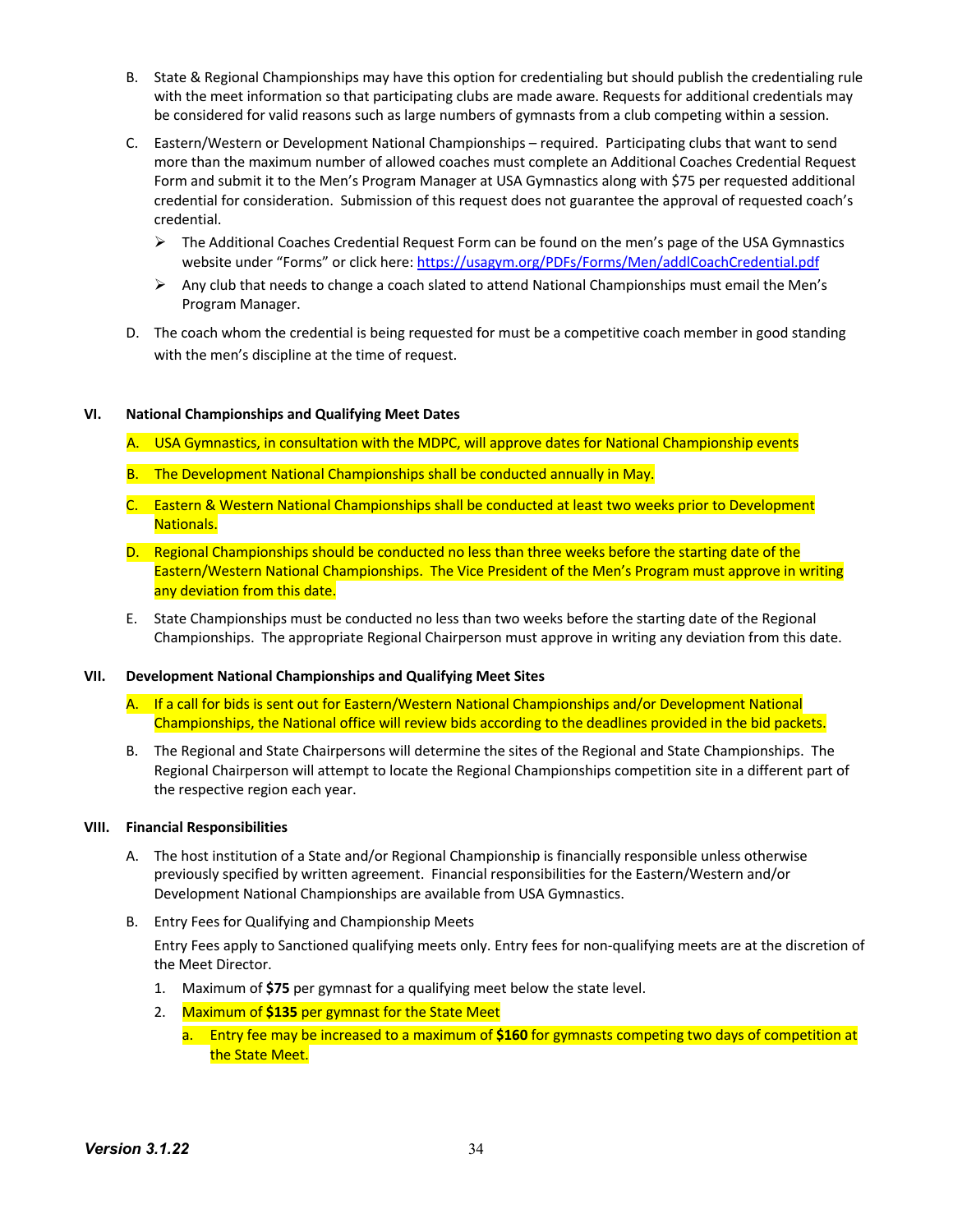B. State & Regional Championships may have this option for credentialing but should publish the credentialing rule with the meet information so that participating clubs are made aware. Requests for additional credentials may be considered for valid reasons such as large numbers of gymnasts from a club competing within a session.

C. Eastern/Western or Development National Championships – required. Participating clubs that want to send more than the maximum number of allowed coaches must complete an Additional Coaches Credential Request Form and submit it to the Men's Program Manager at USA Gymnastics along with $75 per requested additional credential for consideration. Submission of this request does not guarantee the approval of requested coach's credential.

- The Additional Coaches Credential Request Form can be found on the men's page of the USA Gymnastics website under "Forms" or click here: https://usagym.org/PDFs/Forms/Men/addlCoachCredential.pdf
- Any club that needs to change a coach slated to attend National Championships must email the Men's Program Manager.

D. The coach whom the credential is being requested for must be a competitive coach member in good standing with the men's discipline at the time of request.

## VI. National Championships and Qualifying Meet Dates

A. USA Gymnastics, in consultation with the MDPC, will approve dates for National Championship events

B. The Development National Championships shall be conducted annually in May.

C. Eastern & Western National Championships shall be conducted at least two weeks prior to Development Nationals.

D. Regional Championships should be conducted no less than three weeks before the starting date of the Eastern/Western National Championships. The Vice President of the Men's Program must approve in writing any deviation from this date.

E. State Championships must be conducted no less than two weeks before the starting date of the Regional Championships. The appropriate Regional Chairperson must approve in writing any deviation from this date.

## VII. Development National Championships and Qualifying Meet Sites

A. If a call for bids is sent out for Eastern/Western National Championships and/or Development National Championships, the National office will review bids according to the deadlines provided in the bid packets.

B. The Regional and State Chairpersons will determine the sites of the Regional and State Championships. The Regional Chairperson will attempt to locate the Regional Championships competition site in a different part of the respective region each year.

## VIII. Financial Responsibilities

A. The host institution of a State and/or Regional Championship is financially responsible unless otherwise previously specified by written agreement. Financial responsibilities for the Eastern/Western and/or Development National Championships are available from USA Gymnastics.

B. Entry Fees for Qualifying and Championship Meets

Entry Fees apply to Sanctioned qualifying meets only. Entry fees for non-qualifying meets are at the discretion of the Meet Director.

1. Maximum of **$75** per gymnast for a qualifying meet below the state level.
2. Maximum of **$135** per gymnast for the State Meet
   a. Entry fee may be increased to a maximum of **$160** for gymnasts competing two days of competition at the State Meet.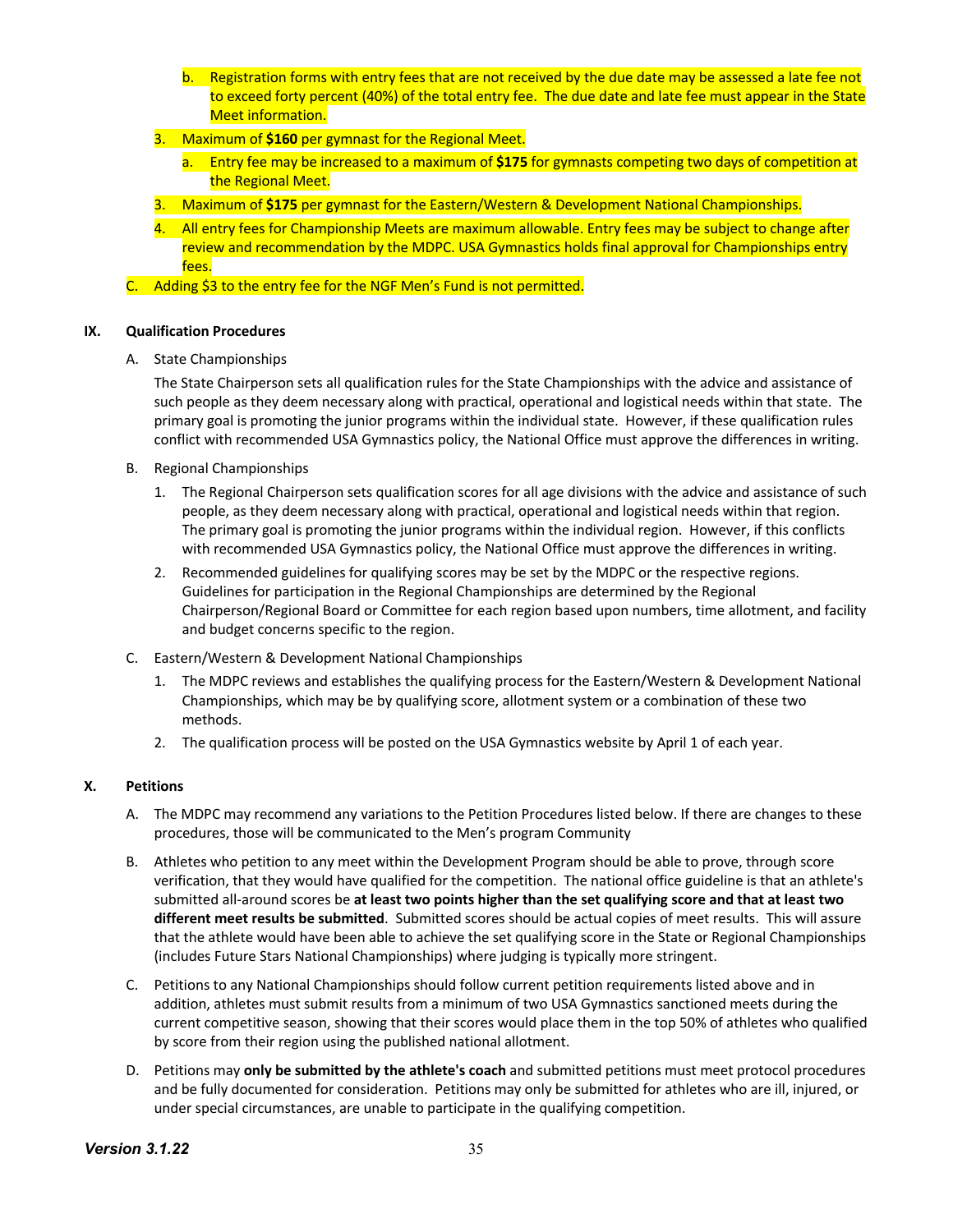b. Registration forms with entry fees that are not received by the due date may be assessed a late fee not to exceed forty percent (40%) of the total entry fee. The due date and late fee must appear in the State Meet information.

3. Maximum of **$160** per gymnast for the Regional Meet.
   a. Entry fee may be increased to a maximum of **$175** for gymnasts competing two days of competition at the Regional Meet.
3. Maximum of **$175** per gymnast for the Eastern/Western & Development National Championships.
4. All entry fees for Championship Meets are maximum allowable. Entry fees may be subject to change after review and recommendation by the MDPC. USA Gymnastics holds final approval for Championships entry fees.

C. Adding $3 to the entry fee for the NGF Men's Fund is not permitted.

## IX. Qualification Procedures

A. State Championships

The State Chairperson sets all qualification rules for the State Championships with the advice and assistance of such people as they deem necessary along with practical, operational and logistical needs within that state. The primary goal is promoting the junior programs within the individual state. However, if these qualification rules conflict with recommended USA Gymnastics policy, the National Office must approve the differences in writing.

B. Regional Championships

1. The Regional Chairperson sets qualification scores for all age divisions with the advice and assistance of such people, as they deem necessary along with practical, operational and logistical needs within that region. The primary goal is promoting the junior programs within the individual region. However, if this conflicts with recommended USA Gymnastics policy, the National Office must approve the differences in writing.
2. Recommended guidelines for qualifying scores may be set by the MDPC or the respective regions. Guidelines for participation in the Regional Championships are determined by the Regional Chairperson/Regional Board or Committee for each region based upon numbers, time allotment, and facility and budget concerns specific to the region.

C. Eastern/Western & Development National Championships

1. The MDPC reviews and establishes the qualifying process for the Eastern/Western & Development National Championships, which may be by qualifying score, allotment system or a combination of these two methods.
2. The qualification process will be posted on the USA Gymnastics website by April 1 of each year.

## X. Petitions

A. The MDPC may recommend any variations to the Petition Procedures listed below. If there are changes to these procedures, those will be communicated to the Men's program Community

B. Athletes who petition to any meet within the Development Program should be able to prove, through score verification, that they would have qualified for the competition. The national office guideline is that an athlete's submitted all-around scores be **at least two points higher than the set qualifying score and that at least two different meet results be submitted**. Submitted scores should be actual copies of meet results. This will assure that the athlete would have been able to achieve the set qualifying score in the State or Regional Championships (includes Future Stars National Championships) where judging is typically more stringent.

C. Petitions to any National Championships should follow current petition requirements listed above and in addition, athletes must submit results from a minimum of two USA Gymnastics sanctioned meets during the current competitive season, showing that their scores would place them in the top 50% of athletes who qualified by score from their region using the published national allotment.

D. Petitions may **only be submitted by the athlete's coach** and submitted petitions must meet protocol procedures and be fully documented for consideration. Petitions may only be submitted for athletes who are ill, injured, or under special circumstances, are unable to participate in the qualifying competition.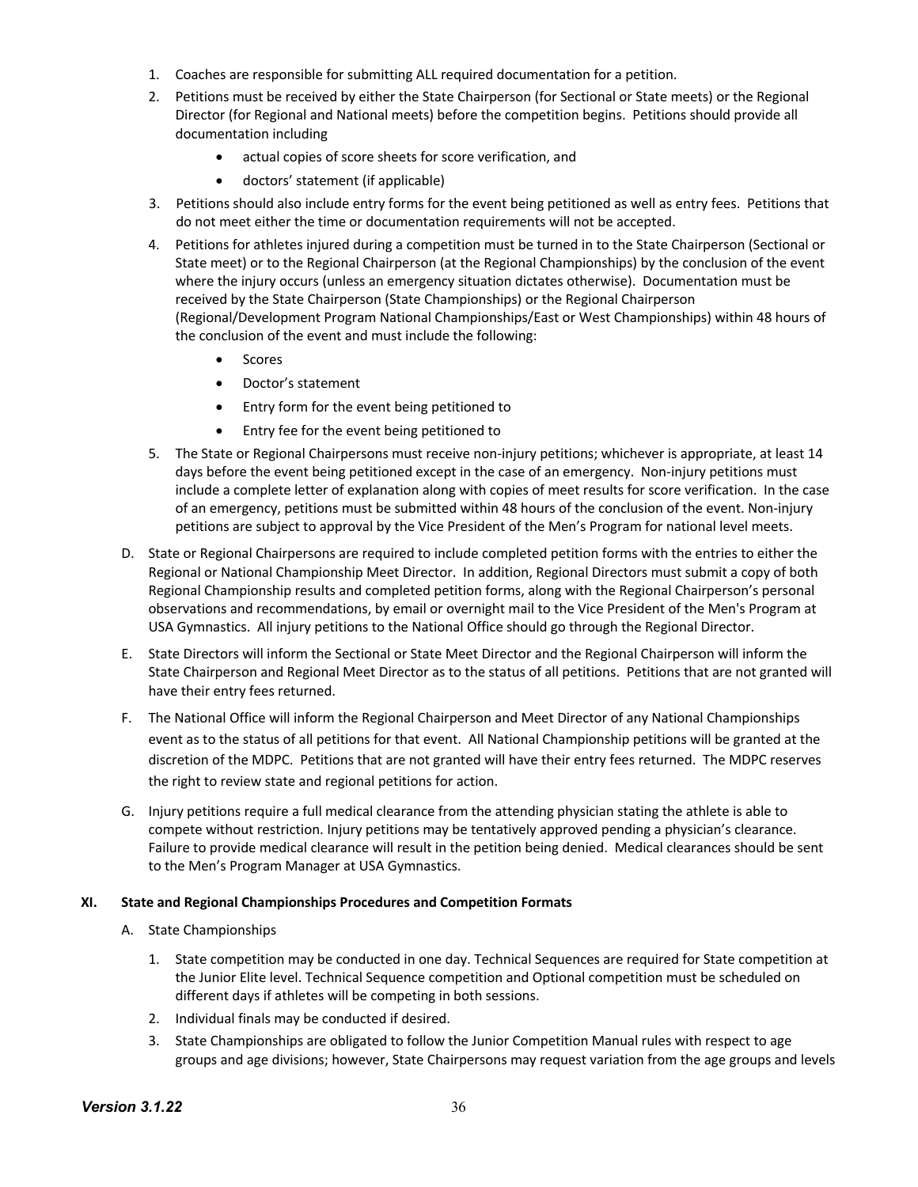1. Coaches are responsible for submitting ALL required documentation for a petition.
2. Petitions must be received by either the State Chairperson (for Sectional or State meets) or the Regional Director (for Regional and National meets) before the competition begins. Petitions should provide all documentation including
   - actual copies of score sheets for score verification, and
   - doctors' statement (if applicable)
3. Petitions should also include entry forms for the event being petitioned as well as entry fees. Petitions that do not meet either the time or documentation requirements will not be accepted.
4. Petitions for athletes injured during a competition must be turned in to the State Chairperson (Sectional or State meet) or to the Regional Chairperson (at the Regional Championships) by the conclusion of the event where the injury occurs (unless an emergency situation dictates otherwise). Documentation must be received by the State Chairperson (State Championships) or the Regional Chairperson (Regional/Development Program National Championships/East or West Championships) within 48 hours of the conclusion of the event and must include the following:
   - Scores
   - Doctor's statement
   - Entry form for the event being petitioned to
   - Entry fee for the event being petitioned to
5. The State or Regional Chairpersons must receive non-injury petitions; whichever is appropriate, at least 14 days before the event being petitioned except in the case of an emergency. Non-injury petitions must include a complete letter of explanation along with copies of meet results for score verification. In the case of an emergency, petitions must be submitted within 48 hours of the conclusion of the event. Non-injury petitions are subject to approval by the Vice President of the Men's Program for national level meets.

D. State or Regional Chairpersons are required to include completed petition forms with the entries to either the Regional or National Championship Meet Director. In addition, Regional Directors must submit a copy of both Regional Championship results and completed petition forms, along with the Regional Chairperson's personal observations and recommendations, by email or overnight mail to the Vice President of the Men's Program at USA Gymnastics. All injury petitions to the National Office should go through the Regional Director.

E. State Directors will inform the Sectional or State Meet Director and the Regional Chairperson will inform the State Chairperson and Regional Meet Director as to the status of all petitions. Petitions that are not granted will have their entry fees returned.

F. The National Office will inform the Regional Chairperson and Meet Director of any National Championships event as to the status of all petitions for that event. All National Championship petitions will be granted at the discretion of the MDPC. Petitions that are not granted will have their entry fees returned. The MDPC reserves the right to review state and regional petitions for action.

G. Injury petitions require a full medical clearance from the attending physician stating the athlete is able to compete without restriction. Injury petitions may be tentatively approved pending a physician's clearance. Failure to provide medical clearance will result in the petition being denied. Medical clearances should be sent to the Men's Program Manager at USA Gymnastics.

## XI. State and Regional Championships Procedures and Competition Formats

A. State Championships

1. State competition may be conducted in one day. Technical Sequences are required for State competition at the Junior Elite level. Technical Sequence competition and Optional competition must be scheduled on different days if athletes will be competing in both sessions.
2. Individual finals may be conducted if desired.
3. State Championships are obligated to follow the Junior Competition Manual rules with respect to age groups and age divisions; however, State Chairpersons may request variation from the age groups and levels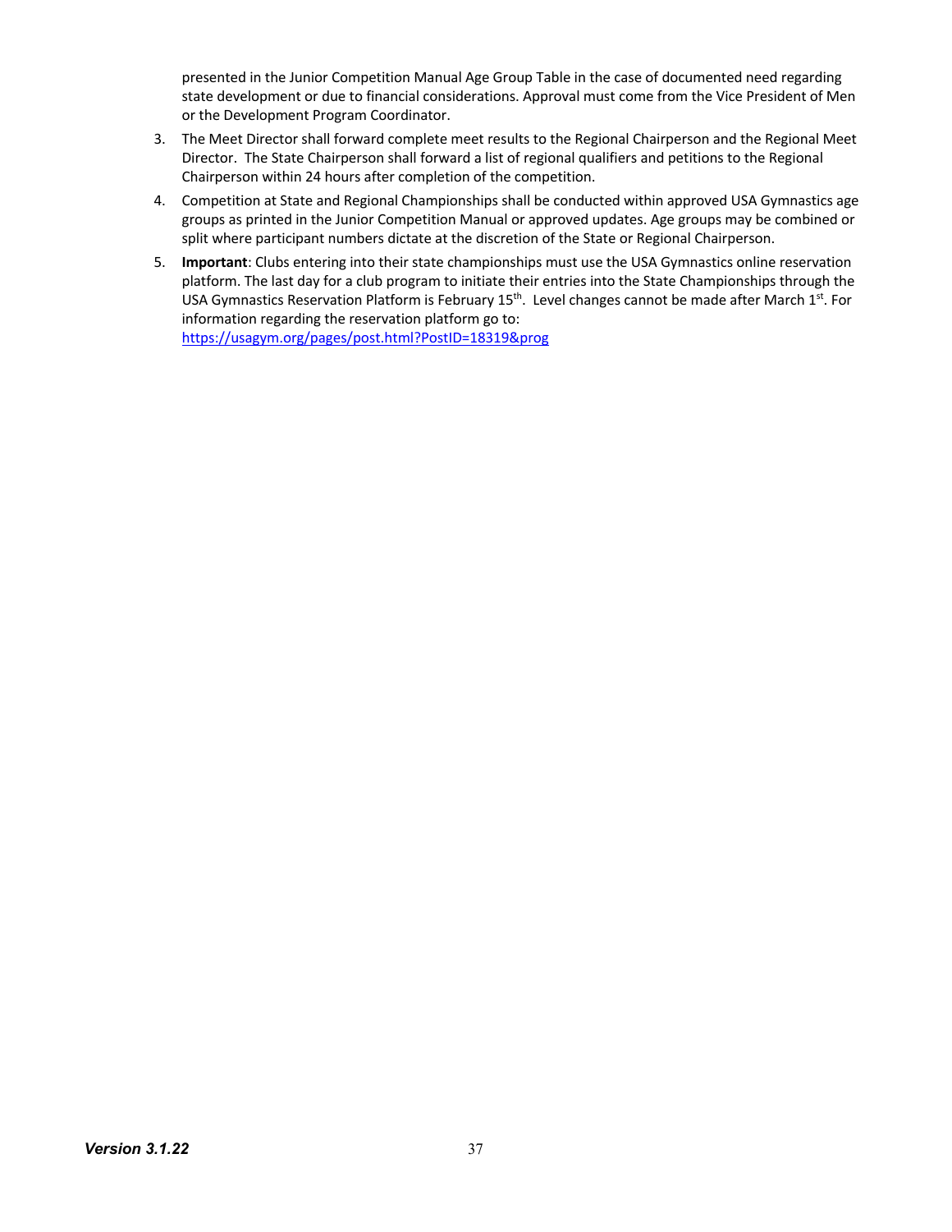presented in the Junior Competition Manual Age Group Table in the case of documented need regarding state development or due to financial considerations. Approval must come from the Vice President of Men or the Development Program Coordinator.

3. The Meet Director shall forward complete meet results to the Regional Chairperson and the Regional Meet Director. The State Chairperson shall forward a list of regional qualifiers and petitions to the Regional Chairperson within 24 hours after completion of the competition.
4. Competition at State and Regional Championships shall be conducted within approved USA Gymnastics age groups as printed in the Junior Competition Manual or approved updates. Age groups may be combined or split where participant numbers dictate at the discretion of the State or Regional Chairperson.
5. **Important**: Clubs entering into their state championships must use the USA Gymnastics online reservation platform. The last day for a club program to initiate their entries into the State Championships through the USA Gymnastics Reservation Platform is February 15th. Level changes cannot be made after March 1st. For information regarding the reservation platform go to: https://usagym.org/pages/post.html?PostID=18319&prog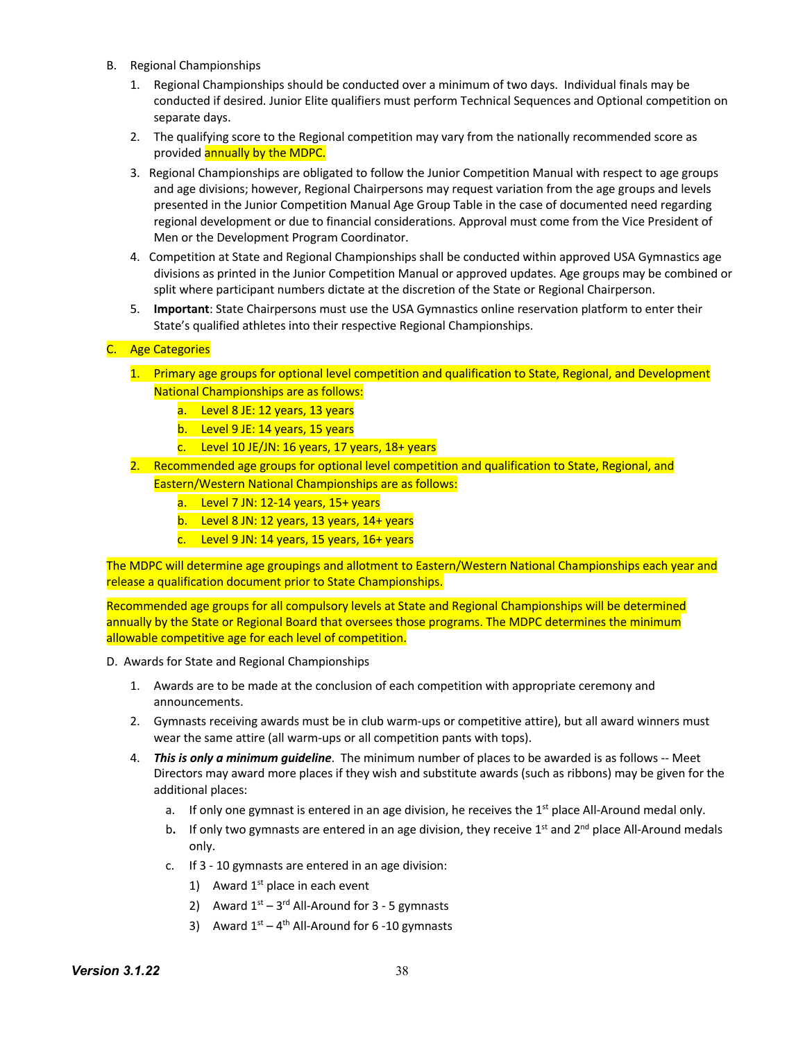B. Regional Championships

1. Regional Championships should be conducted over a minimum of two days. Individual finals may be conducted if desired. Junior Elite qualifiers must perform Technical Sequences and Optional competition on separate days.
2. The qualifying score to the Regional competition may vary from the nationally recommended score as provided annually by the MDPC.
3. Regional Championships are obligated to follow the Junior Competition Manual with respect to age groups and age divisions; however, Regional Chairpersons may request variation from the age groups and levels presented in the Junior Competition Manual Age Group Table in the case of documented need regarding regional development or due to financial considerations. Approval must come from the Vice President of Men or the Development Program Coordinator.
4. Competition at State and Regional Championships shall be conducted within approved USA Gymnastics age divisions as printed in the Junior Competition Manual or approved updates. Age groups may be combined or split where participant numbers dictate at the discretion of the State or Regional Chairperson.
5. **Important**: State Chairpersons must use the USA Gymnastics online reservation platform to enter their State's qualified athletes into their respective Regional Championships.

C. Age Categories

1. Primary age groups for optional level competition and qualification to State, Regional, and Development National Championships are as follows:
   a. Level 8 JE: 12 years, 13 years
   b. Level 9 JE: 14 years, 15 years
   c. Level 10 JE/JN: 16 years, 17 years, 18+ years
2. Recommended age groups for optional level competition and qualification to State, Regional, and Eastern/Western National Championships are as follows:
   a. Level 7 JN: 12-14 years, 15+ years
   b. Level 8 JN: 12 years, 13 years, 14+ years
   c. Level 9 JN: 14 years, 15 years, 16+ years

The MDPC will determine age groupings and allotment to Eastern/Western National Championships each year and release a qualification document prior to State Championships.

Recommended age groups for all compulsory levels at State and Regional Championships will be determined annually by the State or Regional Board that oversees those programs. The MDPC determines the minimum allowable competitive age for each level of competition.

D. Awards for State and Regional Championships

1. Awards are to be made at the conclusion of each competition with appropriate ceremony and announcements.
2. Gymnasts receiving awards must be in club warm-ups or competitive attire), but all award winners must wear the same attire (all warm-ups or all competition pants with tops).
4. ***This is only a minimum guideline***. The minimum number of places to be awarded is as follows -- Meet Directors may award more places if they wish and substitute awards (such as ribbons) may be given for the additional places:
   a. If only one gymnast is entered in an age division, he receives the 1st place All-Around medal only.
   b. If only two gymnasts are entered in an age division, they receive 1st and 2nd place All-Around medals only.
   c. If 3 - 10 gymnasts are entered in an age division:
      1) Award 1st place in each event
      2) Award 1st – 3rd All-Around for 3 - 5 gymnasts
      3) Award 1st – 4th All-Around for 6 -10 gymnasts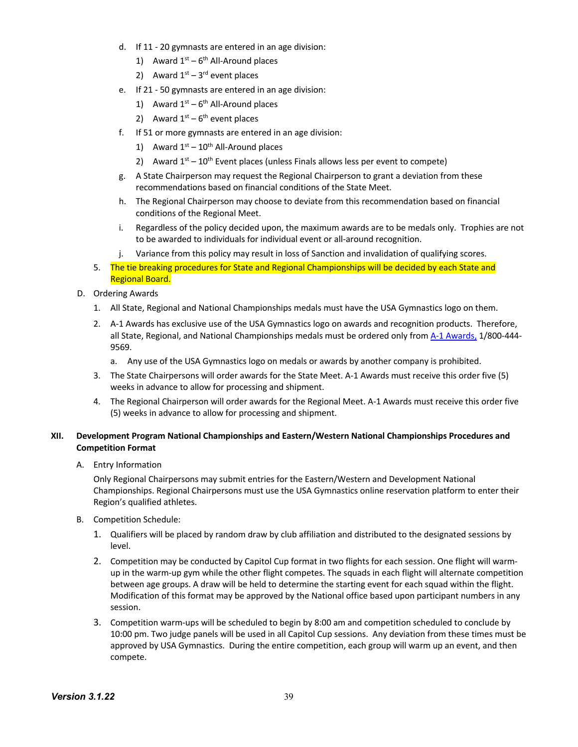d. If 11 - 20 gymnasts are entered in an age division:
   1) Award 1st – 6th All-Around places
   2) Award 1st – 3rd event places

e. If 21 - 50 gymnasts are entered in an age division:
   1) Award 1st – 6th All-Around places
   2) Award 1st – 6th event places

f. If 51 or more gymnasts are entered in an age division:
   1) Award 1st – 10th All-Around places
   2) Award 1st – 10th Event places (unless Finals allows less per event to compete)

g. A State Chairperson may request the Regional Chairperson to grant a deviation from these recommendations based on financial conditions of the State Meet.

h. The Regional Chairperson may choose to deviate from this recommendation based on financial conditions of the Regional Meet.

i. Regardless of the policy decided upon, the maximum awards are to be medals only. Trophies are not to be awarded to individuals for individual event or all-around recognition.

j. Variance from this policy may result in loss of Sanction and invalidation of qualifying scores.

5. The tie breaking procedures for State and Regional Championships will be decided by each State and Regional Board.

D. Ordering Awards

1. All State, Regional and National Championships medals must have the USA Gymnastics logo on them.
2. A-1 Awards has exclusive use of the USA Gymnastics logo on awards and recognition products. Therefore, all State, Regional, and National Championships medals must be ordered only from A-1 Awards, 1/800-444-9569.
   a. Any use of the USA Gymnastics logo on medals or awards by another company is prohibited.
3. The State Chairpersons will order awards for the State Meet. A-1 Awards must receive this order five (5) weeks in advance to allow for processing and shipment.
4. The Regional Chairperson will order awards for the Regional Meet. A-1 Awards must receive this order five (5) weeks in advance to allow for processing and shipment.

## XII. Development Program National Championships and Eastern/Western National Championships Procedures and Competition Format

A. Entry Information

Only Regional Chairpersons may submit entries for the Eastern/Western and Development National Championships. Regional Chairpersons must use the USA Gymnastics online reservation platform to enter their Region's qualified athletes.

B. Competition Schedule:

1. Qualifiers will be placed by random draw by club affiliation and distributed to the designated sessions by level.
2. Competition may be conducted by Capitol Cup format in two flights for each session. One flight will warm-up in the warm-up gym while the other flight competes. The squads in each flight will alternate competition between age groups. A draw will be held to determine the starting event for each squad within the flight. Modification of this format may be approved by the National office based upon participant numbers in any session.
3. Competition warm-ups will be scheduled to begin by 8:00 am and competition scheduled to conclude by 10:00 pm. Two judge panels will be used in all Capitol Cup sessions. Any deviation from these times must be approved by USA Gymnastics. During the entire competition, each group will warm up an event, and then compete.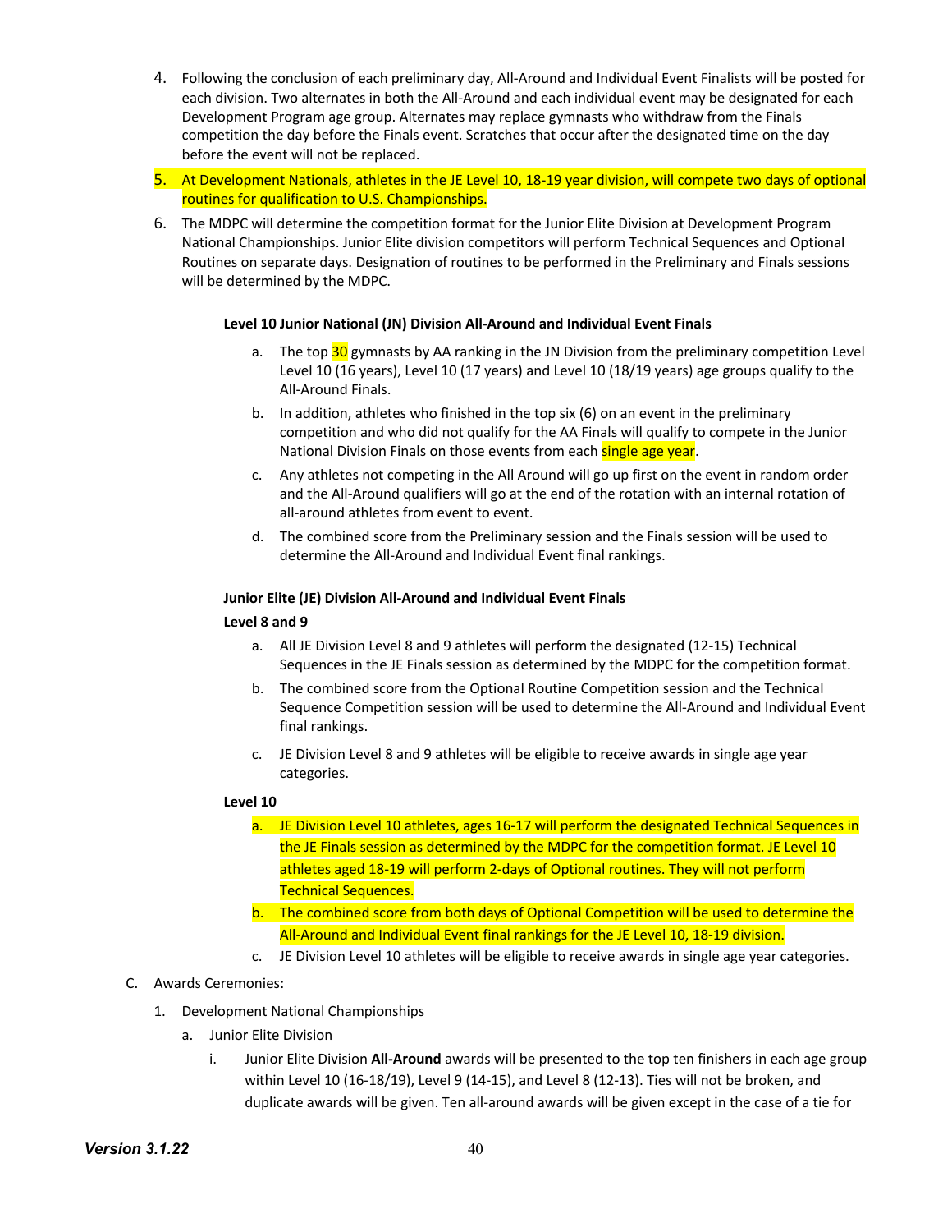4. Following the conclusion of each preliminary day, All-Around and Individual Event Finalists will be posted for each division. Two alternates in both the All-Around and each individual event may be designated for each Development Program age group. Alternates may replace gymnasts who withdraw from the Finals competition the day before the Finals event. Scratches that occur after the designated time on the day before the event will not be replaced.
5. At Development Nationals, athletes in the JE Level 10, 18-19 year division, will compete two days of optional routines for qualification to U.S. Championships.
6. The MDPC will determine the competition format for the Junior Elite Division at Development Program National Championships. Junior Elite division competitors will perform Technical Sequences and Optional Routines on separate days. Designation of routines to be performed in the Preliminary and Finals sessions will be determined by the MDPC.

**Level 10 Junior National (JN) Division All-Around and Individual Event Finals**

a. The top 30 gymnasts by AA ranking in the JN Division from the preliminary competition Level Level 10 (16 years), Level 10 (17 years) and Level 10 (18/19 years) age groups qualify to the All-Around Finals.
b. In addition, athletes who finished in the top six (6) on an event in the preliminary competition and who did not qualify for the AA Finals will qualify to compete in the Junior National Division Finals on those events from each single age year.
c. Any athletes not competing in the All Around will go up first on the event in random order and the All-Around qualifiers will go at the end of the rotation with an internal rotation of all-around athletes from event to event.
d. The combined score from the Preliminary session and the Finals session will be used to determine the All-Around and Individual Event final rankings.

**Junior Elite (JE) Division All-Around and Individual Event Finals**

**Level 8 and 9**

a. All JE Division Level 8 and 9 athletes will perform the designated (12-15) Technical Sequences in the JE Finals session as determined by the MDPC for the competition format.
b. The combined score from the Optional Routine Competition session and the Technical Sequence Competition session will be used to determine the All-Around and Individual Event final rankings.
c. JE Division Level 8 and 9 athletes will be eligible to receive awards in single age year categories.

**Level 10**

a. JE Division Level 10 athletes, ages 16-17 will perform the designated Technical Sequences in the JE Finals session as determined by the MDPC for the competition format. JE Level 10 athletes aged 18-19 will perform 2-days of Optional routines. They will not perform Technical Sequences.
b. The combined score from both days of Optional Competition will be used to determine the All-Around and Individual Event final rankings for the JE Level 10, 18-19 division.
c. JE Division Level 10 athletes will be eligible to receive awards in single age year categories.

C. Awards Ceremonies:

1. Development National Championships
   a. Junior Elite Division
      i. Junior Elite Division **All-Around** awards will be presented to the top ten finishers in each age group within Level 10 (16-18/19), Level 9 (14-15), and Level 8 (12-13). Ties will not be broken, and duplicate awards will be given. Ten all-around awards will be given except in the case of a tie for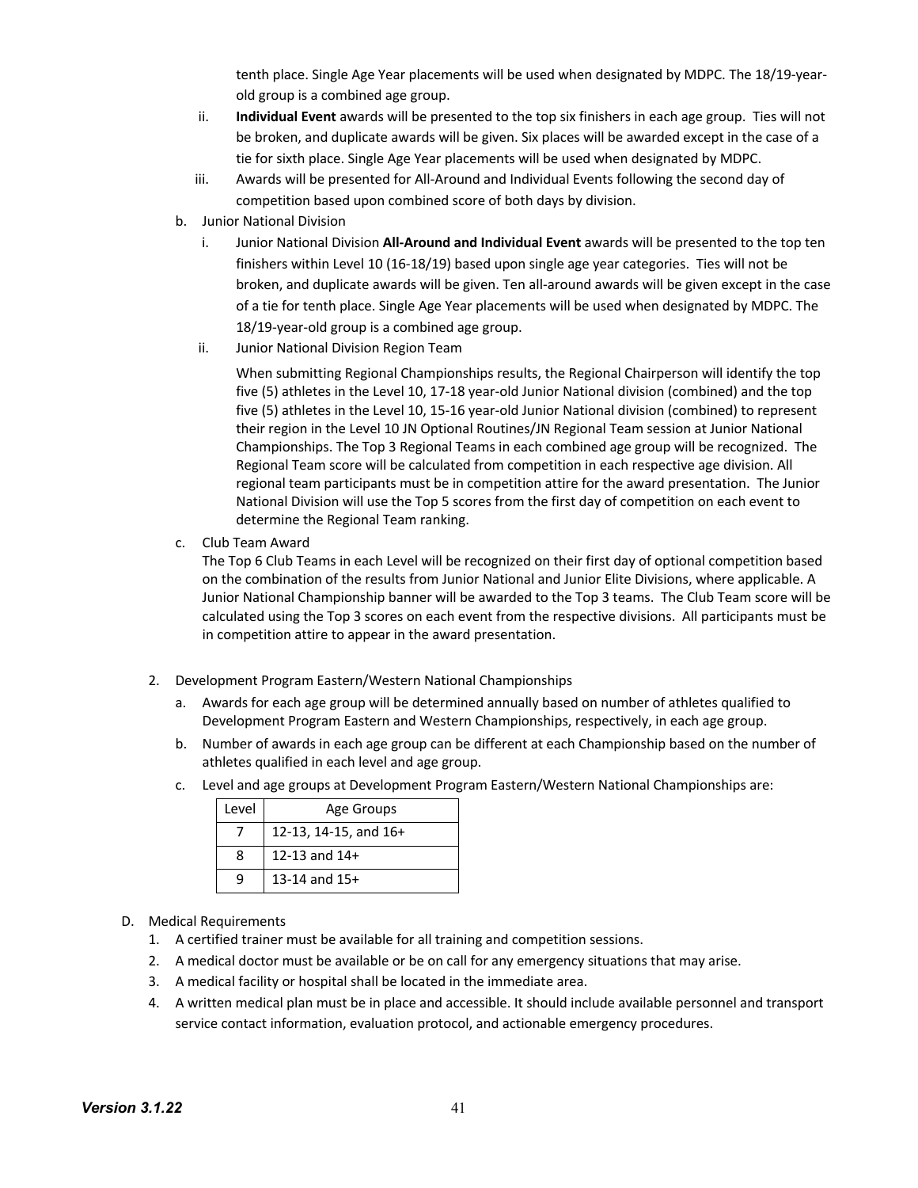tenth place. Single Age Year placements will be used when designated by MDPC. The 18/19-year-old group is a combined age group.

   ii. **Individual Event** awards will be presented to the top six finishers in each age group. Ties will not be broken, and duplicate awards will be given. Six places will be awarded except in the case of a tie for sixth place. Single Age Year placements will be used when designated by MDPC.

   iii. Awards will be presented for All-Around and Individual Events following the second day of competition based upon combined score of both days by division.

b. Junior National Division

   i. Junior National Division **All-Around and Individual Event** awards will be presented to the top ten finishers within Level 10 (16-18/19) based upon single age year categories. Ties will not be broken, and duplicate awards will be given. Ten all-around awards will be given except in the case of a tie for tenth place. Single Age Year placements will be used when designated by MDPC. The 18/19-year-old group is a combined age group.

   ii. Junior National Division Region Team

   When submitting Regional Championships results, the Regional Chairperson will identify the top five (5) athletes in the Level 10, 17-18 year-old Junior National division (combined) and the top five (5) athletes in the Level 10, 15-16 year-old Junior National division (combined) to represent their region in the Level 10 JN Optional Routines/JN Regional Team session at Junior National Championships. The Top 3 Regional Teams in each combined age group will be recognized. The Regional Team score will be calculated from competition in each respective age division. All regional team participants must be in competition attire for the award presentation. The Junior National Division will use the Top 5 scores from the first day of competition on each event to determine the Regional Team ranking.

c. Club Team Award

   The Top 6 Club Teams in each Level will be recognized on their first day of optional competition based on the combination of the results from Junior National and Junior Elite Divisions, where applicable. A Junior National Championship banner will be awarded to the Top 3 teams. The Club Team score will be calculated using the Top 3 scores on each event from the respective divisions. All participants must be in competition attire to appear in the award presentation.

2. Development Program Eastern/Western National Championships

   a. Awards for each age group will be determined annually based on number of athletes qualified to Development Program Eastern and Western Championships, respectively, in each age group.

   b. Number of awards in each age group can be different at each Championship based on the number of athletes qualified in each level and age group.

   c. Level and age groups at Development Program Eastern/Western National Championships are:

| Level | Age Groups |
|---|---|
| 7 | 12-13, 14-15, and 16+ |
| 8 | 12-13 and 14+ |
| 9 | 13-14 and 15+ |

D. Medical Requirements

1. A certified trainer must be available for all training and competition sessions.
2. A medical doctor must be available or be on call for any emergency situations that may arise.
3. A medical facility or hospital shall be located in the immediate area.
4. A written medical plan must be in place and accessible. It should include available personnel and transport service contact information, evaluation protocol, and actionable emergency procedures.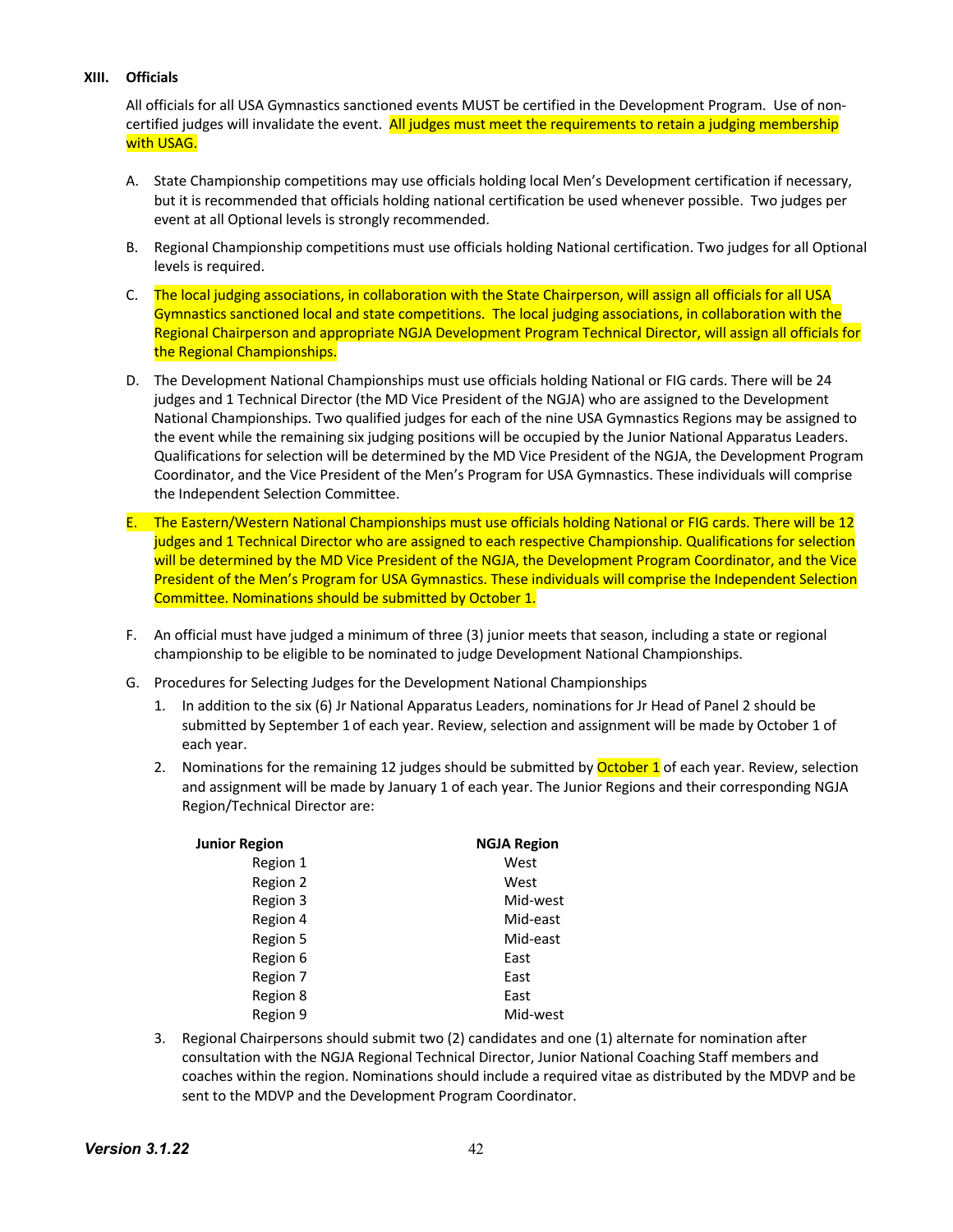## XIII. Officials

All officials for all USA Gymnastics sanctioned events MUST be certified in the Development Program. Use of non-certified judges will invalidate the event. All judges must meet the requirements to retain a judging membership with USAG.

A. State Championship competitions may use officials holding local Men's Development certification if necessary, but it is recommended that officials holding national certification be used whenever possible. Two judges per event at all Optional levels is strongly recommended.

B. Regional Championship competitions must use officials holding National certification. Two judges for all Optional levels is required.

C. The local judging associations, in collaboration with the State Chairperson, will assign all officials for all USA Gymnastics sanctioned local and state competitions. The local judging associations, in collaboration with the Regional Chairperson and appropriate NGJA Development Program Technical Director, will assign all officials for the Regional Championships.

D. The Development National Championships must use officials holding National or FIG cards. There will be 24 judges and 1 Technical Director (the MD Vice President of the NGJA) who are assigned to the Development National Championships. Two qualified judges for each of the nine USA Gymnastics Regions may be assigned to the event while the remaining six judging positions will be occupied by the Junior National Apparatus Leaders. Qualifications for selection will be determined by the MD Vice President of the NGJA, the Development Program Coordinator, and the Vice President of the Men's Program for USA Gymnastics. These individuals will comprise the Independent Selection Committee.

E. The Eastern/Western National Championships must use officials holding National or FIG cards. There will be 12 judges and 1 Technical Director who are assigned to each respective Championship. Qualifications for selection will be determined by the MD Vice President of the NGJA, the Development Program Coordinator, and the Vice President of the Men's Program for USA Gymnastics. These individuals will comprise the Independent Selection Committee. Nominations should be submitted by October 1.

F. An official must have judged a minimum of three (3) junior meets that season, including a state or regional championship to be eligible to be nominated to judge Development National Championships.

G. Procedures for Selecting Judges for the Development National Championships

1. In addition to the six (6) Jr National Apparatus Leaders, nominations for Jr Head of Panel 2 should be submitted by September 1 of each year. Review, selection and assignment will be made by October 1 of each year.

2. Nominations for the remaining 12 judges should be submitted by October 1 of each year. Review, selection and assignment will be made by January 1 of each year. The Junior Regions and their corresponding NGJA Region/Technical Director are:

| Junior Region | NGJA Region |
|---|---|
| Region 1 | West |
| Region 2 | West |
| Region 3 | Mid-west |
| Region 4 | Mid-east |
| Region 5 | Mid-east |
| Region 6 | East |
| Region 7 | East |
| Region 8 | East |
| Region 9 | Mid-west |

3. Regional Chairpersons should submit two (2) candidates and one (1) alternate for nomination after consultation with the NGJA Regional Technical Director, Junior National Coaching Staff members and coaches within the region. Nominations should include a required vitae as distributed by the MDVP and be sent to the MDVP and the Development Program Coordinator.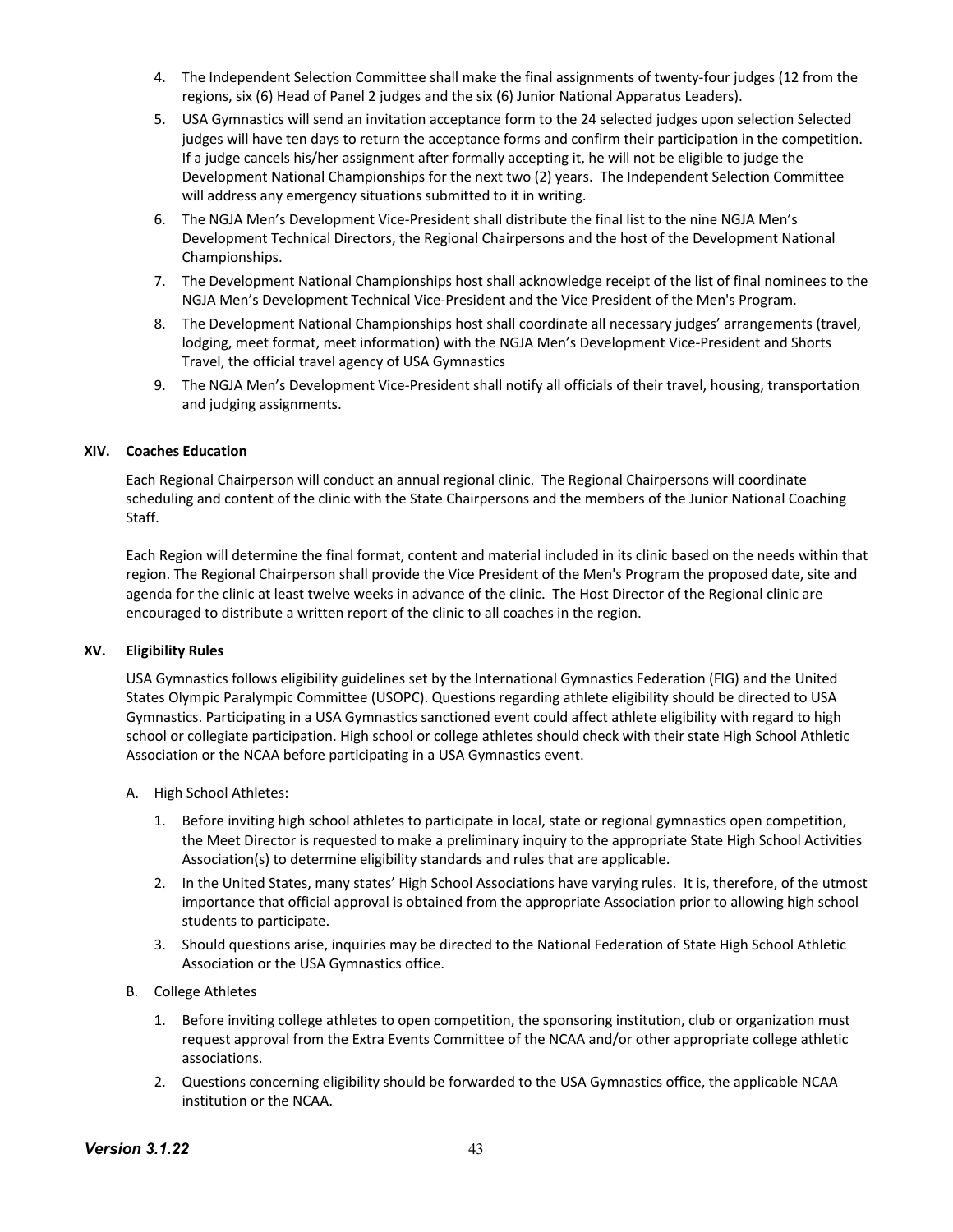4. The Independent Selection Committee shall make the final assignments of twenty-four judges (12 from the regions, six (6) Head of Panel 2 judges and the six (6) Junior National Apparatus Leaders).
5. USA Gymnastics will send an invitation acceptance form to the 24 selected judges upon selection Selected judges will have ten days to return the acceptance forms and confirm their participation in the competition. If a judge cancels his/her assignment after formally accepting it, he will not be eligible to judge the Development National Championships for the next two (2) years. The Independent Selection Committee will address any emergency situations submitted to it in writing.
6. The NGJA Men's Development Vice-President shall distribute the final list to the nine NGJA Men's Development Technical Directors, the Regional Chairpersons and the host of the Development National Championships.
7. The Development National Championships host shall acknowledge receipt of the list of final nominees to the NGJA Men's Development Technical Vice-President and the Vice President of the Men's Program.
8. The Development National Championships host shall coordinate all necessary judges' arrangements (travel, lodging, meet format, meet information) with the NGJA Men's Development Vice-President and Shorts Travel, the official travel agency of USA Gymnastics
9. The NGJA Men's Development Vice-President shall notify all officials of their travel, housing, transportation and judging assignments.

## XIV. Coaches Education

Each Regional Chairperson will conduct an annual regional clinic. The Regional Chairpersons will coordinate scheduling and content of the clinic with the State Chairpersons and the members of the Junior National Coaching Staff.

Each Region will determine the final format, content and material included in its clinic based on the needs within that region. The Regional Chairperson shall provide the Vice President of the Men's Program the proposed date, site and agenda for the clinic at least twelve weeks in advance of the clinic. The Host Director of the Regional clinic are encouraged to distribute a written report of the clinic to all coaches in the region.

## XV. Eligibility Rules

USA Gymnastics follows eligibility guidelines set by the International Gymnastics Federation (FIG) and the United States Olympic Paralympic Committee (USOPC). Questions regarding athlete eligibility should be directed to USA Gymnastics. Participating in a USA Gymnastics sanctioned event could affect athlete eligibility with regard to high school or collegiate participation. High school or college athletes should check with their state High School Athletic Association or the NCAA before participating in a USA Gymnastics event.

A. High School Athletes:

1. Before inviting high school athletes to participate in local, state or regional gymnastics open competition, the Meet Director is requested to make a preliminary inquiry to the appropriate State High School Activities Association(s) to determine eligibility standards and rules that are applicable.
2. In the United States, many states' High School Associations have varying rules. It is, therefore, of the utmost importance that official approval is obtained from the appropriate Association prior to allowing high school students to participate.
3. Should questions arise, inquiries may be directed to the National Federation of State High School Athletic Association or the USA Gymnastics office.

B. College Athletes

1. Before inviting college athletes to open competition, the sponsoring institution, club or organization must request approval from the Extra Events Committee of the NCAA and/or other appropriate college athletic associations.
2. Questions concerning eligibility should be forwarded to the USA Gymnastics office, the applicable NCAA institution or the NCAA.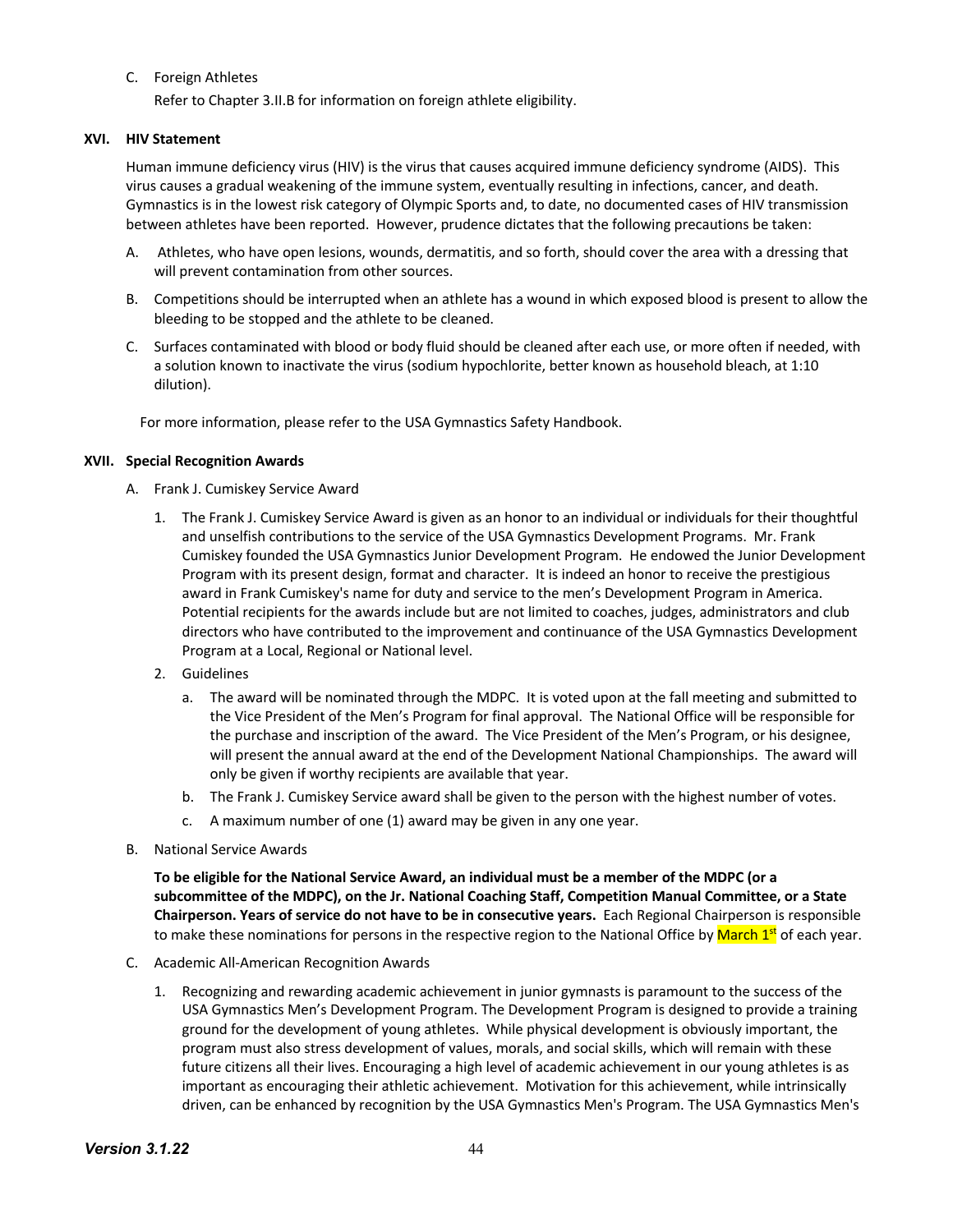C. Foreign Athletes

Refer to Chapter 3.II.B for information on foreign athlete eligibility.

## XVI. HIV Statement

Human immune deficiency virus (HIV) is the virus that causes acquired immune deficiency syndrome (AIDS). This virus causes a gradual weakening of the immune system, eventually resulting in infections, cancer, and death. Gymnastics is in the lowest risk category of Olympic Sports and, to date, no documented cases of HIV transmission between athletes have been reported. However, prudence dictates that the following precautions be taken:

A. Athletes, who have open lesions, wounds, dermatitis, and so forth, should cover the area with a dressing that will prevent contamination from other sources.

B. Competitions should be interrupted when an athlete has a wound in which exposed blood is present to allow the bleeding to be stopped and the athlete to be cleaned.

C. Surfaces contaminated with blood or body fluid should be cleaned after each use, or more often if needed, with a solution known to inactivate the virus (sodium hypochlorite, better known as household bleach, at 1:10 dilution).

For more information, please refer to the USA Gymnastics Safety Handbook.

## XVII. Special Recognition Awards

A. Frank J. Cumiskey Service Award

1. The Frank J. Cumiskey Service Award is given as an honor to an individual or individuals for their thoughtful and unselfish contributions to the service of the USA Gymnastics Development Programs. Mr. Frank Cumiskey founded the USA Gymnastics Junior Development Program. He endowed the Junior Development Program with its present design, format and character. It is indeed an honor to receive the prestigious award in Frank Cumiskey's name for duty and service to the men's Development Program in America. Potential recipients for the awards include but are not limited to coaches, judges, administrators and club directors who have contributed to the improvement and continuance of the USA Gymnastics Development Program at a Local, Regional or National level.

2. Guidelines

   a. The award will be nominated through the MDPC. It is voted upon at the fall meeting and submitted to the Vice President of the Men's Program for final approval. The National Office will be responsible for the purchase and inscription of the award. The Vice President of the Men's Program, or his designee, will present the annual award at the end of the Development National Championships. The award will only be given if worthy recipients are available that year.

   b. The Frank J. Cumiskey Service award shall be given to the person with the highest number of votes.

   c. A maximum number of one (1) award may be given in any one year.

B. National Service Awards

**To be eligible for the National Service Award, an individual must be a member of the MDPC (or a subcommittee of the MDPC), on the Jr. National Coaching Staff, Competition Manual Committee, or a State Chairperson. Years of service do not have to be in consecutive years.** Each Regional Chairperson is responsible to make these nominations for persons in the respective region to the National Office by March 1st of each year.

C. Academic All-American Recognition Awards

1. Recognizing and rewarding academic achievement in junior gymnasts is paramount to the success of the USA Gymnastics Men's Development Program. The Development Program is designed to provide a training ground for the development of young athletes. While physical development is obviously important, the program must also stress development of values, morals, and social skills, which will remain with these future citizens all their lives. Encouraging a high level of academic achievement in our young athletes is as important as encouraging their athletic achievement. Motivation for this achievement, while intrinsically driven, can be enhanced by recognition by the USA Gymnastics Men's Program. The USA Gymnastics Men's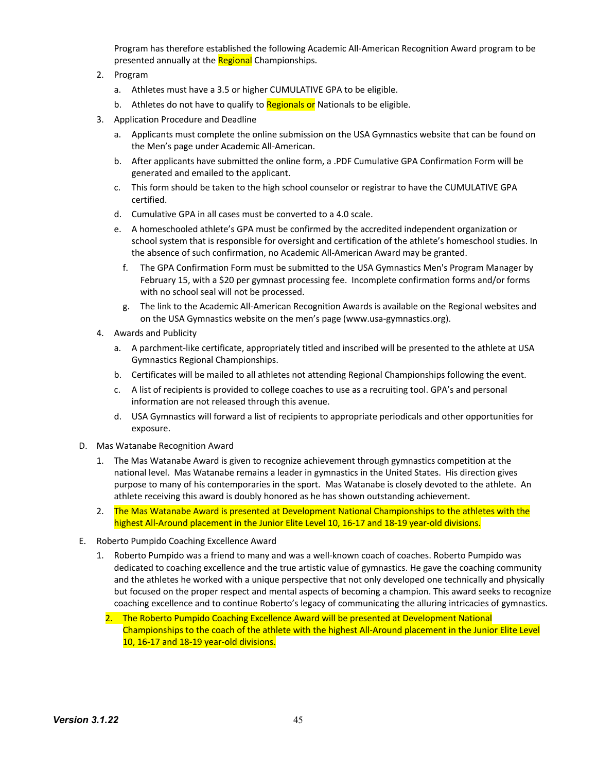Program has therefore established the following Academic All-American Recognition Award program to be presented annually at the Regional Championships.

2. Program
   a. Athletes must have a 3.5 or higher CUMULATIVE GPA to be eligible.
   b. Athletes do not have to qualify to Regionals or Nationals to be eligible.
3. Application Procedure and Deadline
   a. Applicants must complete the online submission on the USA Gymnastics website that can be found on the Men's page under Academic All-American.
   b. After applicants have submitted the online form, a .PDF Cumulative GPA Confirmation Form will be generated and emailed to the applicant.
   c. This form should be taken to the high school counselor or registrar to have the CUMULATIVE GPA certified.
   d. Cumulative GPA in all cases must be converted to a 4.0 scale.
   e. A homeschooled athlete's GPA must be confirmed by the accredited independent organization or school system that is responsible for oversight and certification of the athlete's homeschool studies. In the absence of such confirmation, no Academic All-American Award may be granted.
   f. The GPA Confirmation Form must be submitted to the USA Gymnastics Men's Program Manager by February 15, with a $20 per gymnast processing fee. Incomplete confirmation forms and/or forms with no school seal will not be processed.
   g. The link to the Academic All-American Recognition Awards is available on the Regional websites and on the USA Gymnastics website on the men's page (www.usa-gymnastics.org).
4. Awards and Publicity
   a. A parchment-like certificate, appropriately titled and inscribed will be presented to the athlete at USA Gymnastics Regional Championships.
   b. Certificates will be mailed to all athletes not attending Regional Championships following the event.
   c. A list of recipients is provided to college coaches to use as a recruiting tool. GPA's and personal information are not released through this avenue.
   d. USA Gymnastics will forward a list of recipients to appropriate periodicals and other opportunities for exposure.

D. Mas Watanabe Recognition Award
   1. The Mas Watanabe Award is given to recognize achievement through gymnastics competition at the national level. Mas Watanabe remains a leader in gymnastics in the United States. His direction gives purpose to many of his contemporaries in the sport. Mas Watanabe is closely devoted to the athlete. An athlete receiving this award is doubly honored as he has shown outstanding achievement.
   2. The Mas Watanabe Award is presented at Development National Championships to the athletes with the highest All-Around placement in the Junior Elite Level 10, 16-17 and 18-19 year-old divisions.

E. Roberto Pumpido Coaching Excellence Award
   1. Roberto Pumpido was a friend to many and was a well-known coach of coaches. Roberto Pumpido was dedicated to coaching excellence and the true artistic value of gymnastics. He gave the coaching community and the athletes he worked with a unique perspective that not only developed one technically and physically but focused on the proper respect and mental aspects of becoming a champion. This award seeks to recognize coaching excellence and to continue Roberto's legacy of communicating the alluring intricacies of gymnastics.
   2. The Roberto Pumpido Coaching Excellence Award will be presented at Development National Championships to the coach of the athlete with the highest All-Around placement in the Junior Elite Level 10, 16-17 and 18-19 year-old divisions.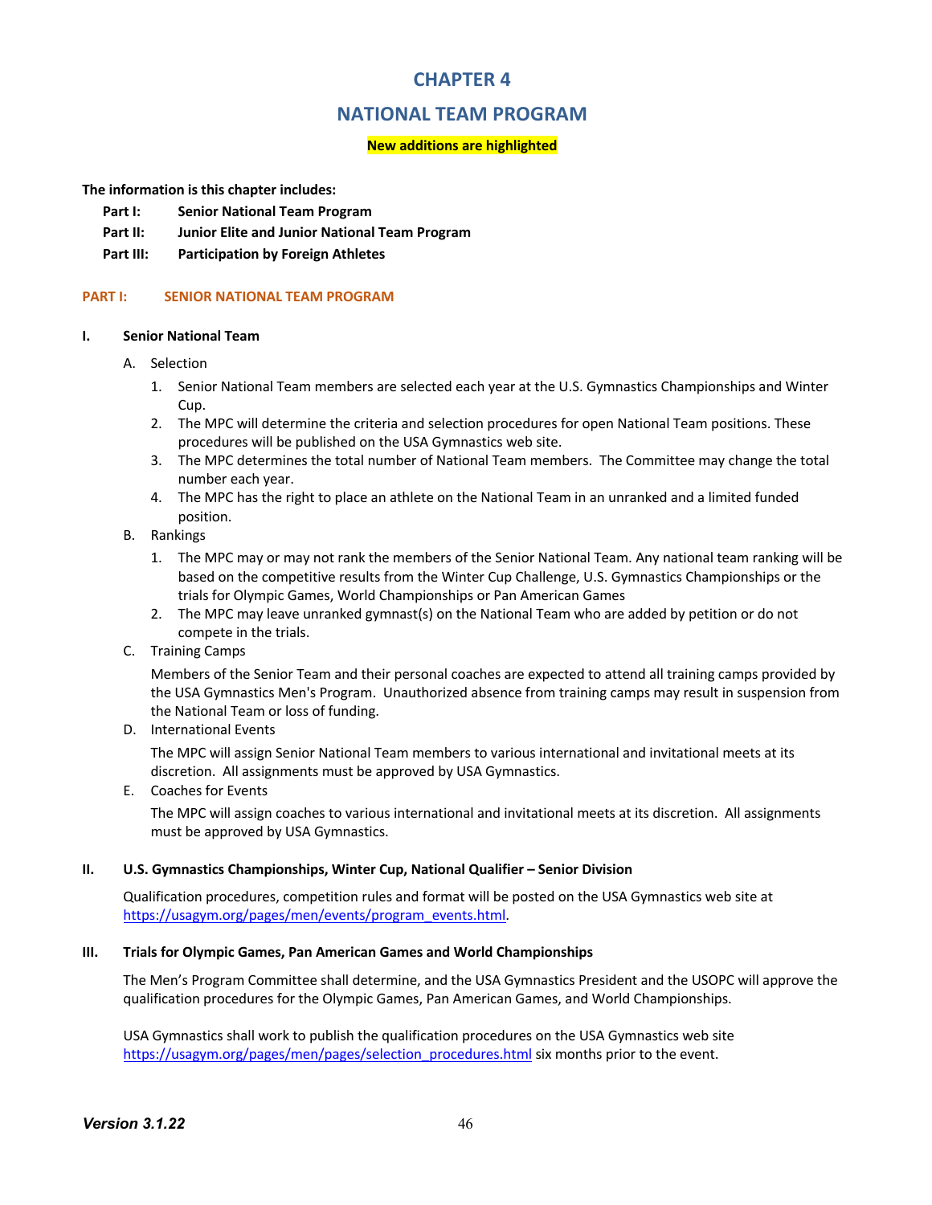# CHAPTER 4

# NATIONAL TEAM PROGRAM

**New additions are highlighted**

**The information is this chapter includes:**

- **Part I: Senior National Team Program**
- **Part II: Junior Elite and Junior National Team Program**
- **Part III: Participation by Foreign Athletes**

## PART I: SENIOR NATIONAL TEAM PROGRAM

### I. Senior National Team

A. Selection

1. Senior National Team members are selected each year at the U.S. Gymnastics Championships and Winter Cup.
2. The MPC will determine the criteria and selection procedures for open National Team positions. These procedures will be published on the USA Gymnastics web site.
3. The MPC determines the total number of National Team members. The Committee may change the total number each year.
4. The MPC has the right to place an athlete on the National Team in an unranked and a limited funded position.

B. Rankings

1. The MPC may or may not rank the members of the Senior National Team. Any national team ranking will be based on the competitive results from the Winter Cup Challenge, U.S. Gymnastics Championships or the trials for Olympic Games, World Championships or Pan American Games
2. The MPC may leave unranked gymnast(s) on the National Team who are added by petition or do not compete in the trials.

C. Training Camps

Members of the Senior Team and their personal coaches are expected to attend all training camps provided by the USA Gymnastics Men's Program. Unauthorized absence from training camps may result in suspension from the National Team or loss of funding.

D. International Events

The MPC will assign Senior National Team members to various international and invitational meets at its discretion. All assignments must be approved by USA Gymnastics.

E. Coaches for Events

The MPC will assign coaches to various international and invitational meets at its discretion. All assignments must be approved by USA Gymnastics.

### II. U.S. Gymnastics Championships, Winter Cup, National Qualifier – Senior Division

Qualification procedures, competition rules and format will be posted on the USA Gymnastics web site at https://usagym.org/pages/men/events/program_events.html.

### III. Trials for Olympic Games, Pan American Games and World Championships

The Men's Program Committee shall determine, and the USA Gymnastics President and the USOPC will approve the qualification procedures for the Olympic Games, Pan American Games, and World Championships.

USA Gymnastics shall work to publish the qualification procedures on the USA Gymnastics web site https://usagym.org/pages/men/pages/selection_procedures.html six months prior to the event.

*Version 3.1.22*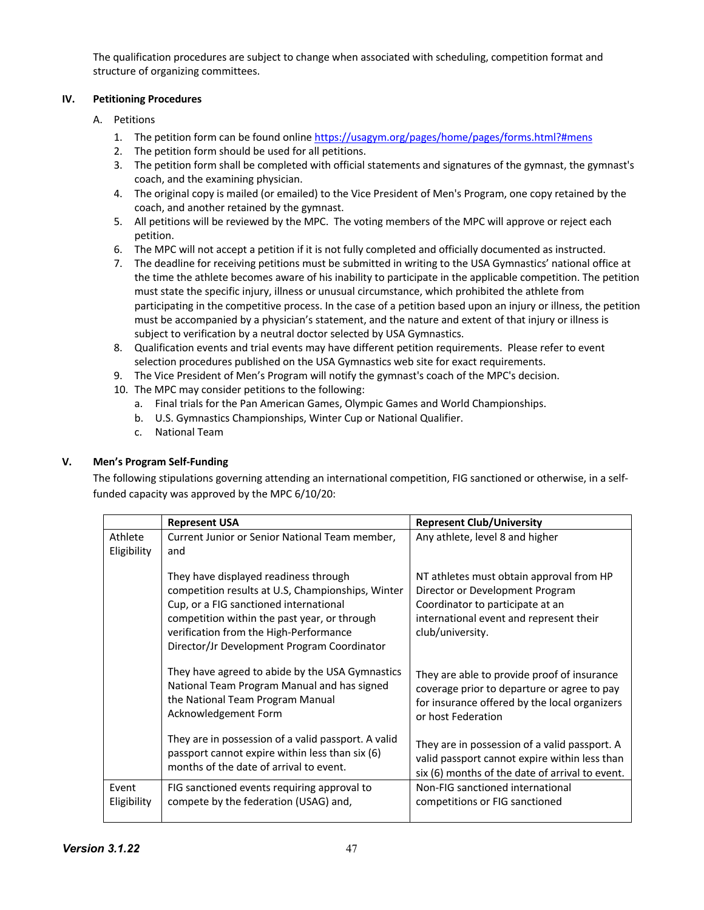The qualification procedures are subject to change when associated with scheduling, competition format and structure of organizing committees.

## IV. Petitioning Procedures

A. Petitions

1. The petition form can be found online https://usagym.org/pages/home/pages/forms.html?#mens
2. The petition form should be used for all petitions.
3. The petition form shall be completed with official statements and signatures of the gymnast, the gymnast's coach, and the examining physician.
4. The original copy is mailed (or emailed) to the Vice President of Men's Program, one copy retained by the coach, and another retained by the gymnast.
5. All petitions will be reviewed by the MPC. The voting members of the MPC will approve or reject each petition.
6. The MPC will not accept a petition if it is not fully completed and officially documented as instructed.
7. The deadline for receiving petitions must be submitted in writing to the USA Gymnastics' national office at the time the athlete becomes aware of his inability to participate in the applicable competition. The petition must state the specific injury, illness or unusual circumstance, which prohibited the athlete from participating in the competitive process. In the case of a petition based upon an injury or illness, the petition must be accompanied by a physician's statement, and the nature and extent of that injury or illness is subject to verification by a neutral doctor selected by USA Gymnastics.
8. Qualification events and trial events may have different petition requirements. Please refer to event selection procedures published on the USA Gymnastics web site for exact requirements.
9. The Vice President of Men's Program will notify the gymnast's coach of the MPC's decision.
10. The MPC may consider petitions to the following:
    a. Final trials for the Pan American Games, Olympic Games and World Championships.
    b. U.S. Gymnastics Championships, Winter Cup or National Qualifier.
    c. National Team

## V. Men's Program Self-Funding

The following stipulations governing attending an international competition, FIG sanctioned or otherwise, in a self-funded capacity was approved by the MPC 6/10/20:

| | Represent USA | Represent Club/University |
|---|---|---|
| Athlete Eligibility | Current Junior or Senior National Team member, and<br><br>They have displayed readiness through competition results at U.S, Championships, Winter Cup, or a FIG sanctioned international competition within the past year, or through verification from the High-Performance Director/Jr Development Program Coordinator<br><br>They have agreed to abide by the USA Gymnastics National Team Program Manual and has signed the National Team Program Manual Acknowledgement Form<br><br>They are in possession of a valid passport. A valid passport cannot expire within less than six (6) months of the date of arrival to event. | Any athlete, level 8 and higher<br><br>NT athletes must obtain approval from HP Director or Development Program Coordinator to participate at an international event and represent their club/university.<br><br>They are able to provide proof of insurance coverage prior to departure or agree to pay for insurance offered by the local organizers or host Federation<br><br>They are in possession of a valid passport. A valid passport cannot expire within less than six (6) months of the date of arrival to event. |
| Event Eligibility | FIG sanctioned events requiring approval to compete by the federation (USAG) and, | Non-FIG sanctioned international competitions or FIG sanctioned |

*Version 3.1.22*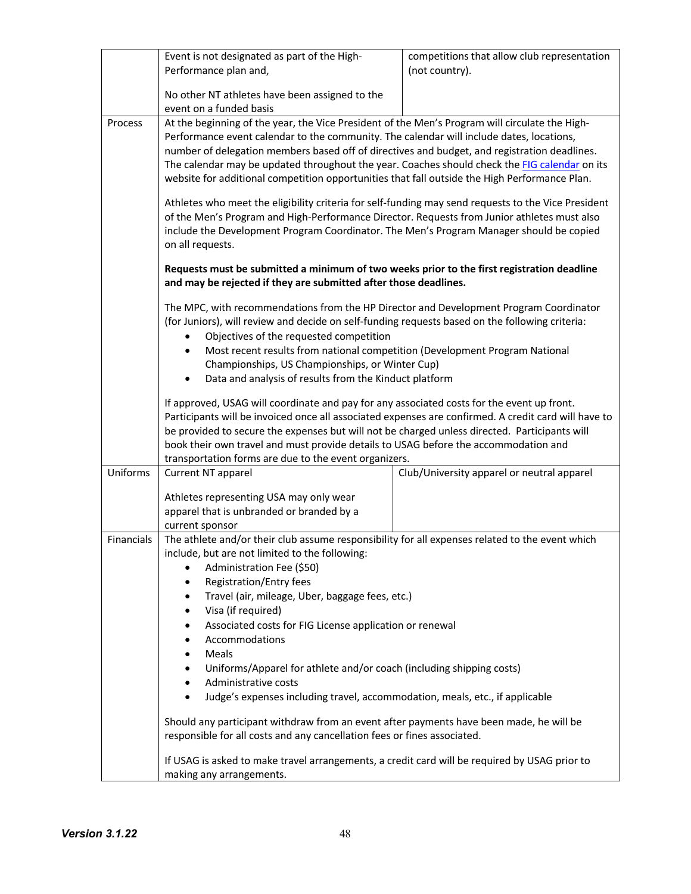| | | |
|---|---|---|
| | Event is not designated as part of the High-Performance plan and,<br><br>No other NT athletes have been assigned to the event on a funded basis | competitions that allow club representation (not country). |
| Process | At the beginning of the year, the Vice President of the Men's Program will circulate the High-Performance event calendar to the community. The calendar will include dates, locations, number of delegation members based off of directives and budget, and registration deadlines. The calendar may be updated throughout the year. Coaches should check the FIG calendar on its website for additional competition opportunities that fall outside the High Performance Plan.<br><br>Athletes who meet the eligibility criteria for self-funding may send requests to the Vice President of the Men's Program and High-Performance Director. Requests from Junior athletes must also include the Development Program Coordinator. The Men's Program Manager should be copied on all requests.<br><br>**Requests must be submitted a minimum of two weeks prior to the first registration deadline and may be rejected if they are submitted after those deadlines.**<br><br>The MPC, with recommendations from the HP Director and Development Program Coordinator (for Juniors), will review and decide on self-funding requests based on the following criteria:<br>• Objectives of the requested competition<br>• Most recent results from national competition (Development Program National Championships, US Championships, or Winter Cup)<br>• Data and analysis of results from the Kinduct platform<br><br>If approved, USAG will coordinate and pay for any associated costs for the event up front. Participants will be invoiced once all associated expenses are confirmed. A credit card will have to be provided to secure the expenses but will not be charged unless directed. Participants will book their own travel and must provide details to USAG before the accommodation and transportation forms are due to the event organizers. | |
| Uniforms | Current NT apparel<br><br>Athletes representing USA may only wear apparel that is unbranded or branded by a current sponsor | Club/University apparel or neutral apparel |
| Financials | The athlete and/or their club assume responsibility for all expenses related to the event which include, but are not limited to the following:<br>• Administration Fee ($50)<br>• Registration/Entry fees<br>• Travel (air, mileage, Uber, baggage fees, etc.)<br>• Visa (if required)<br>• Associated costs for FIG License application or renewal<br>• Accommodations<br>• Meals<br>• Uniforms/Apparel for athlete and/or coach (including shipping costs)<br>• Administrative costs<br>• Judge's expenses including travel, accommodation, meals, etc., if applicable<br><br>Should any participant withdraw from an event after payments have been made, he will be responsible for all costs and any cancellation fees or fines associated.<br><br>If USAG is asked to make travel arrangements, a credit card will be required by USAG prior to making any arrangements. | |

*Version 3.1.22*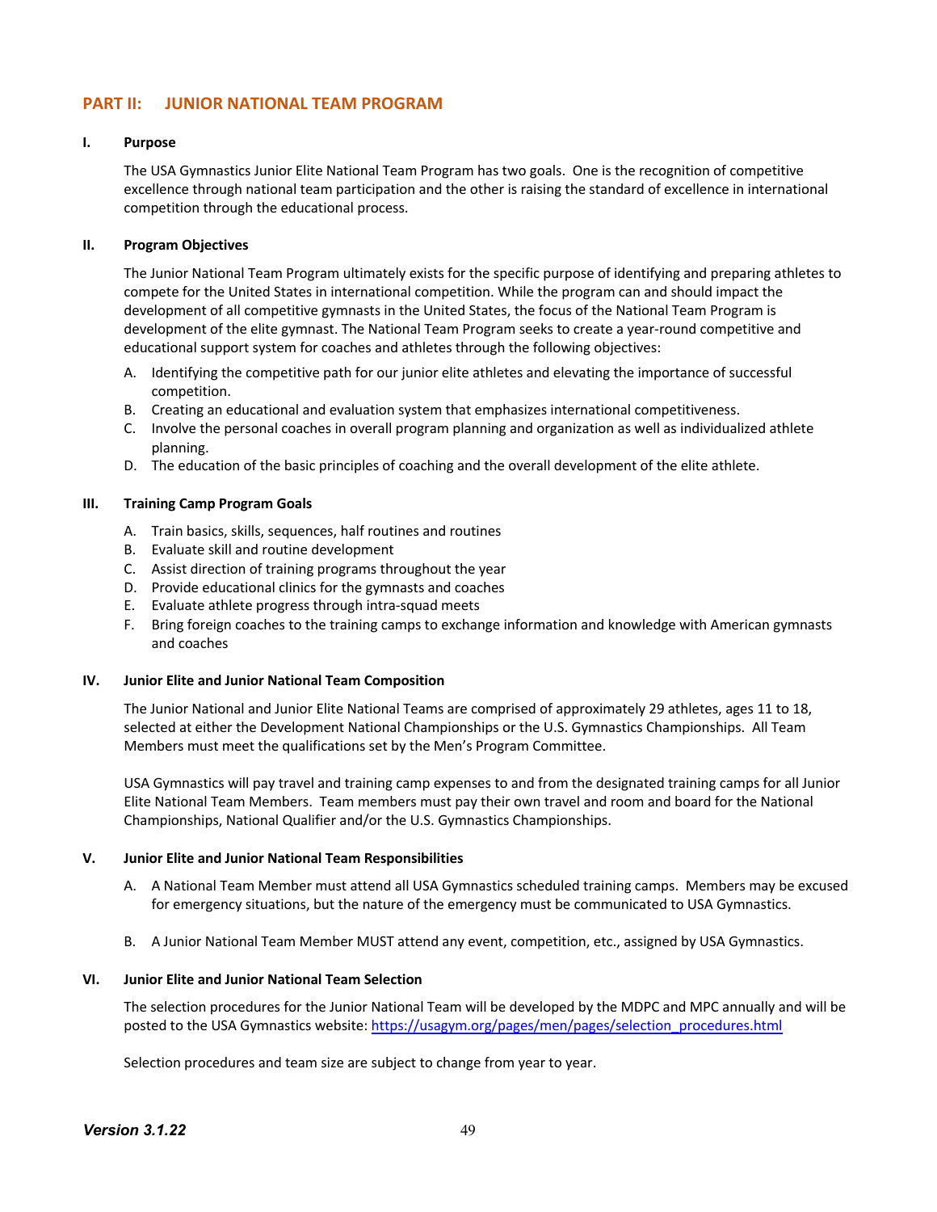## PART II: JUNIOR NATIONAL TEAM PROGRAM

### I. Purpose

The USA Gymnastics Junior Elite National Team Program has two goals. One is the recognition of competitive excellence through national team participation and the other is raising the standard of excellence in international competition through the educational process.

### II. Program Objectives

The Junior National Team Program ultimately exists for the specific purpose of identifying and preparing athletes to compete for the United States in international competition. While the program can and should impact the development of all competitive gymnasts in the United States, the focus of the National Team Program is development of the elite gymnast. The National Team Program seeks to create a year-round competitive and educational support system for coaches and athletes through the following objectives:

A. Identifying the competitive path for our junior elite athletes and elevating the importance of successful competition.
B. Creating an educational and evaluation system that emphasizes international competitiveness.
C. Involve the personal coaches in overall program planning and organization as well as individualized athlete planning.
D. The education of the basic principles of coaching and the overall development of the elite athlete.

### III. Training Camp Program Goals

A. Train basics, skills, sequences, half routines and routines
B. Evaluate skill and routine development
C. Assist direction of training programs throughout the year
D. Provide educational clinics for the gymnasts and coaches
E. Evaluate athlete progress through intra-squad meets
F. Bring foreign coaches to the training camps to exchange information and knowledge with American gymnasts and coaches

### IV. Junior Elite and Junior National Team Composition

The Junior National and Junior Elite National Teams are comprised of approximately 29 athletes, ages 11 to 18, selected at either the Development National Championships or the U.S. Gymnastics Championships. All Team Members must meet the qualifications set by the Men's Program Committee.

USA Gymnastics will pay travel and training camp expenses to and from the designated training camps for all Junior Elite National Team Members. Team members must pay their own travel and room and board for the National Championships, National Qualifier and/or the U.S. Gymnastics Championships.

### V. Junior Elite and Junior National Team Responsibilities

A. A National Team Member must attend all USA Gymnastics scheduled training camps. Members may be excused for emergency situations, but the nature of the emergency must be communicated to USA Gymnastics.

B. A Junior National Team Member MUST attend any event, competition, etc., assigned by USA Gymnastics.

### VI. Junior Elite and Junior National Team Selection

The selection procedures for the Junior National Team will be developed by the MDPC and MPC annually and will be posted to the USA Gymnastics website: https://usagym.org/pages/men/pages/selection_procedures.html

Selection procedures and team size are subject to change from year to year.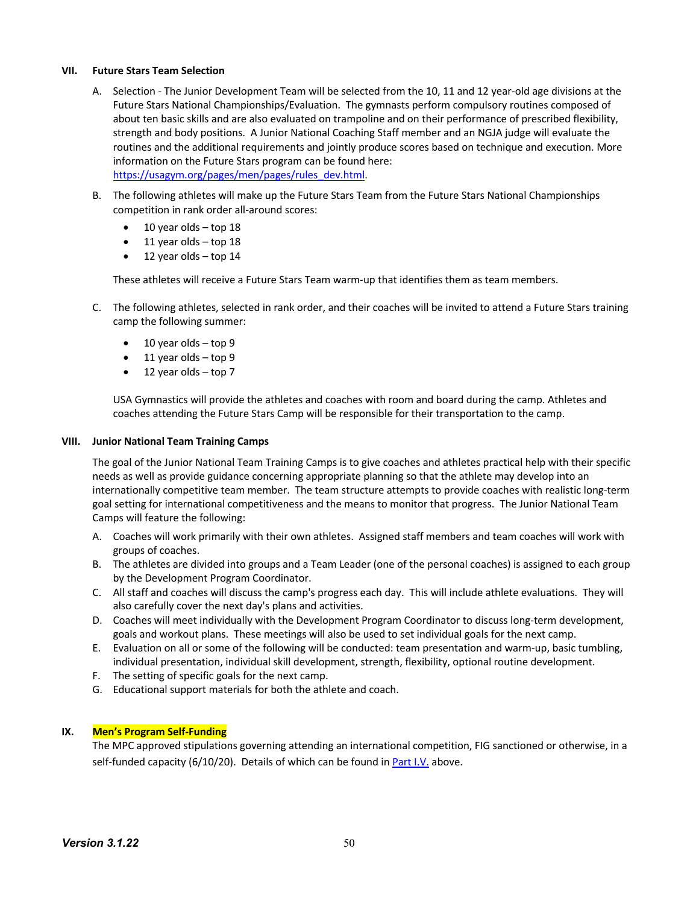## VII. Future Stars Team Selection

A. Selection - The Junior Development Team will be selected from the 10, 11 and 12 year-old age divisions at the Future Stars National Championships/Evaluation. The gymnasts perform compulsory routines composed of about ten basic skills and are also evaluated on trampoline and on their performance of prescribed flexibility, strength and body positions. A Junior National Coaching Staff member and an NGJA judge will evaluate the routines and the additional requirements and jointly produce scores based on technique and execution. More information on the Future Stars program can be found here: [https://usagym.org/pages/men/pages/rules_dev.html](https://usagym.org/pages/men/pages/rules_dev.html).

B. The following athletes will make up the Future Stars Team from the Future Stars National Championships competition in rank order all-around scores:

- 10 year olds – top 18
- 11 year olds – top 18
- 12 year olds – top 14

These athletes will receive a Future Stars Team warm-up that identifies them as team members.

C. The following athletes, selected in rank order, and their coaches will be invited to attend a Future Stars training camp the following summer:

- 10 year olds – top 9
- 11 year olds – top 9
- 12 year olds – top 7

USA Gymnastics will provide the athletes and coaches with room and board during the camp. Athletes and coaches attending the Future Stars Camp will be responsible for their transportation to the camp.

## VIII. Junior National Team Training Camps

The goal of the Junior National Team Training Camps is to give coaches and athletes practical help with their specific needs as well as provide guidance concerning appropriate planning so that the athlete may develop into an internationally competitive team member. The team structure attempts to provide coaches with realistic long-term goal setting for international competitiveness and the means to monitor that progress. The Junior National Team Camps will feature the following:

A. Coaches will work primarily with their own athletes. Assigned staff members and team coaches will work with groups of coaches.
B. The athletes are divided into groups and a Team Leader (one of the personal coaches) is assigned to each group by the Development Program Coordinator.
C. All staff and coaches will discuss the camp's progress each day. This will include athlete evaluations. They will also carefully cover the next day's plans and activities.
D. Coaches will meet individually with the Development Program Coordinator to discuss long-term development, goals and workout plans. These meetings will also be used to set individual goals for the next camp.
E. Evaluation on all or some of the following will be conducted: team presentation and warm-up, basic tumbling, individual presentation, individual skill development, strength, flexibility, optional routine development.
F. The setting of specific goals for the next camp.
G. Educational support materials for both the athlete and coach.

## IX. Men's Program Self-Funding

The MPC approved stipulations governing attending an international competition, FIG sanctioned or otherwise, in a self-funded capacity (6/10/20). Details of which can be found in Part I.V. above.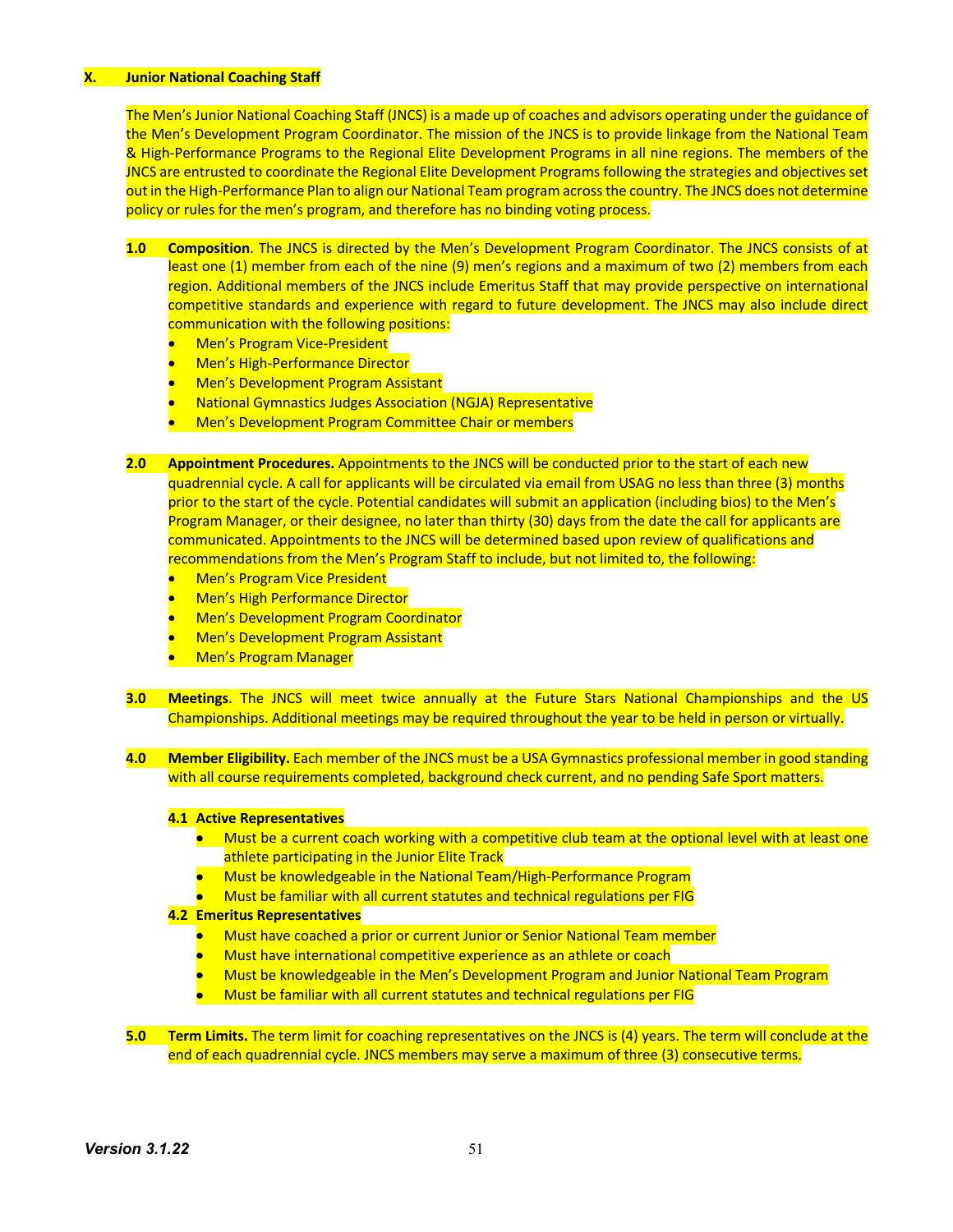## X. Junior National Coaching Staff

The Men's Junior National Coaching Staff (JNCS) is a made up of coaches and advisors operating under the guidance of the Men's Development Program Coordinator. The mission of the JNCS is to provide linkage from the National Team & High-Performance Programs to the Regional Elite Development Programs in all nine regions. The members of the JNCS are entrusted to coordinate the Regional Elite Development Programs following the strategies and objectives set out in the High-Performance Plan to align our National Team program across the country. The JNCS does not determine policy or rules for the men's program, and therefore has no binding voting process.

**1.0 Composition**. The JNCS is directed by the Men's Development Program Coordinator. The JNCS consists of at least one (1) member from each of the nine (9) men's regions and a maximum of two (2) members from each region. Additional members of the JNCS include Emeritus Staff that may provide perspective on international competitive standards and experience with regard to future development. The JNCS may also include direct communication with the following positions:

- Men's Program Vice-President
- Men's High-Performance Director
- Men's Development Program Assistant
- National Gymnastics Judges Association (NGJA) Representative
- Men's Development Program Committee Chair or members

**2.0 Appointment Procedures.** Appointments to the JNCS will be conducted prior to the start of each new quadrennial cycle. A call for applicants will be circulated via email from USAG no less than three (3) months prior to the start of the cycle. Potential candidates will submit an application (including bios) to the Men's Program Manager, or their designee, no later than thirty (30) days from the date the call for applicants are communicated. Appointments to the JNCS will be determined based upon review of qualifications and recommendations from the Men's Program Staff to include, but not limited to, the following:

- Men's Program Vice President
- Men's High Performance Director
- Men's Development Program Coordinator
- Men's Development Program Assistant
- Men's Program Manager

**3.0 Meetings**. The JNCS will meet twice annually at the Future Stars National Championships and the US Championships. Additional meetings may be required throughout the year to be held in person or virtually.

**4.0 Member Eligibility.** Each member of the JNCS must be a USA Gymnastics professional member in good standing with all course requirements completed, background check current, and no pending Safe Sport matters.

**4.1 Active Representatives**

- Must be a current coach working with a competitive club team at the optional level with at least one athlete participating in the Junior Elite Track
- Must be knowledgeable in the National Team/High-Performance Program
- Must be familiar with all current statutes and technical regulations per FIG

**4.2 Emeritus Representatives**

- Must have coached a prior or current Junior or Senior National Team member
- Must have international competitive experience as an athlete or coach
- Must be knowledgeable in the Men's Development Program and Junior National Team Program
- Must be familiar with all current statutes and technical regulations per FIG

**5.0 Term Limits.** The term limit for coaching representatives on the JNCS is (4) years. The term will conclude at the end of each quadrennial cycle. JNCS members may serve a maximum of three (3) consecutive terms.

*Version 3.1.22*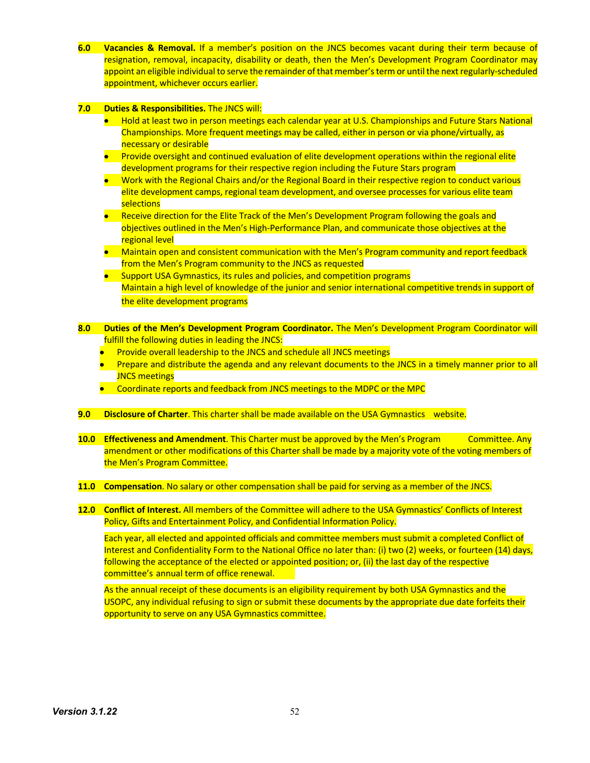**6.0 Vacancies & Removal.** If a member's position on the JNCS becomes vacant during their term because of resignation, removal, incapacity, disability or death, then the Men's Development Program Coordinator may appoint an eligible individual to serve the remainder of that member's term or until the next regularly-scheduled appointment, whichever occurs earlier.

**7.0 Duties & Responsibilities.** The JNCS will:

- Hold at least two in person meetings each calendar year at U.S. Championships and Future Stars National Championships. More frequent meetings may be called, either in person or via phone/virtually, as necessary or desirable
- Provide oversight and continued evaluation of elite development operations within the regional elite development programs for their respective region including the Future Stars program
- Work with the Regional Chairs and/or the Regional Board in their respective region to conduct various elite development camps, regional team development, and oversee processes for various elite team selections
- Receive direction for the Elite Track of the Men's Development Program following the goals and objectives outlined in the Men's High-Performance Plan, and communicate those objectives at the regional level
- Maintain open and consistent communication with the Men's Program community and report feedback from the Men's Program community to the JNCS as requested
- Support USA Gymnastics, its rules and policies, and competition programs
  Maintain a high level of knowledge of the junior and senior international competitive trends in support of the elite development programs

**8.0 Duties of the Men's Development Program Coordinator.** The Men's Development Program Coordinator will fulfill the following duties in leading the JNCS:

- Provide overall leadership to the JNCS and schedule all JNCS meetings
- Prepare and distribute the agenda and any relevant documents to the JNCS in a timely manner prior to all JNCS meetings
- Coordinate reports and feedback from JNCS meetings to the MDPC or the MPC

**9.0 Disclosure of Charter**. This charter shall be made available on the USA Gymnastics website.

**10.0 Effectiveness and Amendment**. This Charter must be approved by the Men's Program Committee. Any amendment or other modifications of this Charter shall be made by a majority vote of the voting members of the Men's Program Committee.

**11.0 Compensation**. No salary or other compensation shall be paid for serving as a member of the JNCS.

**12.0 Conflict of Interest.** All members of the Committee will adhere to the USA Gymnastics' Conflicts of Interest Policy, Gifts and Entertainment Policy, and Confidential Information Policy.

Each year, all elected and appointed officials and committee members must submit a completed Conflict of Interest and Confidentiality Form to the National Office no later than: (i) two (2) weeks, or fourteen (14) days, following the acceptance of the elected or appointed position; or, (ii) the last day of the respective committee's annual term of office renewal.

As the annual receipt of these documents is an eligibility requirement by both USA Gymnastics and the USOPC, any individual refusing to sign or submit these documents by the appropriate due date forfeits their opportunity to serve on any USA Gymnastics committee.

*Version 3.1.22*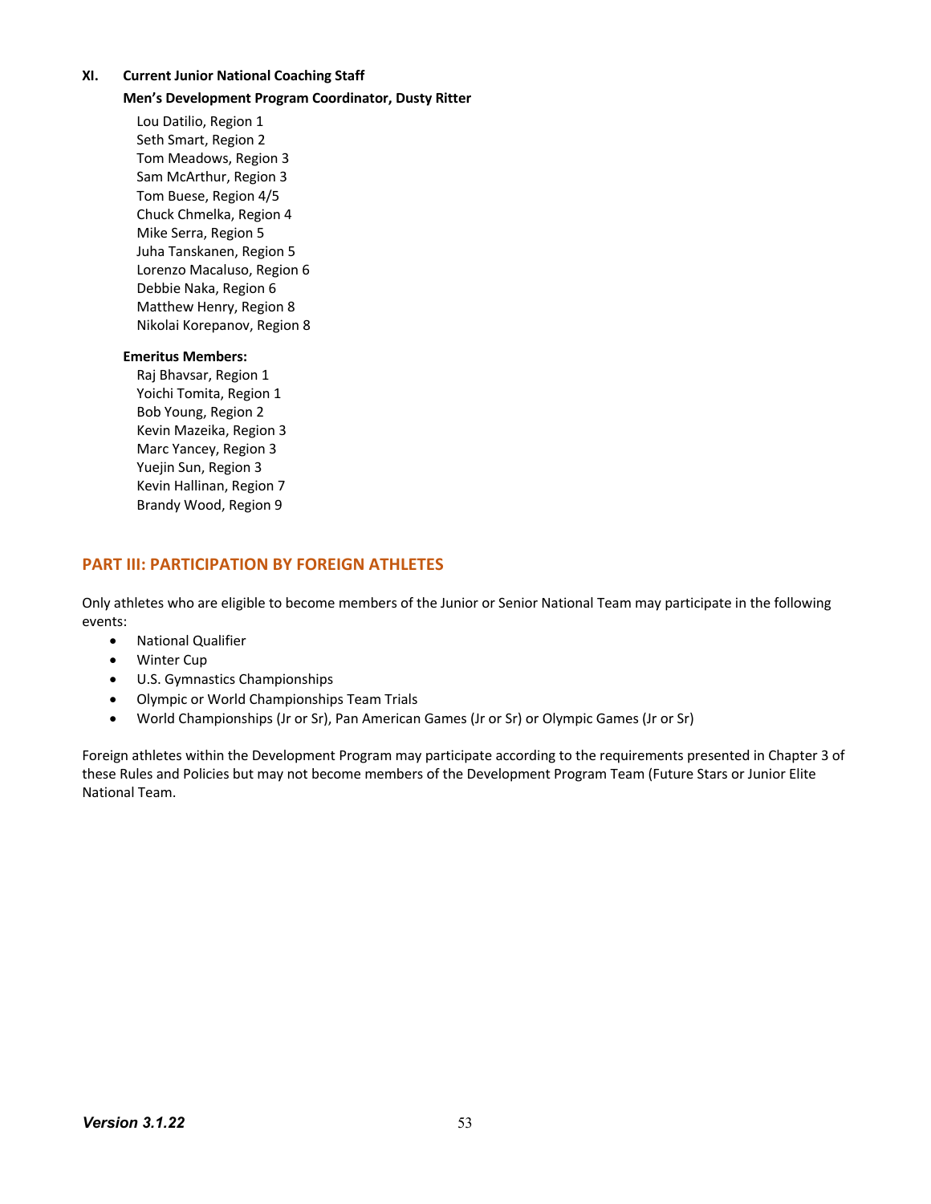**XI. Current Junior National Coaching Staff**

**Men's Development Program Coordinator, Dusty Ritter**

Lou Datilio, Region 1
Seth Smart, Region 2
Tom Meadows, Region 3
Sam McArthur, Region 3
Tom Buese, Region 4/5
Chuck Chmelka, Region 4
Mike Serra, Region 5
Juha Tanskanen, Region 5
Lorenzo Macaluso, Region 6
Debbie Naka, Region 6
Matthew Henry, Region 8
Nikolai Korepanov, Region 8

**Emeritus Members:**

Raj Bhavsar, Region 1
Yoichi Tomita, Region 1
Bob Young, Region 2
Kevin Mazeika, Region 3
Marc Yancey, Region 3
Yuejin Sun, Region 3
Kevin Hallinan, Region 7
Brandy Wood, Region 9

## PART III: PARTICIPATION BY FOREIGN ATHLETES

Only athletes who are eligible to become members of the Junior or Senior National Team may participate in the following events:

- National Qualifier
- Winter Cup
- U.S. Gymnastics Championships
- Olympic or World Championships Team Trials
- World Championships (Jr or Sr), Pan American Games (Jr or Sr) or Olympic Games (Jr or Sr)

Foreign athletes within the Development Program may participate according to the requirements presented in Chapter 3 of these Rules and Policies but may not become members of the Development Program Team (Future Stars or Junior Elite National Team.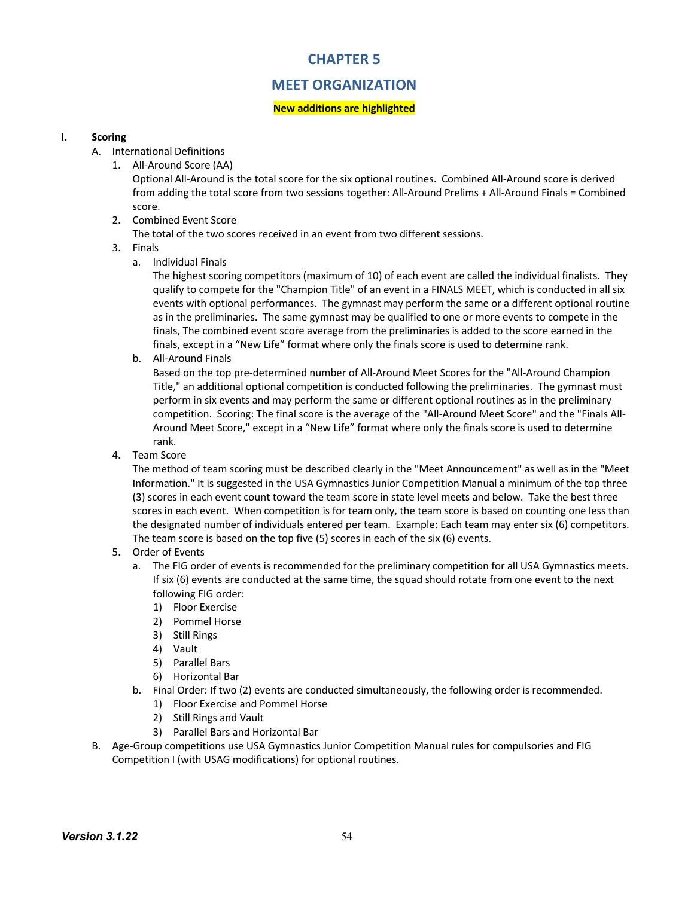# CHAPTER 5

# MEET ORGANIZATION

**New additions are highlighted**

## I. Scoring

A. International Definitions

1. All-Around Score (AA)

   Optional All-Around is the total score for the six optional routines. Combined All-Around score is derived from adding the total score from two sessions together: All-Around Prelims + All-Around Finals = Combined score.

2. Combined Event Score

   The total of the two scores received in an event from two different sessions.

3. Finals

   a. Individual Finals

      The highest scoring competitors (maximum of 10) of each event are called the individual finalists. They qualify to compete for the "Champion Title" of an event in a FINALS MEET, which is conducted in all six events with optional performances. The gymnast may perform the same or a different optional routine as in the preliminaries. The same gymnast may be qualified to one or more events to compete in the finals, The combined event score average from the preliminaries is added to the score earned in the finals, except in a "New Life" format where only the finals score is used to determine rank.

   b. All-Around Finals

      Based on the top pre-determined number of All-Around Meet Scores for the "All-Around Champion Title," an additional optional competition is conducted following the preliminaries. The gymnast must perform in six events and may perform the same or different optional routines as in the preliminary competition. Scoring: The final score is the average of the "All-Around Meet Score" and the "Finals All-Around Meet Score," except in a "New Life" format where only the finals score is used to determine rank.

4. Team Score

   The method of team scoring must be described clearly in the "Meet Announcement" as well as in the "Meet Information." It is suggested in the USA Gymnastics Junior Competition Manual a minimum of the top three (3) scores in each event count toward the team score in state level meets and below. Take the best three scores in each event. When competition is for team only, the team score is based on counting one less than the designated number of individuals entered per team. Example: Each team may enter six (6) competitors. The team score is based on the top five (5) scores in each of the six (6) events.

5. Order of Events

   a. The FIG order of events is recommended for the preliminary competition for all USA Gymnastics meets. If six (6) events are conducted at the same time, the squad should rotate from one event to the next following FIG order:

      1) Floor Exercise
      2) Pommel Horse
      3) Still Rings
      4) Vault
      5) Parallel Bars
      6) Horizontal Bar

   b. Final Order: If two (2) events are conducted simultaneously, the following order is recommended.

      1) Floor Exercise and Pommel Horse
      2) Still Rings and Vault
      3) Parallel Bars and Horizontal Bar

B. Age-Group competitions use USA Gymnastics Junior Competition Manual rules for compulsories and FIG Competition I (with USAG modifications) for optional routines.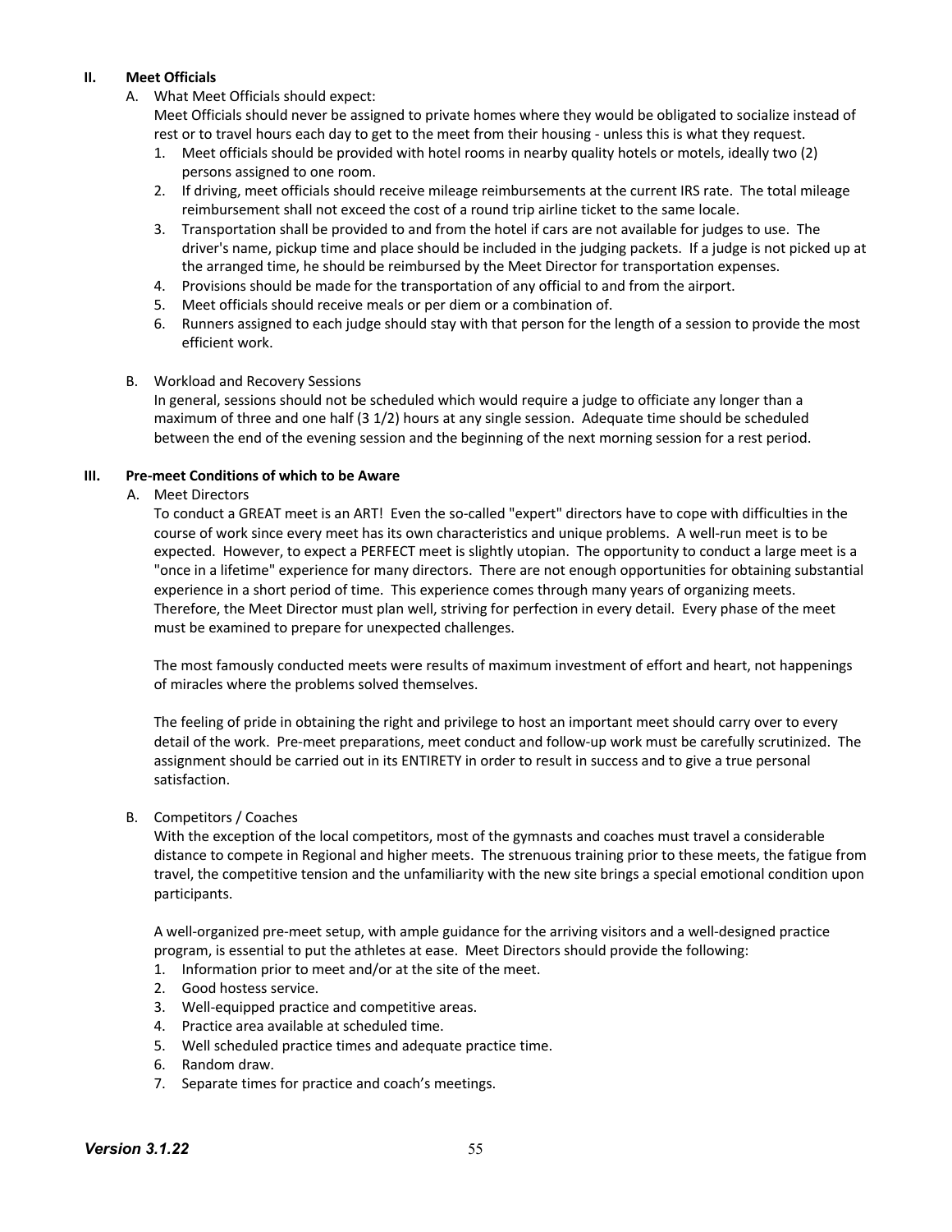## II. Meet Officials

A. What Meet Officials should expect:

Meet Officials should never be assigned to private homes where they would be obligated to socialize instead of rest or to travel hours each day to get to the meet from their housing - unless this is what they request.

1. Meet officials should be provided with hotel rooms in nearby quality hotels or motels, ideally two (2) persons assigned to one room.
2. If driving, meet officials should receive mileage reimbursements at the current IRS rate. The total mileage reimbursement shall not exceed the cost of a round trip airline ticket to the same locale.
3. Transportation shall be provided to and from the hotel if cars are not available for judges to use. The driver's name, pickup time and place should be included in the judging packets. If a judge is not picked up at the arranged time, he should be reimbursed by the Meet Director for transportation expenses.
4. Provisions should be made for the transportation of any official to and from the airport.
5. Meet officials should receive meals or per diem or a combination of.
6. Runners assigned to each judge should stay with that person for the length of a session to provide the most efficient work.

B. Workload and Recovery Sessions

In general, sessions should not be scheduled which would require a judge to officiate any longer than a maximum of three and one half (3 1/2) hours at any single session. Adequate time should be scheduled between the end of the evening session and the beginning of the next morning session for a rest period.

## III. Pre-meet Conditions of which to be Aware

A. Meet Directors

To conduct a GREAT meet is an ART! Even the so-called "expert" directors have to cope with difficulties in the course of work since every meet has its own characteristics and unique problems. A well-run meet is to be expected. However, to expect a PERFECT meet is slightly utopian. The opportunity to conduct a large meet is a "once in a lifetime" experience for many directors. There are not enough opportunities for obtaining substantial experience in a short period of time. This experience comes through many years of organizing meets. Therefore, the Meet Director must plan well, striving for perfection in every detail. Every phase of the meet must be examined to prepare for unexpected challenges.

The most famously conducted meets were results of maximum investment of effort and heart, not happenings of miracles where the problems solved themselves.

The feeling of pride in obtaining the right and privilege to host an important meet should carry over to every detail of the work. Pre-meet preparations, meet conduct and follow-up work must be carefully scrutinized. The assignment should be carried out in its ENTIRETY in order to result in success and to give a true personal satisfaction.

B. Competitors / Coaches

With the exception of the local competitors, most of the gymnasts and coaches must travel a considerable distance to compete in Regional and higher meets. The strenuous training prior to these meets, the fatigue from travel, the competitive tension and the unfamiliarity with the new site brings a special emotional condition upon participants.

A well-organized pre-meet setup, with ample guidance for the arriving visitors and a well-designed practice program, is essential to put the athletes at ease. Meet Directors should provide the following:

1. Information prior to meet and/or at the site of the meet.
2. Good hostess service.
3. Well-equipped practice and competitive areas.
4. Practice area available at scheduled time.
5. Well scheduled practice times and adequate practice time.
6. Random draw.
7. Separate times for practice and coach's meetings.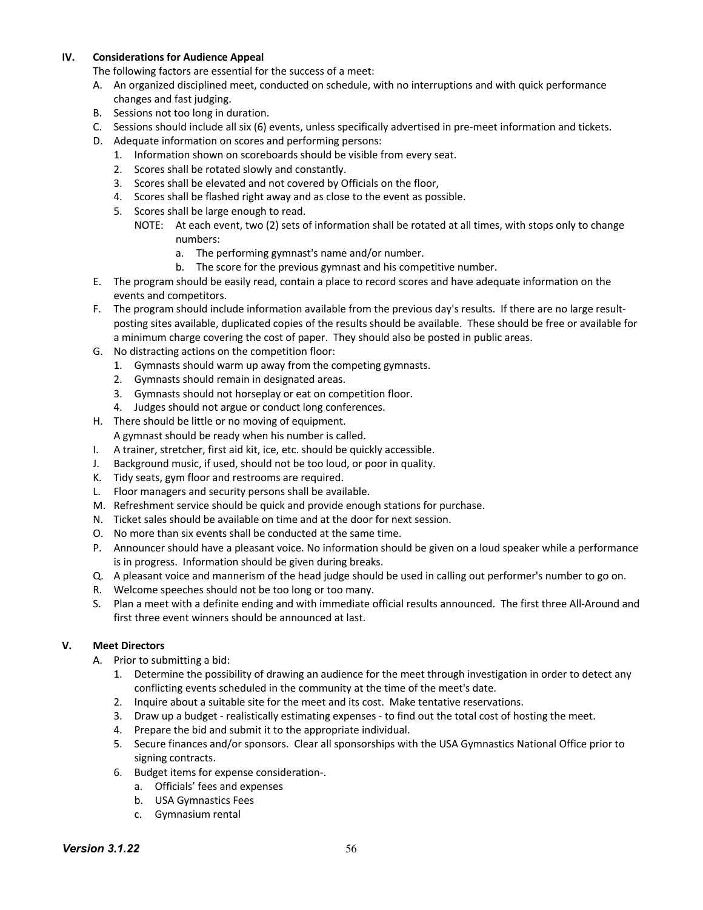## IV. Considerations for Audience Appeal

The following factors are essential for the success of a meet:

A. An organized disciplined meet, conducted on schedule, with no interruptions and with quick performance changes and fast judging.
B. Sessions not too long in duration.
C. Sessions should include all six (6) events, unless specifically advertised in pre-meet information and tickets.
D. Adequate information on scores and performing persons:
   1. Information shown on scoreboards should be visible from every seat.
   2. Scores shall be rotated slowly and constantly.
   3. Scores shall be elevated and not covered by Officials on the floor,
   4. Scores shall be flashed right away and as close to the event as possible.
   5. Scores shall be large enough to read.

      NOTE: At each event, two (2) sets of information shall be rotated at all times, with stops only to change numbers:
         a. The performing gymnast's name and/or number.
         b. The score for the previous gymnast and his competitive number.
E. The program should be easily read, contain a place to record scores and have adequate information on the events and competitors.
F. The program should include information available from the previous day's results. If there are no large result-posting sites available, duplicated copies of the results should be available. These should be free or available for a minimum charge covering the cost of paper. They should also be posted in public areas.
G. No distracting actions on the competition floor:
   1. Gymnasts should warm up away from the competing gymnasts.
   2. Gymnasts should remain in designated areas.
   3. Gymnasts should not horseplay or eat on competition floor.
   4. Judges should not argue or conduct long conferences.
H. There should be little or no moving of equipment.
   A gymnast should be ready when his number is called.
I. A trainer, stretcher, first aid kit, ice, etc. should be quickly accessible.
J. Background music, if used, should not be too loud, or poor in quality.
K. Tidy seats, gym floor and restrooms are required.
L. Floor managers and security persons shall be available.
M. Refreshment service should be quick and provide enough stations for purchase.
N. Ticket sales should be available on time and at the door for next session.
O. No more than six events shall be conducted at the same time.
P. Announcer should have a pleasant voice. No information should be given on a loud speaker while a performance is in progress. Information should be given during breaks.
Q. A pleasant voice and mannerism of the head judge should be used in calling out performer's number to go on.
R. Welcome speeches should not be too long or too many.
S. Plan a meet with a definite ending and with immediate official results announced. The first three All-Around and first three event winners should be announced at last.

## V. Meet Directors

A. Prior to submitting a bid:
   1. Determine the possibility of drawing an audience for the meet through investigation in order to detect any conflicting events scheduled in the community at the time of the meet's date.
   2. Inquire about a suitable site for the meet and its cost. Make tentative reservations.
   3. Draw up a budget - realistically estimating expenses - to find out the total cost of hosting the meet.
   4. Prepare the bid and submit it to the appropriate individual.
   5. Secure finances and/or sponsors. Clear all sponsorships with the USA Gymnastics National Office prior to signing contracts.
   6. Budget items for expense consideration-.
      a. Officials' fees and expenses
      b. USA Gymnastics Fees
      c. Gymnasium rental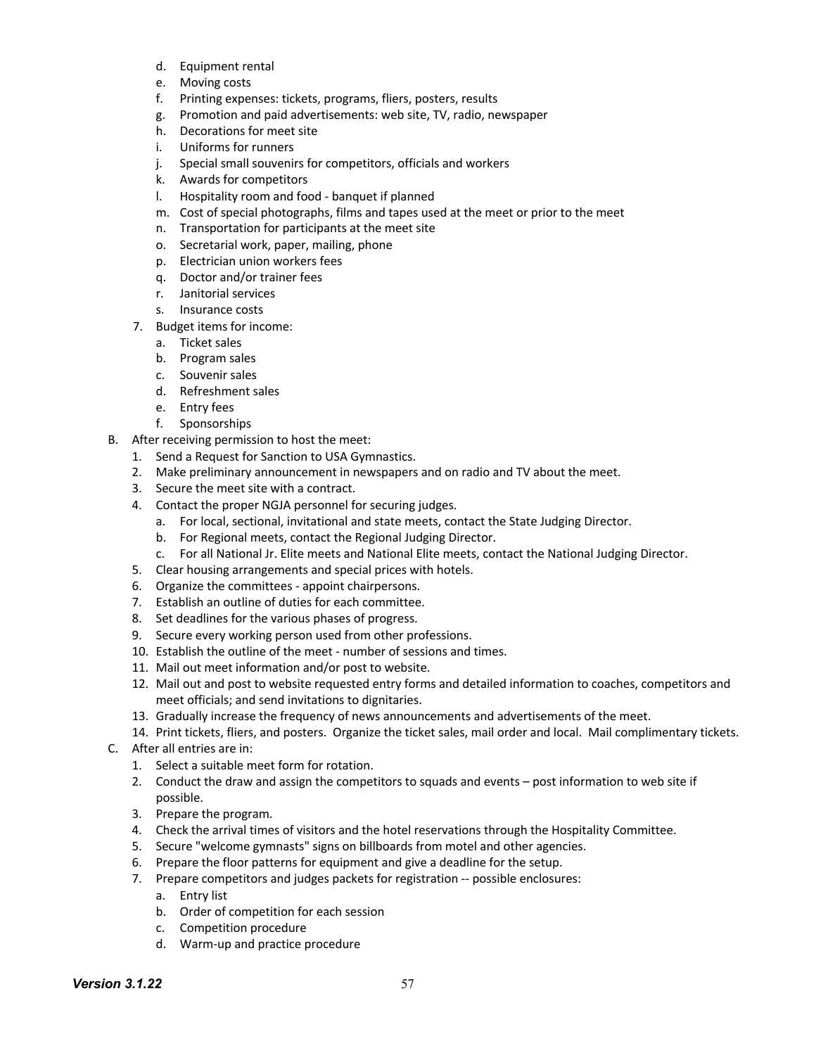d. Equipment rental
   e. Moving costs
   f. Printing expenses: tickets, programs, fliers, posters, results
   g. Promotion and paid advertisements: web site, TV, radio, newspaper
   h. Decorations for meet site
   i. Uniforms for runners
   j. Special small souvenirs for competitors, officials and workers
   k. Awards for competitors
   l. Hospitality room and food - banquet if planned
   m. Cost of special photographs, films and tapes used at the meet or prior to the meet
   n. Transportation for participants at the meet site
   o. Secretarial work, paper, mailing, phone
   p. Electrician union workers fees
   q. Doctor and/or trainer fees
   r. Janitorial services
   s. Insurance costs

7. Budget items for income:
   a. Ticket sales
   b. Program sales
   c. Souvenir sales
   d. Refreshment sales
   e. Entry fees
   f. Sponsorships

B. After receiving permission to host the meet:
   1. Send a Request for Sanction to USA Gymnastics.
   2. Make preliminary announcement in newspapers and on radio and TV about the meet.
   3. Secure the meet site with a contract.
   4. Contact the proper NGJA personnel for securing judges.
      a. For local, sectional, invitational and state meets, contact the State Judging Director.
      b. For Regional meets, contact the Regional Judging Director.
      c. For all National Jr. Elite meets and National Elite meets, contact the National Judging Director.
   5. Clear housing arrangements and special prices with hotels.
   6. Organize the committees - appoint chairpersons.
   7. Establish an outline of duties for each committee.
   8. Set deadlines for the various phases of progress.
   9. Secure every working person used from other professions.
   10. Establish the outline of the meet - number of sessions and times.
   11. Mail out meet information and/or post to website.
   12. Mail out and post to website requested entry forms and detailed information to coaches, competitors and meet officials; and send invitations to dignitaries.
   13. Gradually increase the frequency of news announcements and advertisements of the meet.
   14. Print tickets, fliers, and posters. Organize the ticket sales, mail order and local. Mail complimentary tickets.

C. After all entries are in:
   1. Select a suitable meet form for rotation.
   2. Conduct the draw and assign the competitors to squads and events – post information to web site if possible.
   3. Prepare the program.
   4. Check the arrival times of visitors and the hotel reservations through the Hospitality Committee.
   5. Secure "welcome gymnasts" signs on billboards from motel and other agencies.
   6. Prepare the floor patterns for equipment and give a deadline for the setup.
   7. Prepare competitors and judges packets for registration -- possible enclosures:
      a. Entry list
      b. Order of competition for each session
      c. Competition procedure
      d. Warm-up and practice procedure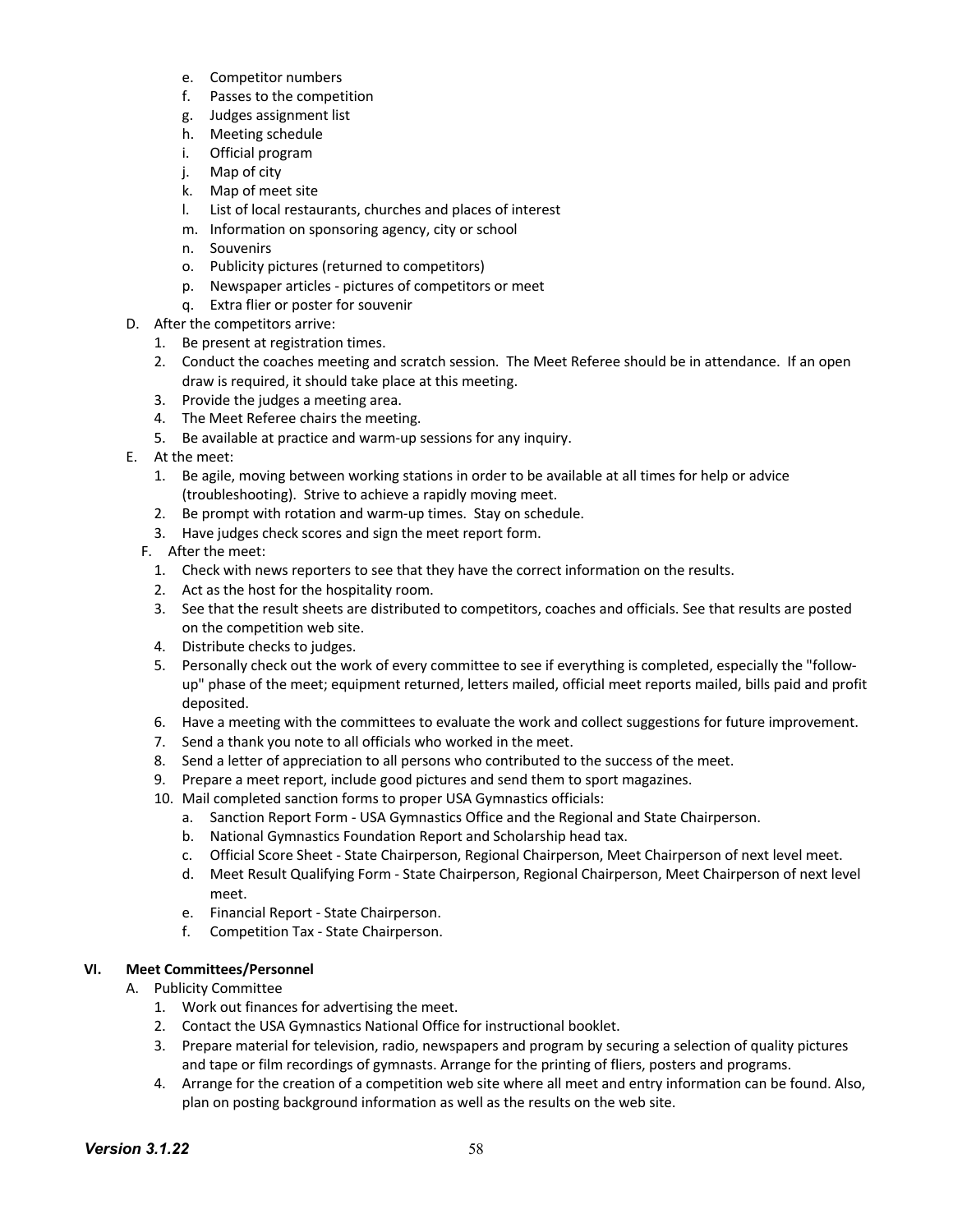e. Competitor numbers
   f. Passes to the competition
   g. Judges assignment list
   h. Meeting schedule
   i. Official program
   j. Map of city
   k. Map of meet site
   l. List of local restaurants, churches and places of interest
   m. Information on sponsoring agency, city or school
   n. Souvenirs
   o. Publicity pictures (returned to competitors)
   p. Newspaper articles - pictures of competitors or meet
   q. Extra flier or poster for souvenir

D. After the competitors arrive:
   1. Be present at registration times.
   2. Conduct the coaches meeting and scratch session. The Meet Referee should be in attendance. If an open draw is required, it should take place at this meeting.
   3. Provide the judges a meeting area.
   4. The Meet Referee chairs the meeting.
   5. Be available at practice and warm-up sessions for any inquiry.

E. At the meet:
   1. Be agile, moving between working stations in order to be available at all times for help or advice (troubleshooting). Strive to achieve a rapidly moving meet.
   2. Be prompt with rotation and warm-up times. Stay on schedule.
   3. Have judges check scores and sign the meet report form.

F. After the meet:
   1. Check with news reporters to see that they have the correct information on the results.
   2. Act as the host for the hospitality room.
   3. See that the result sheets are distributed to competitors, coaches and officials. See that results are posted on the competition web site.
   4. Distribute checks to judges.
   5. Personally check out the work of every committee to see if everything is completed, especially the "follow-up" phase of the meet; equipment returned, letters mailed, official meet reports mailed, bills paid and profit deposited.
   6. Have a meeting with the committees to evaluate the work and collect suggestions for future improvement.
   7. Send a thank you note to all officials who worked in the meet.
   8. Send a letter of appreciation to all persons who contributed to the success of the meet.
   9. Prepare a meet report, include good pictures and send them to sport magazines.
   10. Mail completed sanction forms to proper USA Gymnastics officials:
       a. Sanction Report Form - USA Gymnastics Office and the Regional and State Chairperson.
       b. National Gymnastics Foundation Report and Scholarship head tax.
       c. Official Score Sheet - State Chairperson, Regional Chairperson, Meet Chairperson of next level meet.
       d. Meet Result Qualifying Form - State Chairperson, Regional Chairperson, Meet Chairperson of next level meet.
       e. Financial Report - State Chairperson.
       f. Competition Tax - State Chairperson.

## VI. Meet Committees/Personnel

A. Publicity Committee
   1. Work out finances for advertising the meet.
   2. Contact the USA Gymnastics National Office for instructional booklet.
   3. Prepare material for television, radio, newspapers and program by securing a selection of quality pictures and tape or film recordings of gymnasts. Arrange for the printing of fliers, posters and programs.
   4. Arrange for the creation of a competition web site where all meet and entry information can be found. Also, plan on posting background information as well as the results on the web site.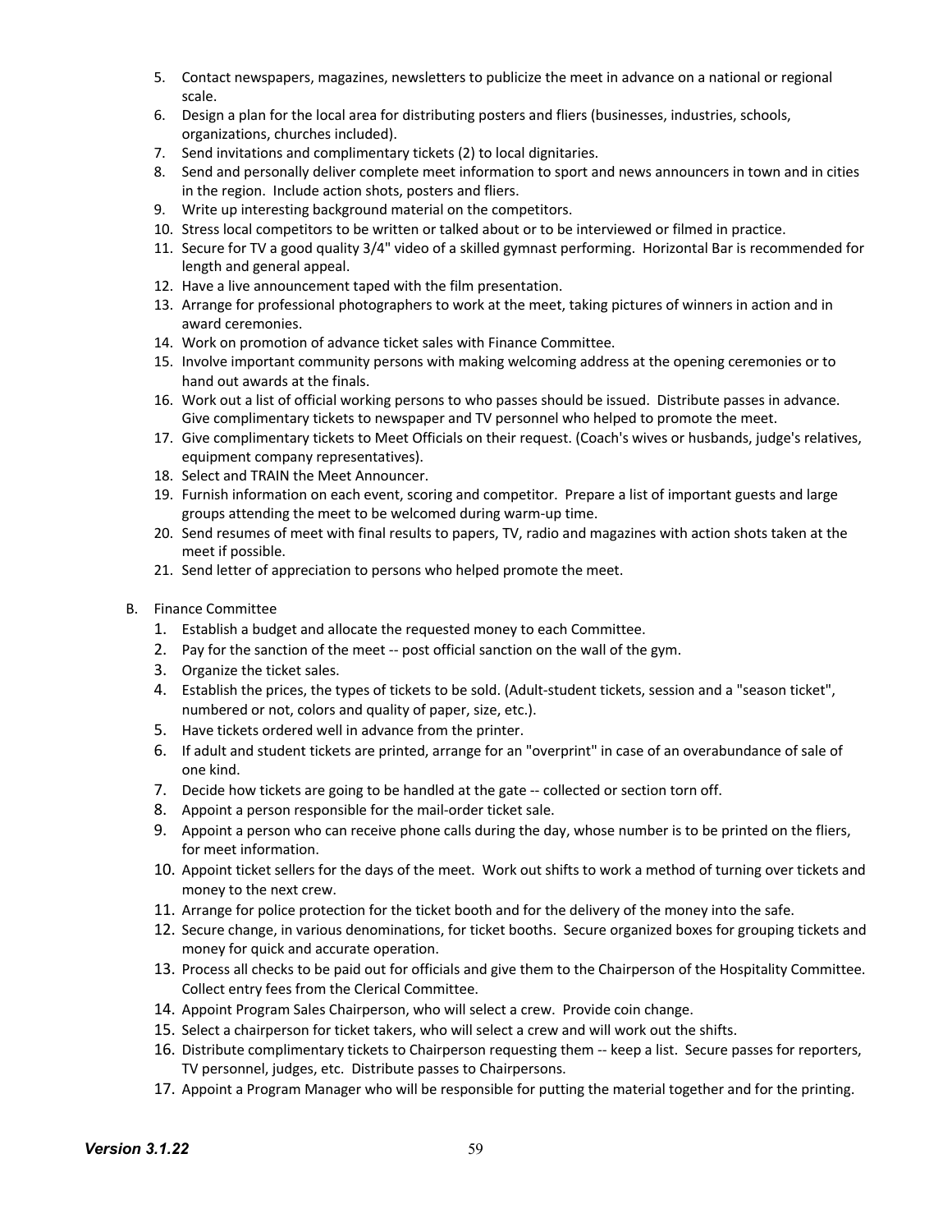5. Contact newspapers, magazines, newsletters to publicize the meet in advance on a national or regional scale.
6. Design a plan for the local area for distributing posters and fliers (businesses, industries, schools, organizations, churches included).
7. Send invitations and complimentary tickets (2) to local dignitaries.
8. Send and personally deliver complete meet information to sport and news announcers in town and in cities in the region. Include action shots, posters and fliers.
9. Write up interesting background material on the competitors.
10. Stress local competitors to be written or talked about or to be interviewed or filmed in practice.
11. Secure for TV a good quality 3/4" video of a skilled gymnast performing. Horizontal Bar is recommended for length and general appeal.
12. Have a live announcement taped with the film presentation.
13. Arrange for professional photographers to work at the meet, taking pictures of winners in action and in award ceremonies.
14. Work on promotion of advance ticket sales with Finance Committee.
15. Involve important community persons with making welcoming address at the opening ceremonies or to hand out awards at the finals.
16. Work out a list of official working persons to who passes should be issued. Distribute passes in advance. Give complimentary tickets to newspaper and TV personnel who helped to promote the meet.
17. Give complimentary tickets to Meet Officials on their request. (Coach's wives or husbands, judge's relatives, equipment company representatives).
18. Select and TRAIN the Meet Announcer.
19. Furnish information on each event, scoring and competitor. Prepare a list of important guests and large groups attending the meet to be welcomed during warm-up time.
20. Send resumes of meet with final results to papers, TV, radio and magazines with action shots taken at the meet if possible.
21. Send letter of appreciation to persons who helped promote the meet.

B. Finance Committee
   1. Establish a budget and allocate the requested money to each Committee.
   2. Pay for the sanction of the meet -- post official sanction on the wall of the gym.
   3. Organize the ticket sales.
   4. Establish the prices, the types of tickets to be sold. (Adult-student tickets, session and a "season ticket", numbered or not, colors and quality of paper, size, etc.).
   5. Have tickets ordered well in advance from the printer.
   6. If adult and student tickets are printed, arrange for an "overprint" in case of an overabundance of sale of one kind.
   7. Decide how tickets are going to be handled at the gate -- collected or section torn off.
   8. Appoint a person responsible for the mail-order ticket sale.
   9. Appoint a person who can receive phone calls during the day, whose number is to be printed on the fliers, for meet information.
   10. Appoint ticket sellers for the days of the meet. Work out shifts to work a method of turning over tickets and money to the next crew.
   11. Arrange for police protection for the ticket booth and for the delivery of the money into the safe.
   12. Secure change, in various denominations, for ticket booths. Secure organized boxes for grouping tickets and money for quick and accurate operation.
   13. Process all checks to be paid out for officials and give them to the Chairperson of the Hospitality Committee. Collect entry fees from the Clerical Committee.
   14. Appoint Program Sales Chairperson, who will select a crew. Provide coin change.
   15. Select a chairperson for ticket takers, who will select a crew and will work out the shifts.
   16. Distribute complimentary tickets to Chairperson requesting them -- keep a list. Secure passes for reporters, TV personnel, judges, etc. Distribute passes to Chairpersons.
   17. Appoint a Program Manager who will be responsible for putting the material together and for the printing.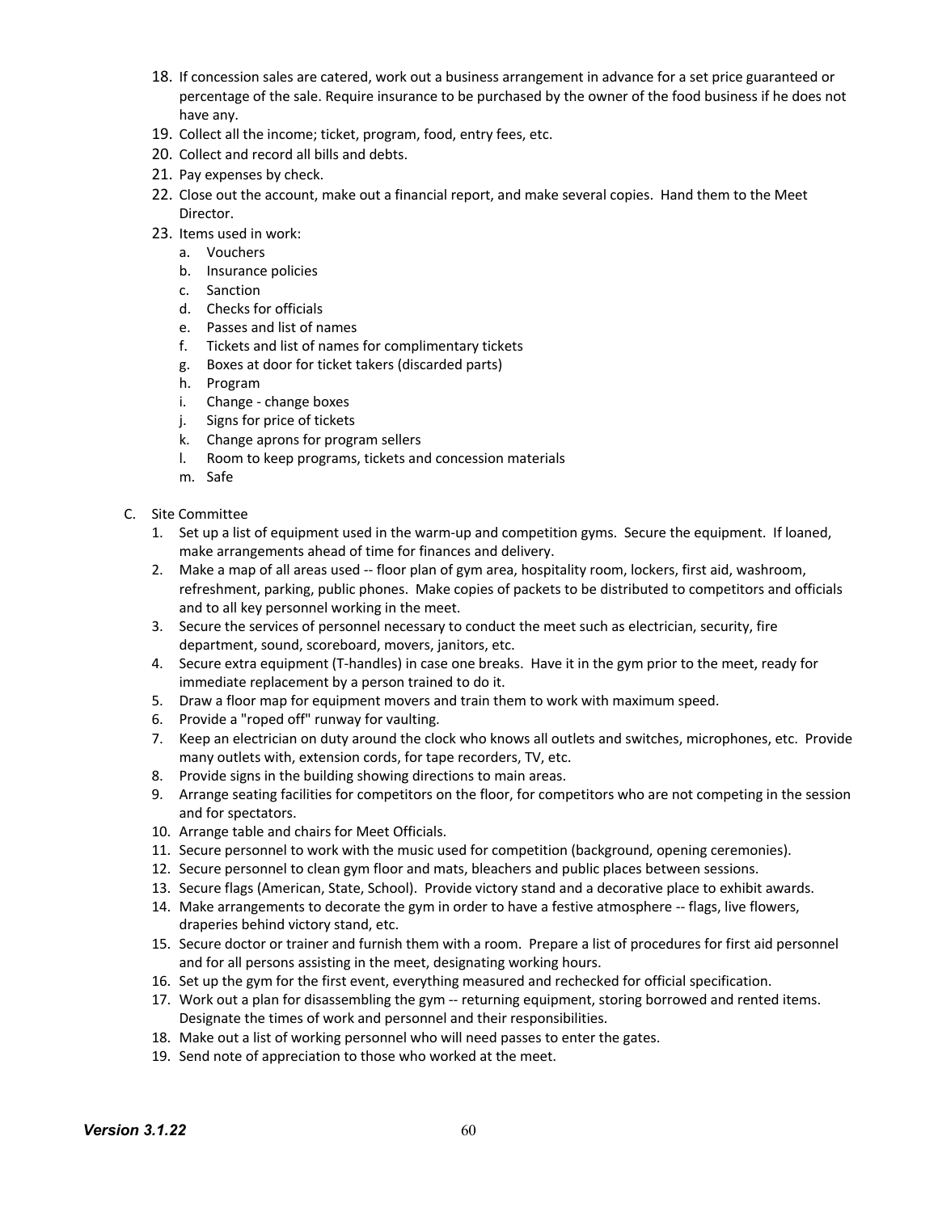18. If concession sales are catered, work out a business arrangement in advance for a set price guaranteed or percentage of the sale. Require insurance to be purchased by the owner of the food business if he does not have any.
19. Collect all the income; ticket, program, food, entry fees, etc.
20. Collect and record all bills and debts.
21. Pay expenses by check.
22. Close out the account, make out a financial report, and make several copies. Hand them to the Meet Director.
23. Items used in work:
    a. Vouchers
    b. Insurance policies
    c. Sanction
    d. Checks for officials
    e. Passes and list of names
    f. Tickets and list of names for complimentary tickets
    g. Boxes at door for ticket takers (discarded parts)
    h. Program
    i. Change - change boxes
    j. Signs for price of tickets
    k. Change aprons for program sellers
    l. Room to keep programs, tickets and concession materials
    m. Safe

C. Site Committee

1. Set up a list of equipment used in the warm-up and competition gyms. Secure the equipment. If loaned, make arrangements ahead of time for finances and delivery.
2. Make a map of all areas used -- floor plan of gym area, hospitality room, lockers, first aid, washroom, refreshment, parking, public phones. Make copies of packets to be distributed to competitors and officials and to all key personnel working in the meet.
3. Secure the services of personnel necessary to conduct the meet such as electrician, security, fire department, sound, scoreboard, movers, janitors, etc.
4. Secure extra equipment (T-handles) in case one breaks. Have it in the gym prior to the meet, ready for immediate replacement by a person trained to do it.
5. Draw a floor map for equipment movers and train them to work with maximum speed.
6. Provide a "roped off" runway for vaulting.
7. Keep an electrician on duty around the clock who knows all outlets and switches, microphones, etc. Provide many outlets with, extension cords, for tape recorders, TV, etc.
8. Provide signs in the building showing directions to main areas.
9. Arrange seating facilities for competitors on the floor, for competitors who are not competing in the session and for spectators.
10. Arrange table and chairs for Meet Officials.
11. Secure personnel to work with the music used for competition (background, opening ceremonies).
12. Secure personnel to clean gym floor and mats, bleachers and public places between sessions.
13. Secure flags (American, State, School). Provide victory stand and a decorative place to exhibit awards.
14. Make arrangements to decorate the gym in order to have a festive atmosphere -- flags, live flowers, draperies behind victory stand, etc.
15. Secure doctor or trainer and furnish them with a room. Prepare a list of procedures for first aid personnel and for all persons assisting in the meet, designating working hours.
16. Set up the gym for the first event, everything measured and rechecked for official specification.
17. Work out a plan for disassembling the gym -- returning equipment, storing borrowed and rented items. Designate the times of work and personnel and their responsibilities.
18. Make out a list of working personnel who will need passes to enter the gates.
19. Send note of appreciation to those who worked at the meet.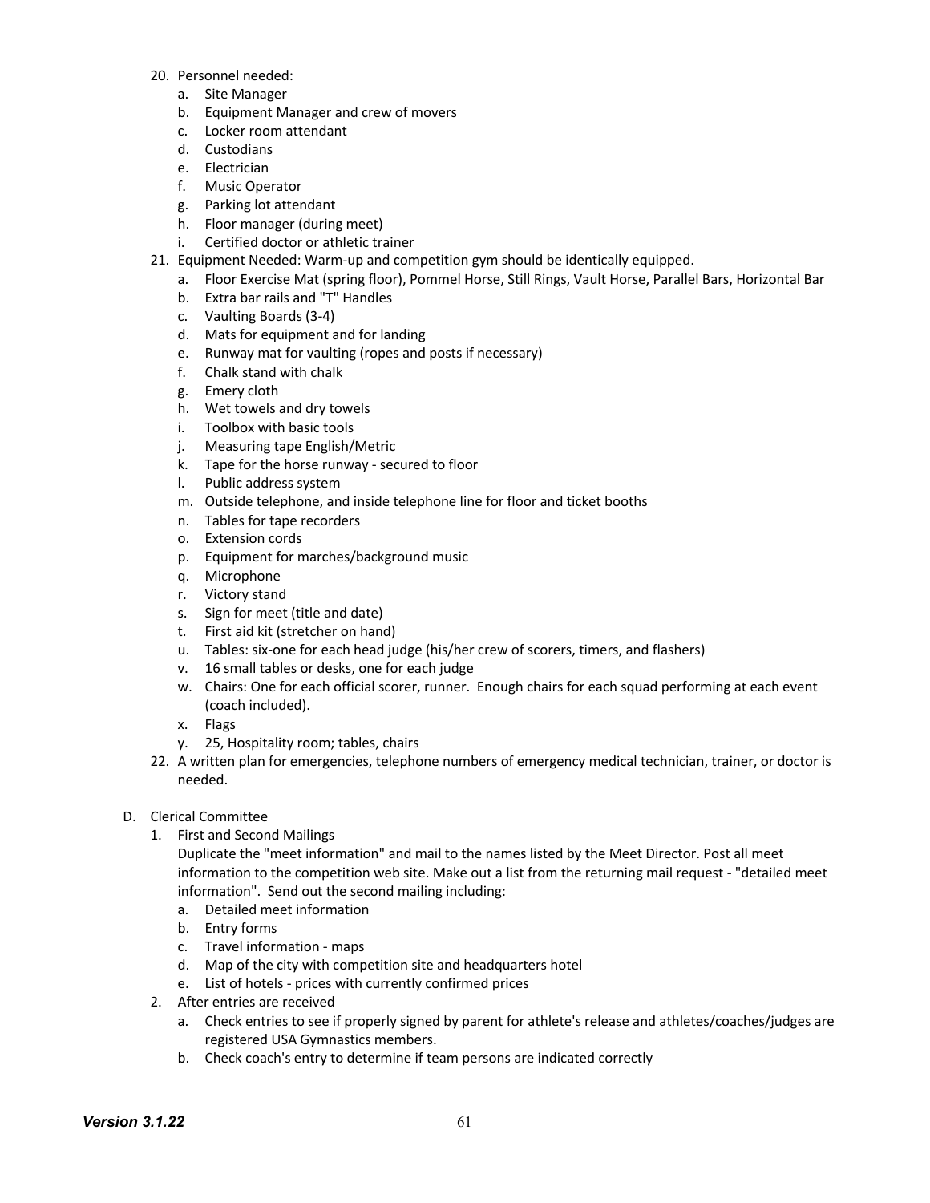20. Personnel needed:
    a. Site Manager
    b. Equipment Manager and crew of movers
    c. Locker room attendant
    d. Custodians
    e. Electrician
    f. Music Operator
    g. Parking lot attendant
    h. Floor manager (during meet)
    i. Certified doctor or athletic trainer
21. Equipment Needed: Warm-up and competition gym should be identically equipped.
    a. Floor Exercise Mat (spring floor), Pommel Horse, Still Rings, Vault Horse, Parallel Bars, Horizontal Bar
    b. Extra bar rails and "T" Handles
    c. Vaulting Boards (3-4)
    d. Mats for equipment and for landing
    e. Runway mat for vaulting (ropes and posts if necessary)
    f. Chalk stand with chalk
    g. Emery cloth
    h. Wet towels and dry towels
    i. Toolbox with basic tools
    j. Measuring tape English/Metric
    k. Tape for the horse runway - secured to floor
    l. Public address system
    m. Outside telephone, and inside telephone line for floor and ticket booths
    n. Tables for tape recorders
    o. Extension cords
    p. Equipment for marches/background music
    q. Microphone
    r. Victory stand
    s. Sign for meet (title and date)
    t. First aid kit (stretcher on hand)
    u. Tables: six-one for each head judge (his/her crew of scorers, timers, and flashers)
    v. 16 small tables or desks, one for each judge
    w. Chairs: One for each official scorer, runner. Enough chairs for each squad performing at each event (coach included).
    x. Flags
    y. 25, Hospitality room; tables, chairs
22. A written plan for emergencies, telephone numbers of emergency medical technician, trainer, or doctor is needed.

D. Clerical Committee
    1. First and Second Mailings
       Duplicate the "meet information" and mail to the names listed by the Meet Director. Post all meet information to the competition web site. Make out a list from the returning mail request - "detailed meet information". Send out the second mailing including:
       a. Detailed meet information
       b. Entry forms
       c. Travel information - maps
       d. Map of the city with competition site and headquarters hotel
       e. List of hotels - prices with currently confirmed prices
    2. After entries are received
       a. Check entries to see if properly signed by parent for athlete's release and athletes/coaches/judges are registered USA Gymnastics members.
       b. Check coach's entry to determine if team persons are indicated correctly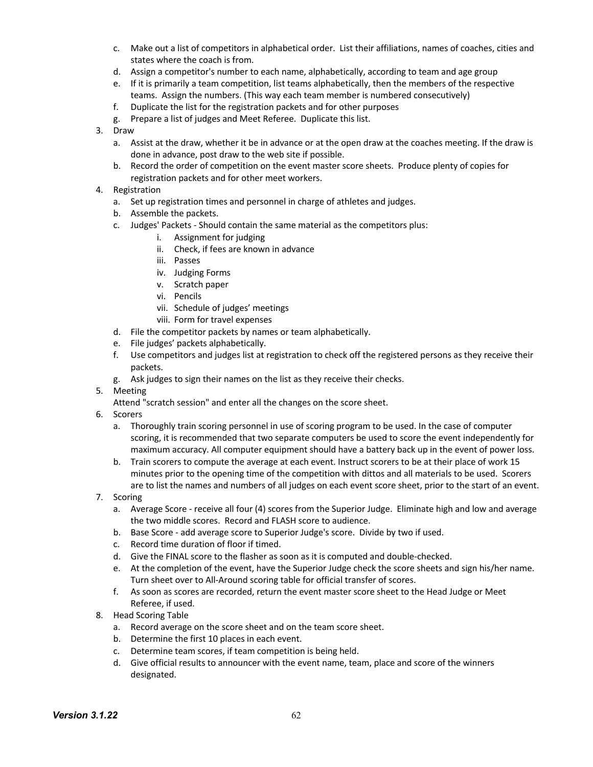c. Make out a list of competitors in alphabetical order. List their affiliations, names of coaches, cities and states where the coach is from.
   d. Assign a competitor's number to each name, alphabetically, according to team and age group
   e. If it is primarily a team competition, list teams alphabetically, then the members of the respective teams. Assign the numbers. (This way each team member is numbered consecutively)
   f. Duplicate the list for the registration packets and for other purposes
   g. Prepare a list of judges and Meet Referee. Duplicate this list.
3. Draw
   a. Assist at the draw, whether it be in advance or at the open draw at the coaches meeting. If the draw is done in advance, post draw to the web site if possible.
   b. Record the order of competition on the event master score sheets. Produce plenty of copies for registration packets and for other meet workers.
4. Registration
   a. Set up registration times and personnel in charge of athletes and judges.
   b. Assemble the packets.
   c. Judges' Packets - Should contain the same material as the competitors plus:
      i. Assignment for judging
      ii. Check, if fees are known in advance
      iii. Passes
      iv. Judging Forms
      v. Scratch paper
      vi. Pencils
      vii. Schedule of judges' meetings
      viii. Form for travel expenses
   d. File the competitor packets by names or team alphabetically.
   e. File judges' packets alphabetically.
   f. Use competitors and judges list at registration to check off the registered persons as they receive their packets.
   g. Ask judges to sign their names on the list as they receive their checks.
5. Meeting
   Attend "scratch session" and enter all the changes on the score sheet.
6. Scorers
   a. Thoroughly train scoring personnel in use of scoring program to be used. In the case of computer scoring, it is recommended that two separate computers be used to score the event independently for maximum accuracy. All computer equipment should have a battery back up in the event of power loss.
   b. Train scorers to compute the average at each event. Instruct scorers to be at their place of work 15 minutes prior to the opening time of the competition with dittos and all materials to be used. Scorers are to list the names and numbers of all judges on each event score sheet, prior to the start of an event.
7. Scoring
   a. Average Score - receive all four (4) scores from the Superior Judge. Eliminate high and low and average the two middle scores. Record and FLASH score to audience.
   b. Base Score - add average score to Superior Judge's score. Divide by two if used.
   c. Record time duration of floor if timed.
   d. Give the FINAL score to the flasher as soon as it is computed and double-checked.
   e. At the completion of the event, have the Superior Judge check the score sheets and sign his/her name. Turn sheet over to All-Around scoring table for official transfer of scores.
   f. As soon as scores are recorded, return the event master score sheet to the Head Judge or Meet Referee, if used.
8. Head Scoring Table
   a. Record average on the score sheet and on the team score sheet.
   b. Determine the first 10 places in each event.
   c. Determine team scores, if team competition is being held.
   d. Give official results to announcer with the event name, team, place and score of the winners designated.

***Version 3.1.22***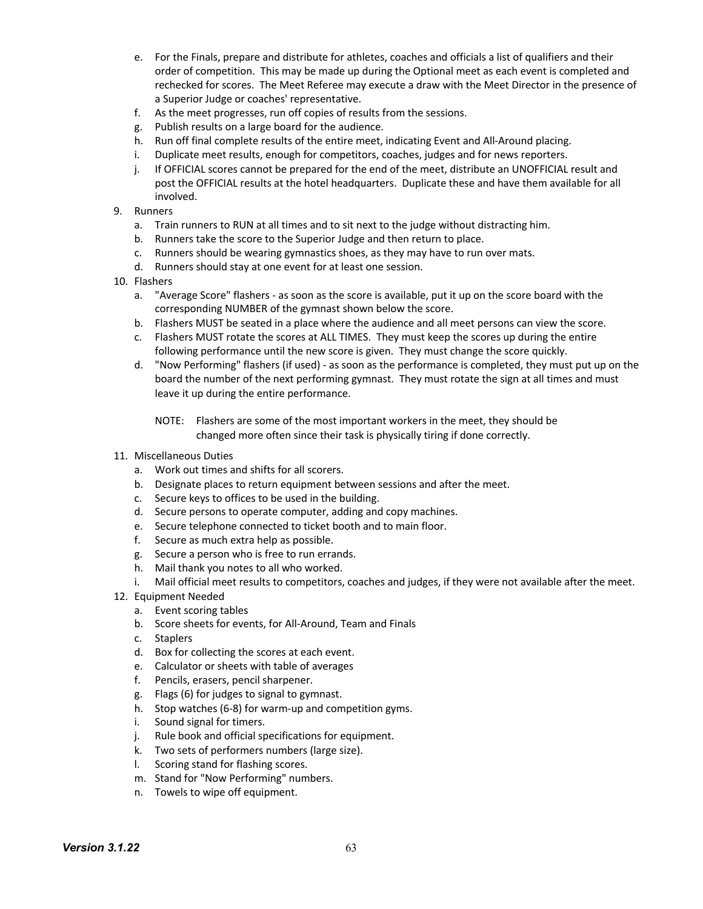e. For the Finals, prepare and distribute for athletes, coaches and officials a list of qualifiers and their order of competition. This may be made up during the Optional meet as each event is completed and rechecked for scores. The Meet Referee may execute a draw with the Meet Director in the presence of a Superior Judge or coaches' representative.
   f. As the meet progresses, run off copies of results from the sessions.
   g. Publish results on a large board for the audience.
   h. Run off final complete results of the entire meet, indicating Event and All-Around placing.
   i. Duplicate meet results, enough for competitors, coaches, judges and for news reporters.
   j. If OFFICIAL scores cannot be prepared for the end of the meet, distribute an UNOFFICIAL result and post the OFFICIAL results at the hotel headquarters. Duplicate these and have them available for all involved.

9. Runners
   a. Train runners to RUN at all times and to sit next to the judge without distracting him.
   b. Runners take the score to the Superior Judge and then return to place.
   c. Runners should be wearing gymnastics shoes, as they may have to run over mats.
   d. Runners should stay at one event for at least one session.

10. Flashers
    a. "Average Score" flashers - as soon as the score is available, put it up on the score board with the corresponding NUMBER of the gymnast shown below the score.
    b. Flashers MUST be seated in a place where the audience and all meet persons can view the score.
    c. Flashers MUST rotate the scores at ALL TIMES. They must keep the scores up during the entire following performance until the new score is given. They must change the score quickly.
    d. "Now Performing" flashers (if used) - as soon as the performance is completed, they must put up on the board the number of the next performing gymnast. They must rotate the sign at all times and must leave it up during the entire performance.

    NOTE: Flashers are some of the most important workers in the meet, they should be changed more often since their task is physically tiring if done correctly.

11. Miscellaneous Duties
    a. Work out times and shifts for all scorers.
    b. Designate places to return equipment between sessions and after the meet.
    c. Secure keys to offices to be used in the building.
    d. Secure persons to operate computer, adding and copy machines.
    e. Secure telephone connected to ticket booth and to main floor.
    f. Secure as much extra help as possible.
    g. Secure a person who is free to run errands.
    h. Mail thank you notes to all who worked.
    i. Mail official meet results to competitors, coaches and judges, if they were not available after the meet.

12. Equipment Needed
    a. Event scoring tables
    b. Score sheets for events, for All-Around, Team and Finals
    c. Staplers
    d. Box for collecting the scores at each event.
    e. Calculator or sheets with table of averages
    f. Pencils, erasers, pencil sharpener.
    g. Flags (6) for judges to signal to gymnast.
    h. Stop watches (6-8) for warm-up and competition gyms.
    i. Sound signal for timers.
    j. Rule book and official specifications for equipment.
    k. Two sets of performers numbers (large size).
    l. Scoring stand for flashing scores.
    m. Stand for "Now Performing" numbers.
    n. Towels to wipe off equipment.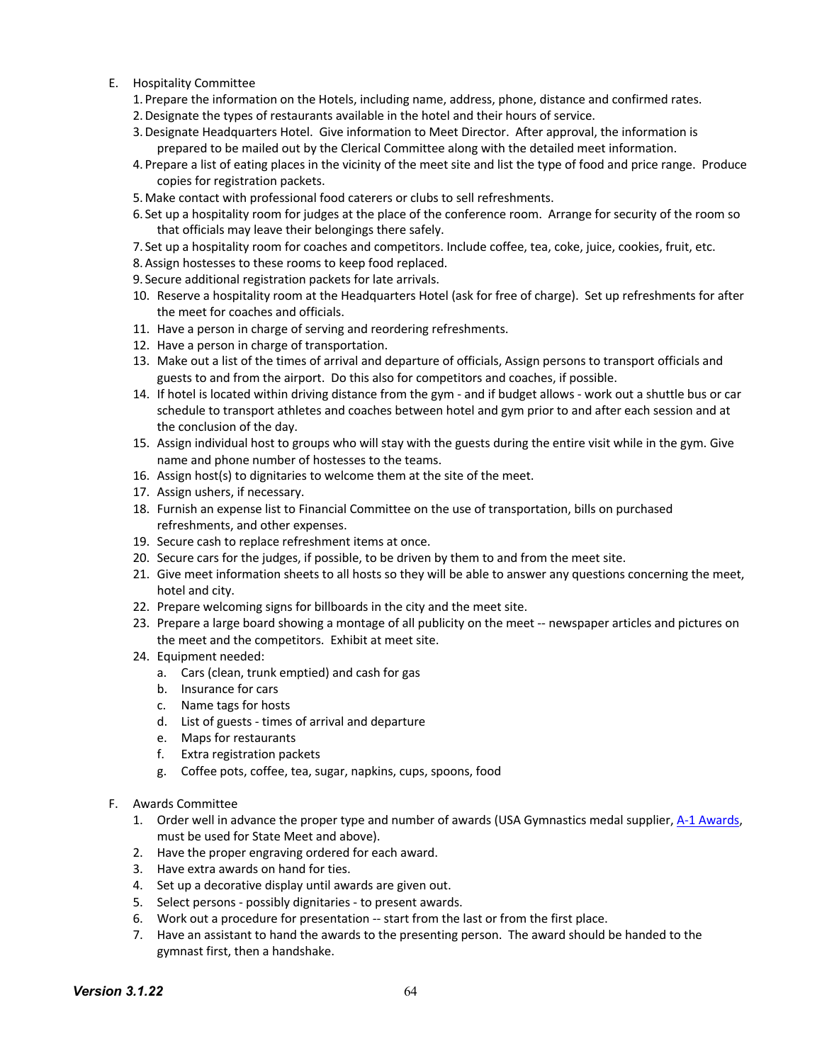E. Hospitality Committee

1. Prepare the information on the Hotels, including name, address, phone, distance and confirmed rates.
2. Designate the types of restaurants available in the hotel and their hours of service.
3. Designate Headquarters Hotel. Give information to Meet Director. After approval, the information is prepared to be mailed out by the Clerical Committee along with the detailed meet information.
4. Prepare a list of eating places in the vicinity of the meet site and list the type of food and price range. Produce copies for registration packets.
5. Make contact with professional food caterers or clubs to sell refreshments.
6. Set up a hospitality room for judges at the place of the conference room. Arrange for security of the room so that officials may leave their belongings there safely.
7. Set up a hospitality room for coaches and competitors. Include coffee, tea, coke, juice, cookies, fruit, etc.
8. Assign hostesses to these rooms to keep food replaced.
9. Secure additional registration packets for late arrivals.
10. Reserve a hospitality room at the Headquarters Hotel (ask for free of charge). Set up refreshments for after the meet for coaches and officials.
11. Have a person in charge of serving and reordering refreshments.
12. Have a person in charge of transportation.
13. Make out a list of the times of arrival and departure of officials, Assign persons to transport officials and guests to and from the airport. Do this also for competitors and coaches, if possible.
14. If hotel is located within driving distance from the gym - and if budget allows - work out a shuttle bus or car schedule to transport athletes and coaches between hotel and gym prior to and after each session and at the conclusion of the day.
15. Assign individual host to groups who will stay with the guests during the entire visit while in the gym. Give name and phone number of hostesses to the teams.
16. Assign host(s) to dignitaries to welcome them at the site of the meet.
17. Assign ushers, if necessary.
18. Furnish an expense list to Financial Committee on the use of transportation, bills on purchased refreshments, and other expenses.
19. Secure cash to replace refreshment items at once.
20. Secure cars for the judges, if possible, to be driven by them to and from the meet site.
21. Give meet information sheets to all hosts so they will be able to answer any questions concerning the meet, hotel and city.
22. Prepare welcoming signs for billboards in the city and the meet site.
23. Prepare a large board showing a montage of all publicity on the meet -- newspaper articles and pictures on the meet and the competitors. Exhibit at meet site.
24. Equipment needed:
    a. Cars (clean, trunk emptied) and cash for gas
    b. Insurance for cars
    c. Name tags for hosts
    d. List of guests - times of arrival and departure
    e. Maps for restaurants
    f. Extra registration packets
    g. Coffee pots, coffee, tea, sugar, napkins, cups, spoons, food

F. Awards Committee

1. Order well in advance the proper type and number of awards (USA Gymnastics medal supplier, A-1 Awards, must be used for State Meet and above).
2. Have the proper engraving ordered for each award.
3. Have extra awards on hand for ties.
4. Set up a decorative display until awards are given out.
5. Select persons - possibly dignitaries - to present awards.
6. Work out a procedure for presentation -- start from the last or from the first place.
7. Have an assistant to hand the awards to the presenting person. The award should be handed to the gymnast first, then a handshake.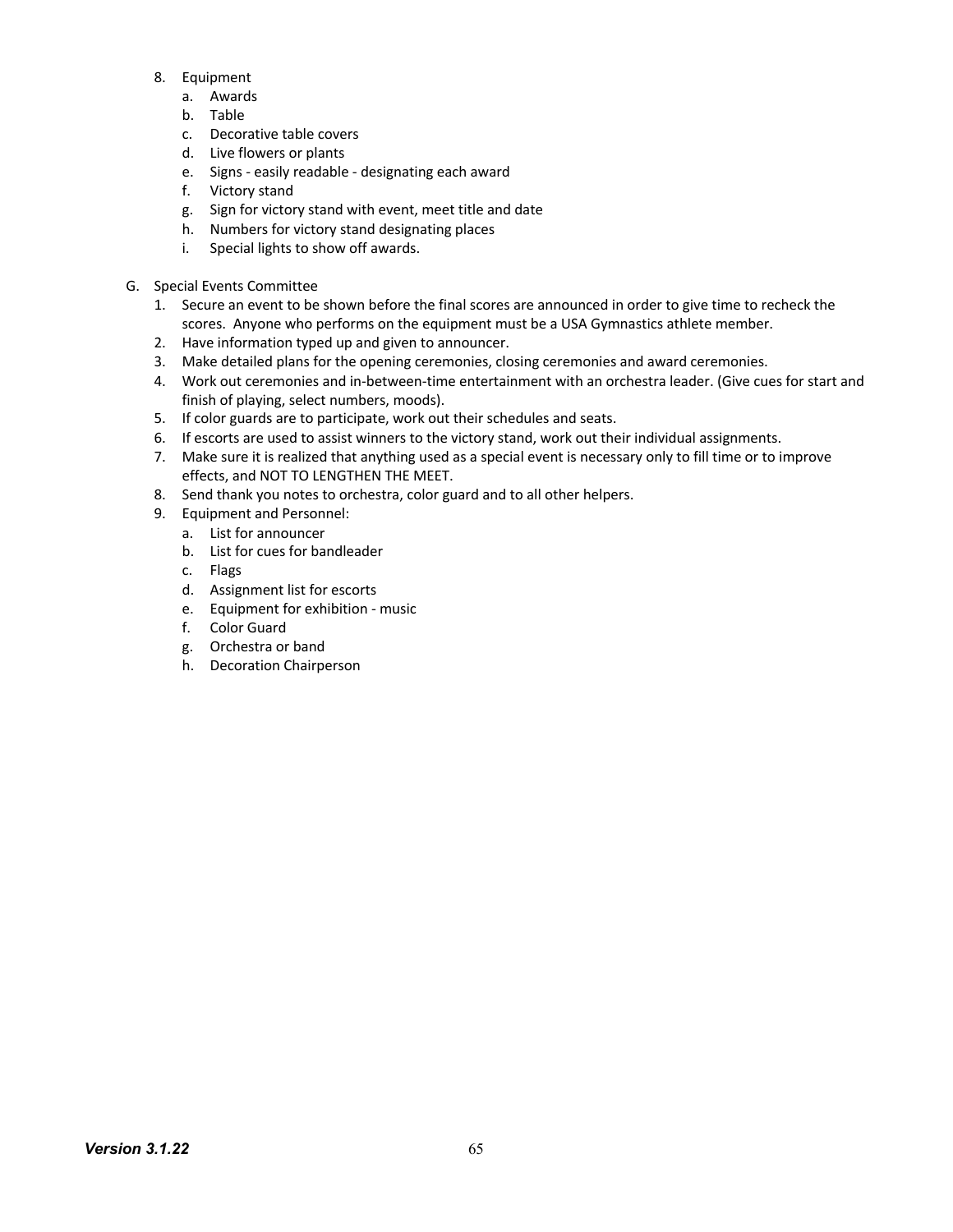8. Equipment
    a. Awards
    b. Table
    c. Decorative table covers
    d. Live flowers or plants
    e. Signs - easily readable - designating each award
    f. Victory stand
    g. Sign for victory stand with event, meet title and date
    h. Numbers for victory stand designating places
    i. Special lights to show off awards.

G. Special Events Committee
    1. Secure an event to be shown before the final scores are announced in order to give time to recheck the scores. Anyone who performs on the equipment must be a USA Gymnastics athlete member.
    2. Have information typed up and given to announcer.
    3. Make detailed plans for the opening ceremonies, closing ceremonies and award ceremonies.
    4. Work out ceremonies and in-between-time entertainment with an orchestra leader. (Give cues for start and finish of playing, select numbers, moods).
    5. If color guards are to participate, work out their schedules and seats.
    6. If escorts are used to assist winners to the victory stand, work out their individual assignments.
    7. Make sure it is realized that anything used as a special event is necessary only to fill time or to improve effects, and NOT TO LENGTHEN THE MEET.
    8. Send thank you notes to orchestra, color guard and to all other helpers.
    9. Equipment and Personnel:
        a. List for announcer
        b. List for cues for bandleader
        c. Flags
        d. Assignment list for escorts
        e. Equipment for exhibition - music
        f. Color Guard
        g. Orchestra or band
        h. Decoration Chairperson